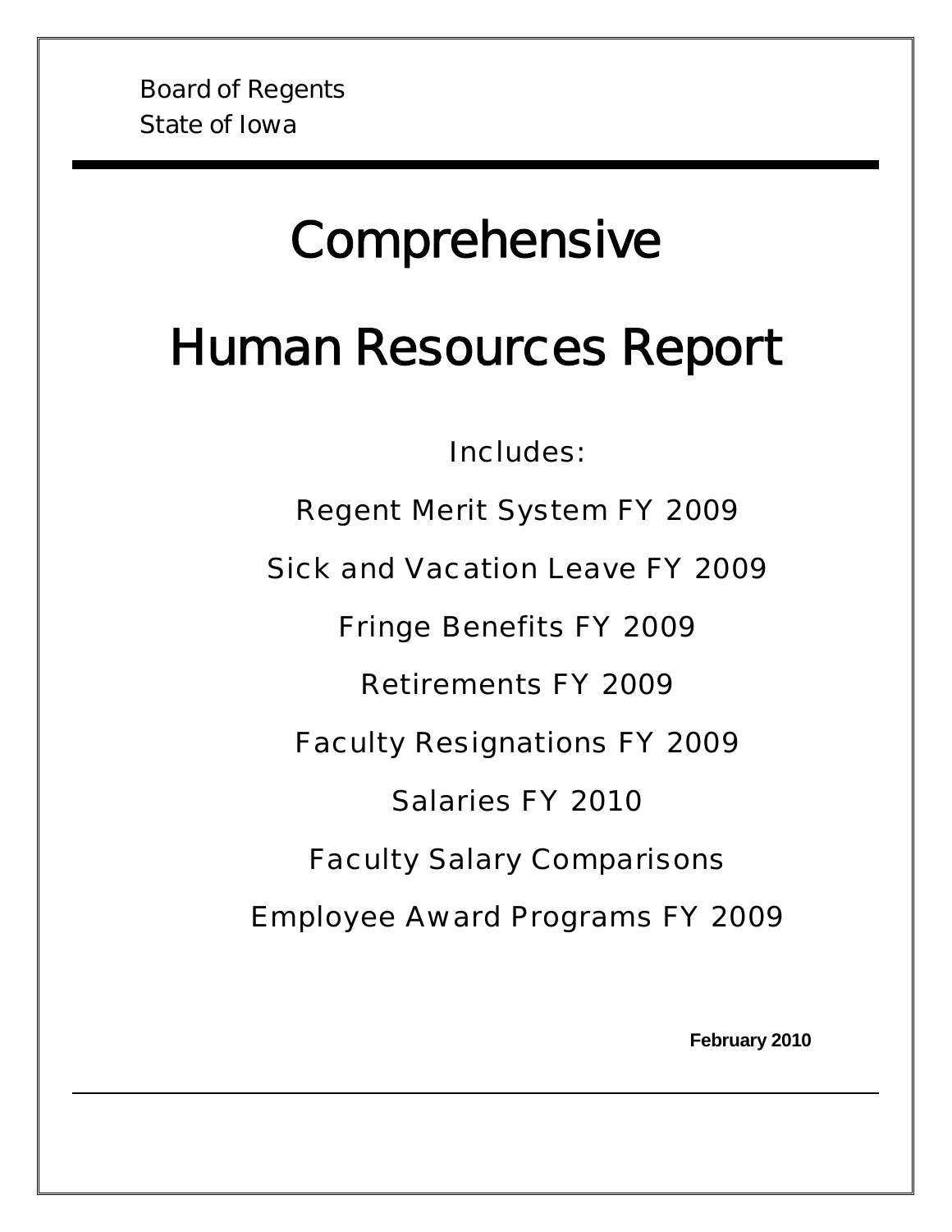Board of Regents
State of Iowa

# Comprehensive

# Human Resources Report

Includes:

Regent Merit System FY 2009

Sick and Vacation Leave FY 2009

Fringe Benefits FY 2009

Retirements FY 2009

Faculty Resignations FY 2009

Salaries FY 2010

Faculty Salary Comparisons

Employee Award Programs FY 2009

**February 2010**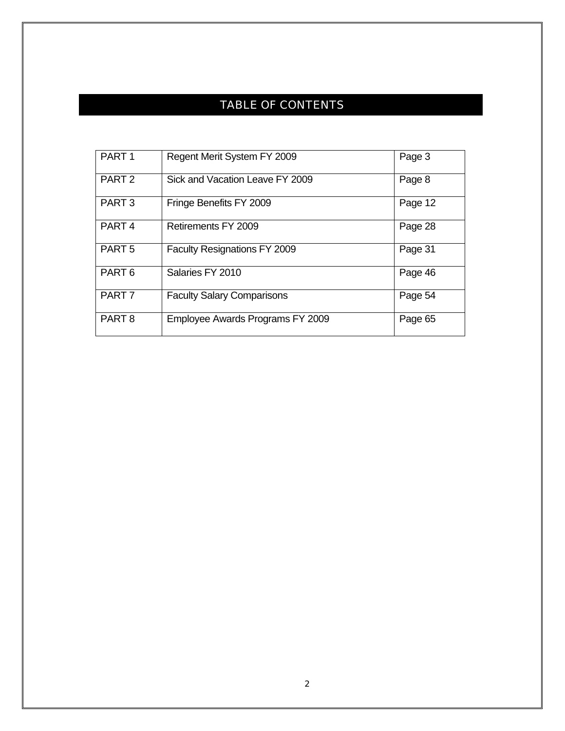# TABLE OF CONTENTS

| | | |
|---|---|---|
| PART 1 | Regent Merit System FY 2009 | Page 3 |
| PART 2 | Sick and Vacation Leave FY 2009 | Page 8 |
| PART 3 | Fringe Benefits FY 2009 | Page 12 |
| PART 4 | Retirements FY 2009 | Page 28 |
| PART 5 | Faculty Resignations FY 2009 | Page 31 |
| PART 6 | Salaries FY 2010 | Page 46 |
| PART 7 | Faculty Salary Comparisons | Page 54 |
| PART 8 | Employee Awards Programs FY 2009 | Page 65 |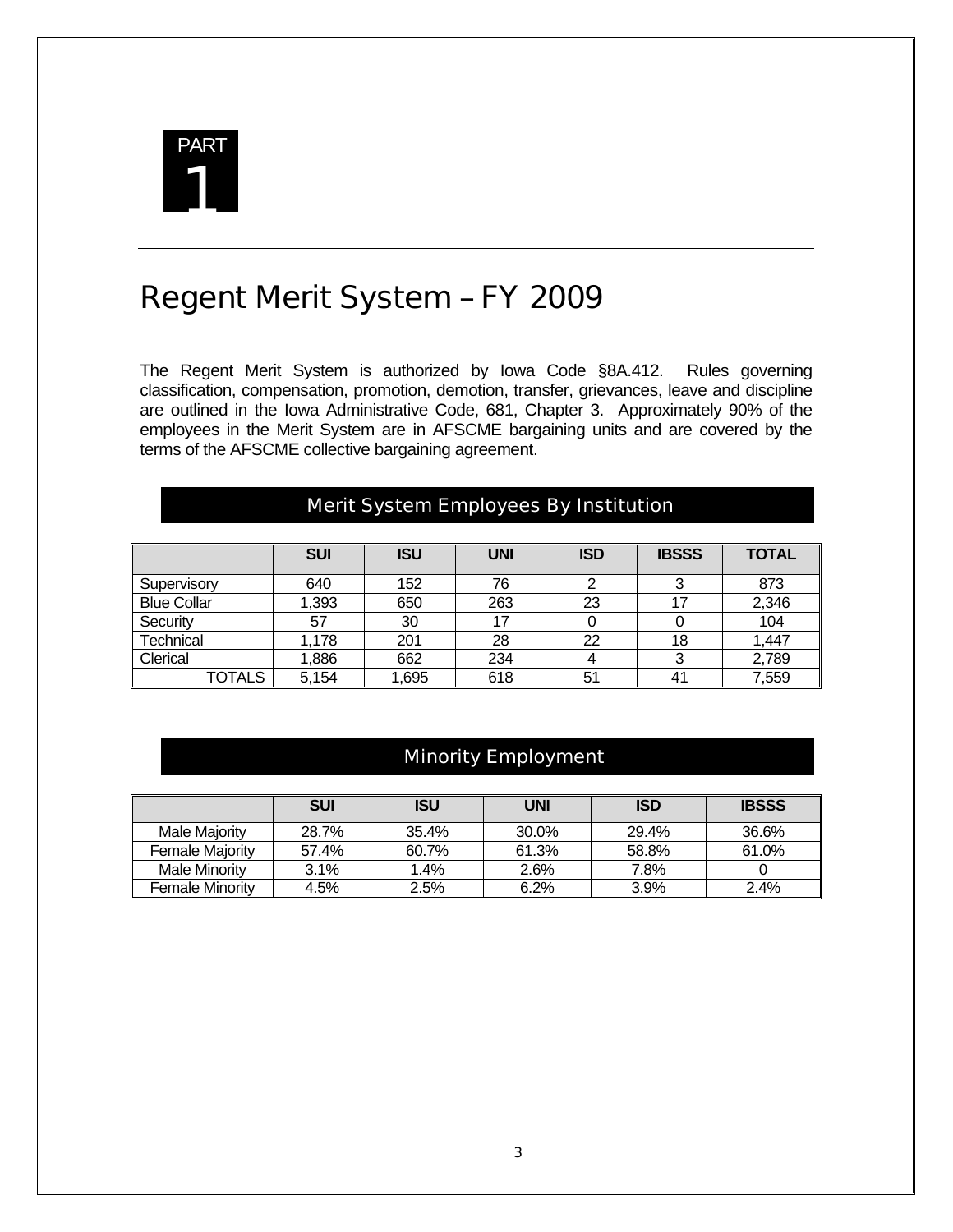PART 1

# Regent Merit System – FY 2009

The Regent Merit System is authorized by Iowa Code §8A.412. Rules governing classification, compensation, promotion, demotion, transfer, grievances, leave and discipline are outlined in the Iowa Administrative Code, 681, Chapter 3. Approximately 90% of the employees in the Merit System are in AFSCME bargaining units and are covered by the terms of the AFSCME collective bargaining agreement.

## Merit System Employees By Institution

| | SUI | ISU | UNI | ISD | IBSSS | TOTAL |
|---|---|---|---|---|---|---|
| Supervisory | 640 | 152 | 76 | 2 | 3 | 873 |
| Blue Collar | 1,393 | 650 | 263 | 23 | 17 | 2,346 |
| Security | 57 | 30 | 17 | 0 | 0 | 104 |
| Technical | 1,178 | 201 | 28 | 22 | 18 | 1,447 |
| Clerical | 1,886 | 662 | 234 | 4 | 3 | 2,789 |
| TOTALS | 5,154 | 1,695 | 618 | 51 | 41 | 7,559 |

## Minority Employment

| | SUI | ISU | UNI | ISD | IBSSS |
|---|---|---|---|---|---|
| Male Majority | 28.7% | 35.4% | 30.0% | 29.4% | 36.6% |
| Female Majority | 57.4% | 60.7% | 61.3% | 58.8% | 61.0% |
| Male Minority | 3.1% | 1.4% | 2.6% | 7.8% | 0 |
| Female Minority | 4.5% | 2.5% | 6.2% | 3.9% | 2.4% |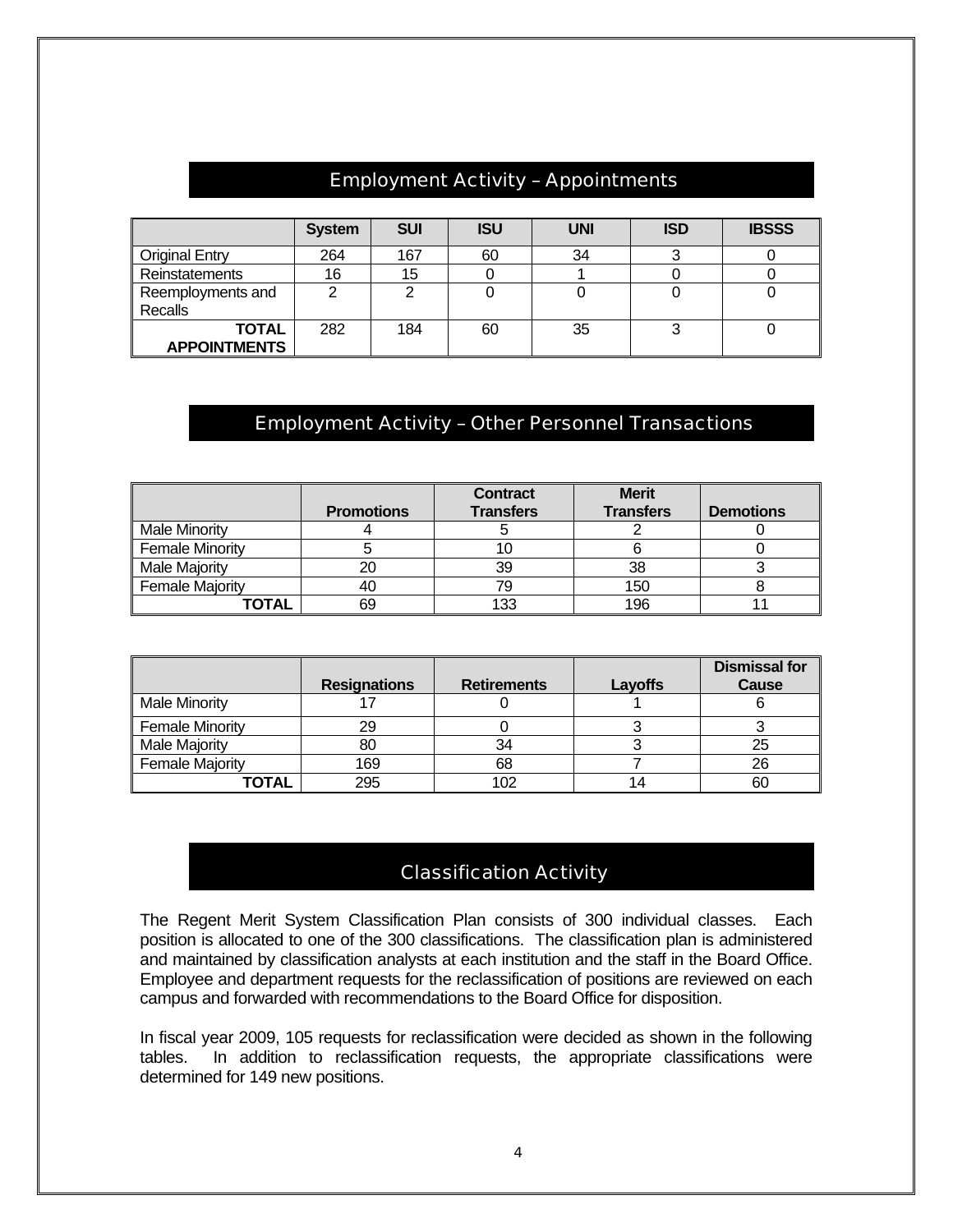## Employment Activity – Appointments

| | System | SUI | ISU | UNI | ISD | IBSSS |
|---|---|---|---|---|---|---|
| Original Entry | 264 | 167 | 60 | 34 | 3 | 0 |
| Reinstatements | 16 | 15 | 0 | 1 | 0 | 0 |
| Reemployments and Recalls | 2 | 2 | 0 | 0 | 0 | 0 |
| **TOTAL APPOINTMENTS** | 282 | 184 | 60 | 35 | 3 | 0 |

## Employment Activity – Other Personnel Transactions

| | Promotions | Contract Transfers | Merit Transfers | Demotions |
|---|---|---|---|---|
| Male Minority | 4 | 5 | 2 | 0 |
| Female Minority | 5 | 10 | 6 | 0 |
| Male Majority | 20 | 39 | 38 | 3 |
| Female Majority | 40 | 79 | 150 | 8 |
| **TOTAL** | 69 | 133 | 196 | 11 |

| | Resignations | Retirements | Layoffs | Dismissal for Cause |
|---|---|---|---|---|
| Male Minority | 17 | 0 | 1 | 6 |
| Female Minority | 29 | 0 | 3 | 3 |
| Male Majority | 80 | 34 | 3 | 25 |
| Female Majority | 169 | 68 | 7 | 26 |
| **TOTAL** | 295 | 102 | 14 | 60 |

## Classification Activity

The Regent Merit System Classification Plan consists of 300 individual classes. Each position is allocated to one of the 300 classifications. The classification plan is administered and maintained by classification analysts at each institution and the staff in the Board Office. Employee and department requests for the reclassification of positions are reviewed on each campus and forwarded with recommendations to the Board Office for disposition.

In fiscal year 2009, 105 requests for reclassification were decided as shown in the following tables. In addition to reclassification requests, the appropriate classifications were determined for 149 new positions.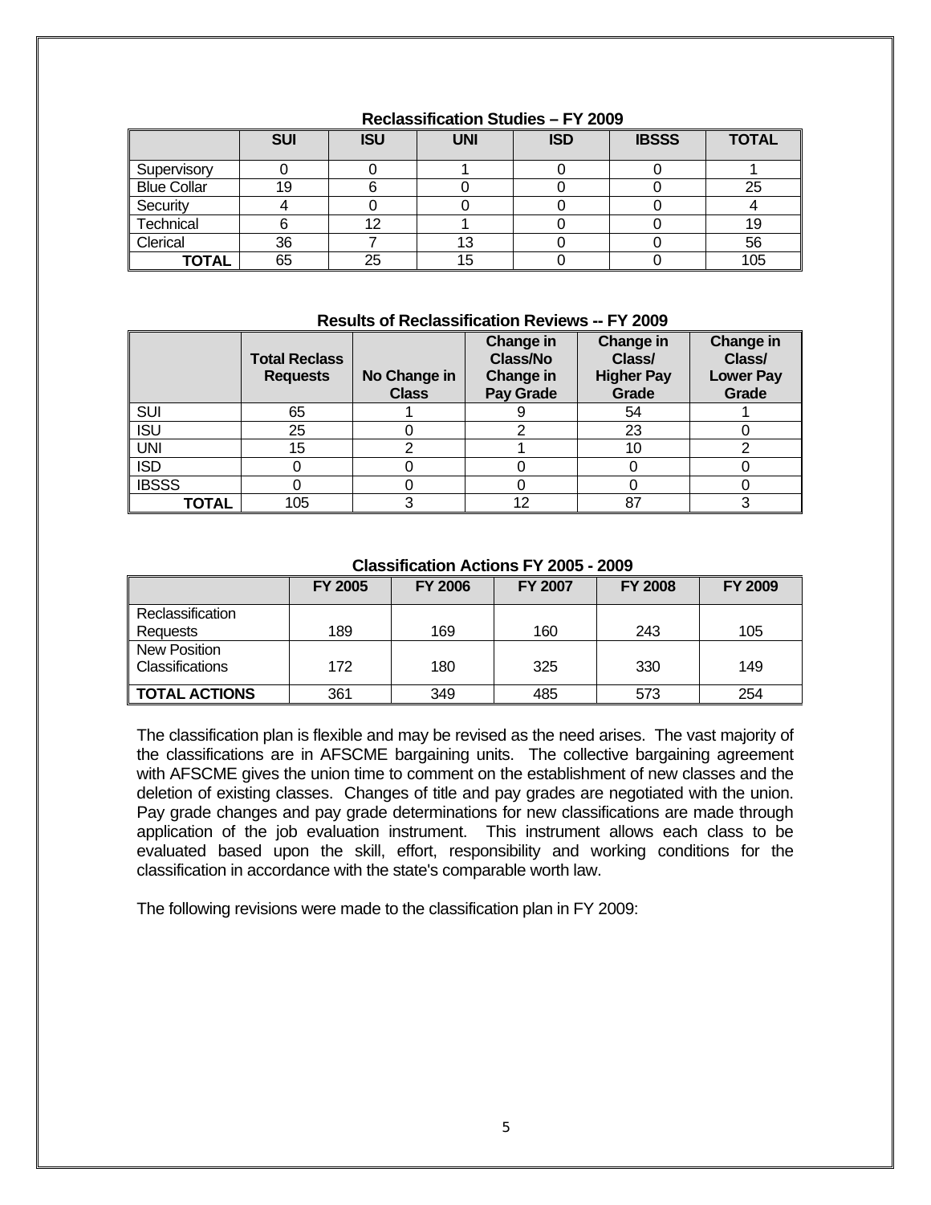**Reclassification Studies – FY 2009**

| | SUI | ISU | UNI | ISD | IBSSS | TOTAL |
|---|---|---|---|---|---|---|
| Supervisory | 0 | 0 | 1 | 0 | 0 | 1 |
| Blue Collar | 19 | 6 | 0 | 0 | 0 | 25 |
| Security | 4 | 0 | 0 | 0 | 0 | 4 |
| Technical | 6 | 12 | 1 | 0 | 0 | 19 |
| Clerical | 36 | 7 | 13 | 0 | 0 | 56 |
| **TOTAL** | 65 | 25 | 15 | 0 | 0 | 105 |

**Results of Reclassification Reviews -- FY 2009**

| | Total Reclass Requests | No Change in Class | Change in Class/No Change in Pay Grade | Change in Class/ Higher Pay Grade | Change in Class/ Lower Pay Grade |
|---|---|---|---|---|---|
| SUI | 65 | 1 | 9 | 54 | 1 |
| ISU | 25 | 0 | 2 | 23 | 0 |
| UNI | 15 | 2 | 1 | 10 | 2 |
| ISD | 0 | 0 | 0 | 0 | 0 |
| IBSSS | 0 | 0 | 0 | 0 | 0 |
| **TOTAL** | 105 | 3 | 12 | 87 | 3 |

**Classification Actions FY 2005 - 2009**

| | FY 2005 | FY 2006 | FY 2007 | FY 2008 | FY 2009 |
|---|---|---|---|---|---|
| Reclassification Requests | 189 | 169 | 160 | 243 | 105 |
| New Position Classifications | 172 | 180 | 325 | 330 | 149 |
| **TOTAL ACTIONS** | 361 | 349 | 485 | 573 | 254 |

The classification plan is flexible and may be revised as the need arises. The vast majority of the classifications are in AFSCME bargaining units. The collective bargaining agreement with AFSCME gives the union time to comment on the establishment of new classes and the deletion of existing classes. Changes of title and pay grades are negotiated with the union. Pay grade changes and pay grade determinations for new classifications are made through application of the job evaluation instrument. This instrument allows each class to be evaluated based upon the skill, effort, responsibility and working conditions for the classification in accordance with the state's comparable worth law.

The following revisions were made to the classification plan in FY 2009: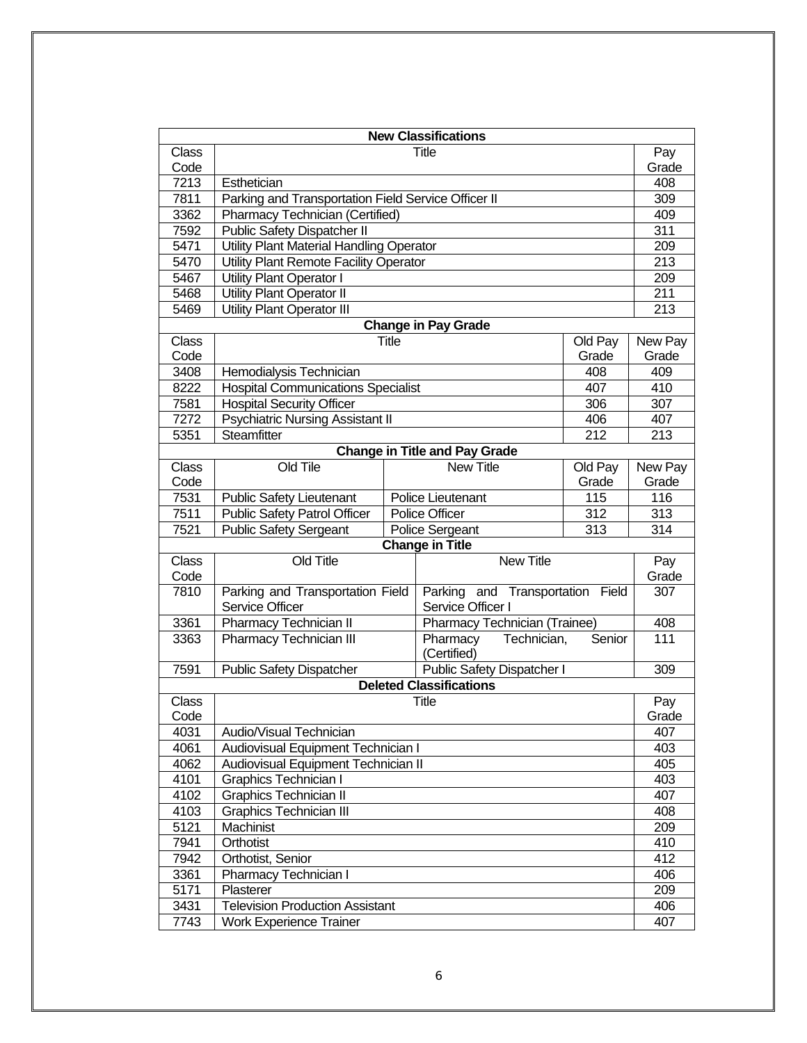## New Classifications

| Class Code | Title | Pay Grade |
|---|---|---|
| 7213 | Esthetician | 408 |
| 7811 | Parking and Transportation Field Service Officer II | 309 |
| 3362 | Pharmacy Technician (Certified) | 409 |
| 7592 | Public Safety Dispatcher II | 311 |
| 5471 | Utility Plant Material Handling Operator | 209 |
| 5470 | Utility Plant Remote Facility Operator | 213 |
| 5467 | Utility Plant Operator I | 209 |
| 5468 | Utility Plant Operator II | 211 |
| 5469 | Utility Plant Operator III | 213 |

## Change in Pay Grade

| Class Code | Title | Old Pay Grade | New Pay Grade |
|---|---|---|---|
| 3408 | Hemodialysis Technician | 408 | 409 |
| 8222 | Hospital Communications Specialist | 407 | 410 |
| 7581 | Hospital Security Officer | 306 | 307 |
| 7272 | Psychiatric Nursing Assistant II | 406 | 407 |
| 5351 | Steamfitter | 212 | 213 |

## Change in Title and Pay Grade

| Class Code | Old Tile | New Title | Old Pay Grade | New Pay Grade |
|---|---|---|---|---|
| 7531 | Public Safety Lieutenant | Police Lieutenant | 115 | 116 |
| 7511 | Public Safety Patrol Officer | Police Officer | 312 | 313 |
| 7521 | Public Safety Sergeant | Police Sergeant | 313 | 314 |

## Change in Title

| Class Code | Old Title | New Title | Pay Grade |
|---|---|---|---|
| 7810 | Parking and Transportation Field Service Officer | Parking and Transportation Field Service Officer I | 307 |
| 3361 | Pharmacy Technician II | Pharmacy Technician (Trainee) | 408 |
| 3363 | Pharmacy Technician III | Pharmacy Technician, Senior (Certified) | 111 |
| 7591 | Public Safety Dispatcher | Public Safety Dispatcher I | 309 |

## Deleted Classifications

| Class Code | Title | Pay Grade |
|---|---|---|
| 4031 | Audio/Visual Technician | 407 |
| 4061 | Audiovisual Equipment Technician I | 403 |
| 4062 | Audiovisual Equipment Technician II | 405 |
| 4101 | Graphics Technician I | 403 |
| 4102 | Graphics Technician II | 407 |
| 4103 | Graphics Technician III | 408 |
| 5121 | Machinist | 209 |
| 7941 | Orthotist | 410 |
| 7942 | Orthotist, Senior | 412 |
| 3361 | Pharmacy Technician I | 406 |
| 5171 | Plasterer | 209 |
| 3431 | Television Production Assistant | 406 |
| 7743 | Work Experience Trainer | 407 |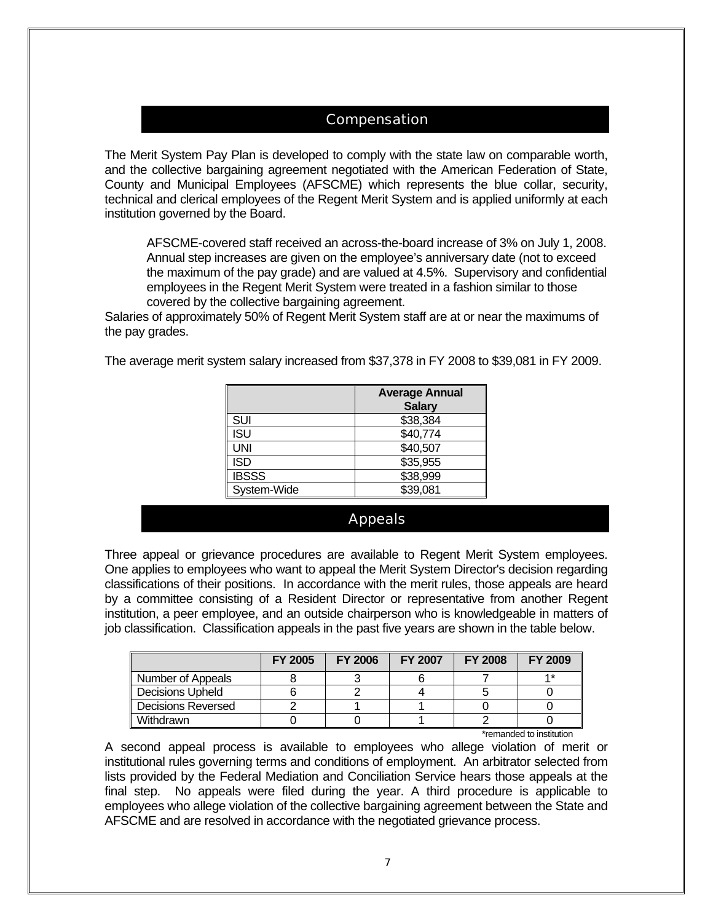## Compensation

The Merit System Pay Plan is developed to comply with the state law on comparable worth, and the collective bargaining agreement negotiated with the American Federation of State, County and Municipal Employees (AFSCME) which represents the blue collar, security, technical and clerical employees of the Regent Merit System and is applied uniformly at each institution governed by the Board.

> AFSCME-covered staff received an across-the-board increase of 3% on July 1, 2008. Annual step increases are given on the employee's anniversary date (not to exceed the maximum of the pay grade) and are valued at 4.5%. Supervisory and confidential employees in the Regent Merit System were treated in a fashion similar to those covered by the collective bargaining agreement.

Salaries of approximately 50% of Regent Merit System staff are at or near the maximums of the pay grades.

The average merit system salary increased from $37,378 in FY 2008 to $39,081 in FY 2009.

| | Average Annual Salary |
|---|---|
| SUI | $38,384 |
| ISU | $40,774 |
| UNI | $40,507 |
| ISD | $35,955 |
| IBSSS | $38,999 |
| System-Wide | $39,081 |

## Appeals

Three appeal or grievance procedures are available to Regent Merit System employees. One applies to employees who want to appeal the Merit System Director's decision regarding classifications of their positions. In accordance with the merit rules, those appeals are heard by a committee consisting of a Resident Director or representative from another Regent institution, a peer employee, and an outside chairperson who is knowledgeable in matters of job classification. Classification appeals in the past five years are shown in the table below.

| | FY 2005 | FY 2006 | FY 2007 | FY 2008 | FY 2009 |
|---|---|---|---|---|---|
| Number of Appeals | 8 | 3 | 6 | 7 | 1* |
| Decisions Upheld | 6 | 2 | 4 | 5 | 0 |
| Decisions Reversed | 2 | 1 | 1 | 0 | 0 |
| Withdrawn | 0 | 0 | 1 | 2 | 0 |

*remanded to institution

A second appeal process is available to employees who allege violation of merit or institutional rules governing terms and conditions of employment. An arbitrator selected from lists provided by the Federal Mediation and Conciliation Service hears those appeals at the final step. No appeals were filed during the year. A third procedure is applicable to employees who allege violation of the collective bargaining agreement between the State and AFSCME and are resolved in accordance with the negotiated grievance process.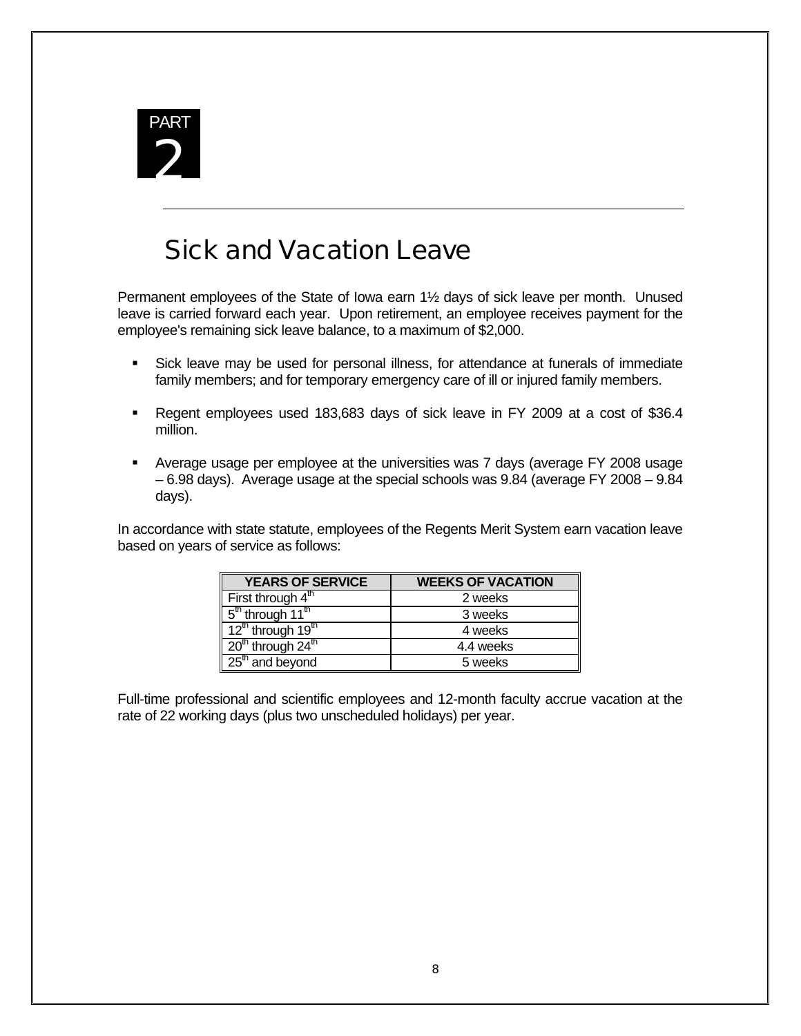PART 2

## Sick and Vacation Leave

Permanent employees of the State of Iowa earn 1½ days of sick leave per month. Unused leave is carried forward each year. Upon retirement, an employee receives payment for the employee's remaining sick leave balance, to a maximum of $2,000.

- Sick leave may be used for personal illness, for attendance at funerals of immediate family members; and for temporary emergency care of ill or injured family members.
- Regent employees used 183,683 days of sick leave in FY 2009 at a cost of $36.4 million.
- Average usage per employee at the universities was 7 days (average FY 2008 usage – 6.98 days). Average usage at the special schools was 9.84 (average FY 2008 – 9.84 days).

In accordance with state statute, employees of the Regents Merit System earn vacation leave based on years of service as follows:

| YEARS OF SERVICE | WEEKS OF VACATION |
|---|---|
| First through 4th | 2 weeks |
| 5th through 11th | 3 weeks |
| 12th through 19th | 4 weeks |
| 20th through 24th | 4.4 weeks |
| 25th and beyond | 5 weeks |

Full-time professional and scientific employees and 12-month faculty accrue vacation at the rate of 22 working days (plus two unscheduled holidays) per year.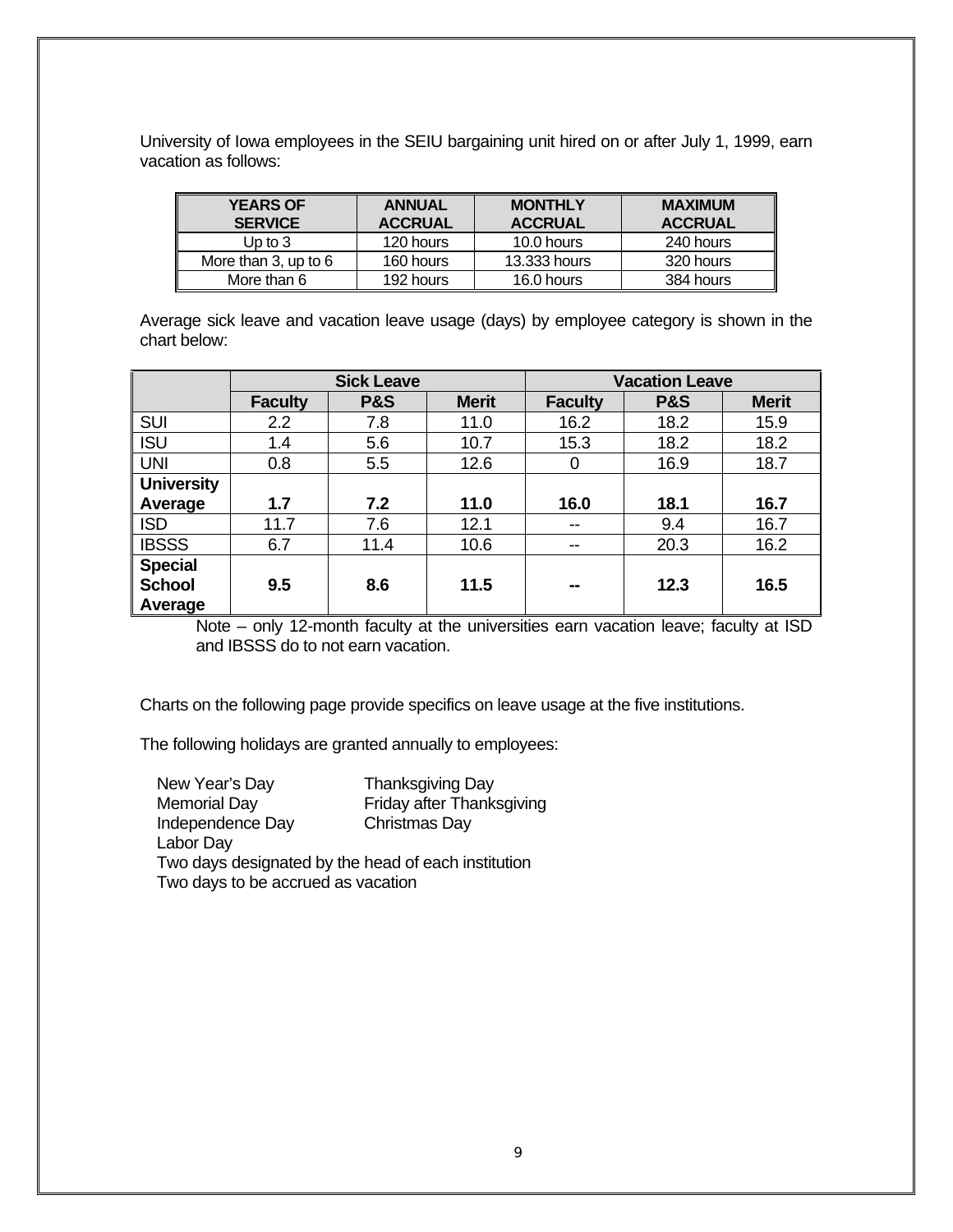University of Iowa employees in the SEIU bargaining unit hired on or after July 1, 1999, earn vacation as follows:

| YEARS OF SERVICE | ANNUAL ACCRUAL | MONTHLY ACCRUAL | MAXIMUM ACCRUAL |
|---|---|---|---|
| Up to 3 | 120 hours | 10.0 hours | 240 hours |
| More than 3, up to 6 | 160 hours | 13.333 hours | 320 hours |
| More than 6 | 192 hours | 16.0 hours | 384 hours |

Average sick leave and vacation leave usage (days) by employee category is shown in the chart below:

| | Sick Leave | | | Vacation Leave | | |
|---|---|---|---|---|---|---|
| | **Faculty** | **P&S** | **Merit** | **Faculty** | **P&S** | **Merit** |
| SUI | 2.2 | 7.8 | 11.0 | 16.2 | 18.2 | 15.9 |
| ISU | 1.4 | 5.6 | 10.7 | 15.3 | 18.2 | 18.2 |
| UNI | 0.8 | 5.5 | 12.6 | 0 | 16.9 | 18.7 |
| **University Average** | **1.7** | **7.2** | **11.0** | **16.0** | **18.1** | **16.7** |
| ISD | 11.7 | 7.6 | 12.1 | -- | 9.4 | 16.7 |
| IBSSS | 6.7 | 11.4 | 10.6 | -- | 20.3 | 16.2 |
| **Special School Average** | **9.5** | **8.6** | **11.5** | **--** | **12.3** | **16.5** |

Note – only 12-month faculty at the universities earn vacation leave; faculty at ISD and IBSSS do to not earn vacation.

Charts on the following page provide specifics on leave usage at the five institutions.

The following holidays are granted annually to employees:

New Year's Day
Memorial Day
Independence Day
Labor Day
Thanksgiving Day
Friday after Thanksgiving
Christmas Day
Two days designated by the head of each institution
Two days to be accrued as vacation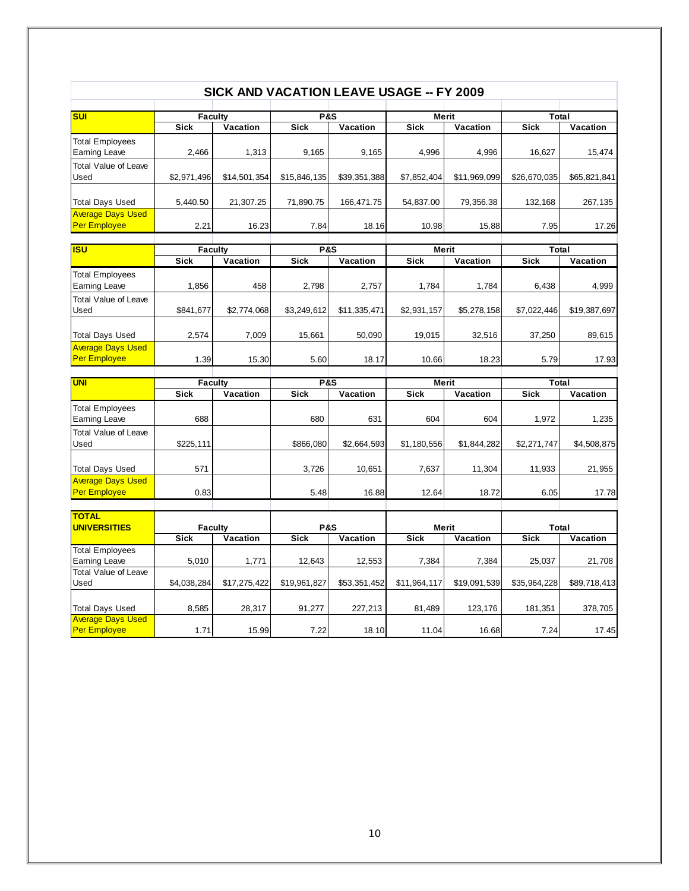## SICK AND VACATION LEAVE USAGE -- FY 2009

| SUI | Faculty | | P&S | | Merit | | Total | |
|---|---|---|---|---|---|---|---|---|
| | Sick | Vacation | Sick | Vacation | Sick | Vacation | Sick | Vacation |
| Total Employees Earning Leave | 2,466 | 1,313 | 9,165 | 9,165 | 4,996 | 4,996 | 16,627 | 15,474 |
| Total Value of Leave Used | $2,971,496 | $14,501,354 | $15,846,135 | $39,351,388 | $7,852,404 | $11,969,099 | $26,670,035 | $65,821,841 |
| Total Days Used | 5,440.50 | 21,307.25 | 71,890.75 | 166,471.75 | 54,837.00 | 79,356.38 | 132,168 | 267,135 |
| Average Days Used Per Employee | 2.21 | 16.23 | 7.84 | 18.16 | 10.98 | 15.88 | 7.95 | 17.26 |

| ISU | Faculty | | P&S | | Merit | | Total | |
|---|---|---|---|---|---|---|---|---|
| | Sick | Vacation | Sick | Vacation | Sick | Vacation | Sick | Vacation |
| Total Employees Earning Leave | 1,856 | 458 | 2,798 | 2,757 | 1,784 | 1,784 | 6,438 | 4,999 |
| Total Value of Leave Used | $841,677 | $2,774,068 | $3,249,612 | $11,335,471 | $2,931,157 | $5,278,158 | $7,022,446 | $19,387,697 |
| Total Days Used | 2,574 | 7,009 | 15,661 | 50,090 | 19,015 | 32,516 | 37,250 | 89,615 |
| Average Days Used Per Employee | 1.39 | 15.30 | 5.60 | 18.17 | 10.66 | 18.23 | 5.79 | 17.93 |

| UNI | Faculty | | P&S | | Merit | | Total | |
|---|---|---|---|---|---|---|---|---|
| | Sick | Vacation | Sick | Vacation | Sick | Vacation | Sick | Vacation |
| Total Employees Earning Leave | 688 | | 680 | 631 | 604 | 604 | 1,972 | 1,235 |
| Total Value of Leave Used | $225,111 | | $866,080 | $2,664,593 | $1,180,556 | $1,844,282 | $2,271,747 | $4,508,875 |
| Total Days Used | 571 | | 3,726 | 10,651 | 7,637 | 11,304 | 11,933 | 21,955 |
| Average Days Used Per Employee | 0.83 | | 5.48 | 16.88 | 12.64 | 18.72 | 6.05 | 17.78 |

| TOTAL UNIVERSITIES | Faculty | | P&S | | Merit | | Total | |
|---|---|---|---|---|---|---|---|---|
| | Sick | Vacation | Sick | Vacation | Sick | Vacation | Sick | Vacation |
| Total Employees Earning Leave | 5,010 | 1,771 | 12,643 | 12,553 | 7,384 | 7,384 | 25,037 | 21,708 |
| Total Value of Leave Used | $4,038,284 | $17,275,422 | $19,961,827 | $53,351,452 | $11,964,117 | $19,091,539 | $35,964,228 | $89,718,413 |
| Total Days Used | 8,585 | 28,317 | 91,277 | 227,213 | 81,489 | 123,176 | 181,351 | 378,705 |
| Average Days Used Per Employee | 1.71 | 15.99 | 7.22 | 18.10 | 11.04 | 16.68 | 7.24 | 17.45 |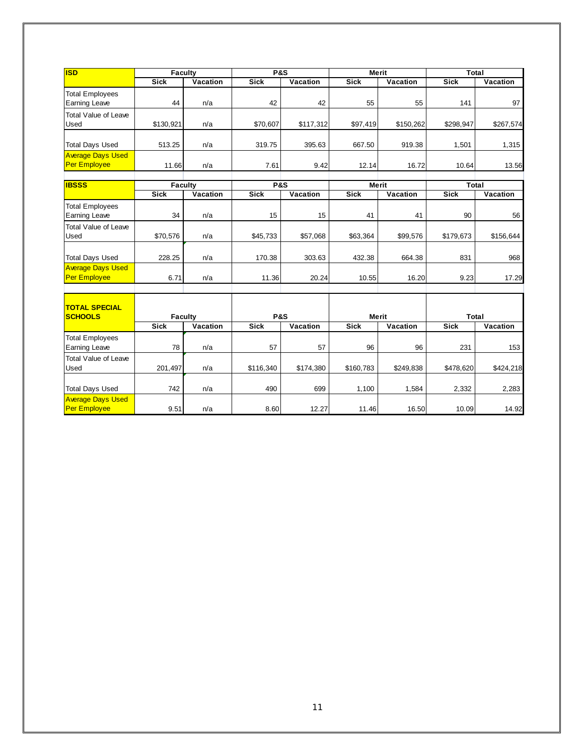| ISD | Faculty | | P&S | | Merit | | Total | |
|---|---|---|---|---|---|---|---|---|
| | Sick | Vacation | Sick | Vacation | Sick | Vacation | Sick | Vacation |
| Total Employees Earning Leave | 44 | n/a | 42 | 42 | 55 | 55 | 141 | 97 |
| Total Value of Leave Used | $130,921 | n/a | $70,607 | $117,312 | $97,419 | $150,262 | $298,947 | $267,574 |
| Total Days Used | 513.25 | n/a | 319.75 | 395.63 | 667.50 | 919.38 | 1,501 | 1,315 |
| Average Days Used Per Employee | 11.66 | n/a | 7.61 | 9.42 | 12.14 | 16.72 | 10.64 | 13.56 |

| IBSSS | Faculty | | P&S | | Merit | | Total | |
|---|---|---|---|---|---|---|---|---|
| | Sick | Vacation | Sick | Vacation | Sick | Vacation | Sick | Vacation |
| Total Employees Earning Leave | 34 | n/a | 15 | 15 | 41 | 41 | 90 | 56 |
| Total Value of Leave Used | $70,576 | n/a | $45,733 | $57,068 | $63,364 | $99,576 | $179,673 | $156,644 |
| Total Days Used | 228.25 | n/a | 170.38 | 303.63 | 432.38 | 664.38 | 831 | 968 |
| Average Days Used Per Employee | 6.71 | n/a | 11.36 | 20.24 | 10.55 | 16.20 | 9.23 | 17.29 |

| TOTAL SPECIAL SCHOOLS | Faculty | | P&S | | Merit | | Total | |
|---|---|---|---|---|---|---|---|---|
| | Sick | Vacation | Sick | Vacation | Sick | Vacation | Sick | Vacation |
| Total Employees Earning Leave | 78 | n/a | 57 | 57 | 96 | 96 | 231 | 153 |
| Total Value of Leave Used | 201,497 | n/a | $116,340 | $174,380 | $160,783 | $249,838 | $478,620 | $424,218 |
| Total Days Used | 742 | n/a | 490 | 699 | 1,100 | 1,584 | 2,332 | 2,283 |
| Average Days Used Per Employee | 9.51 | n/a | 8.60 | 12.27 | 11.46 | 16.50 | 10.09 | 14.92 |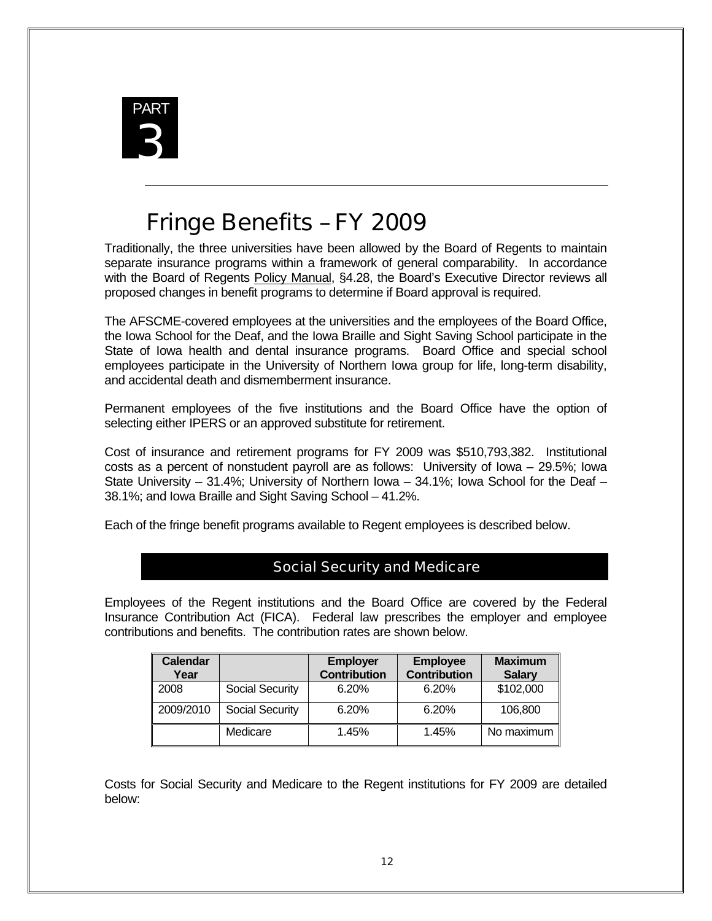PART 3

# Fringe Benefits – FY 2009

Traditionally, the three universities have been allowed by the Board of Regents to maintain separate insurance programs within a framework of general comparability. In accordance with the Board of Regents Policy Manual, §4.28, the Board's Executive Director reviews all proposed changes in benefit programs to determine if Board approval is required.

The AFSCME-covered employees at the universities and the employees of the Board Office, the Iowa School for the Deaf, and the Iowa Braille and Sight Saving School participate in the State of Iowa health and dental insurance programs. Board Office and special school employees participate in the University of Northern Iowa group for life, long-term disability, and accidental death and dismemberment insurance.

Permanent employees of the five institutions and the Board Office have the option of selecting either IPERS or an approved substitute for retirement.

Cost of insurance and retirement programs for FY 2009 was $510,793,382. Institutional costs as a percent of nonstudent payroll are as follows: University of Iowa – 29.5%; Iowa State University – 31.4%; University of Northern Iowa – 34.1%; Iowa School for the Deaf – 38.1%; and Iowa Braille and Sight Saving School – 41.2%.

Each of the fringe benefit programs available to Regent employees is described below.

## Social Security and Medicare

Employees of the Regent institutions and the Board Office are covered by the Federal Insurance Contribution Act (FICA). Federal law prescribes the employer and employee contributions and benefits. The contribution rates are shown below.

| Calendar Year | | Employer Contribution | Employee Contribution | Maximum Salary |
|---|---|---|---|---|
| 2008 | Social Security | 6.20% | 6.20% | $102,000 |
| 2009/2010 | Social Security | 6.20% | 6.20% | 106,800 |
| | Medicare | 1.45% | 1.45% | No maximum |

Costs for Social Security and Medicare to the Regent institutions for FY 2009 are detailed below: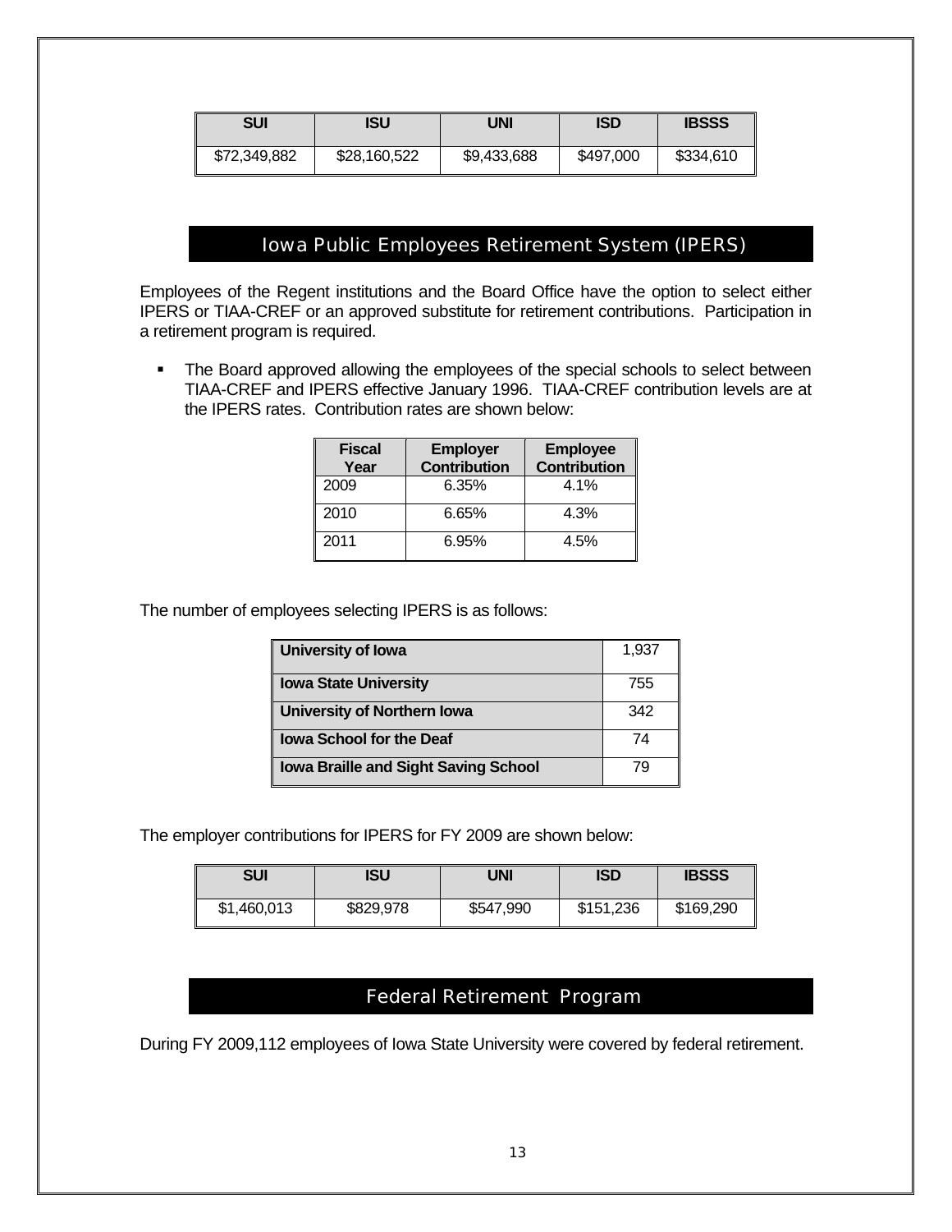| SUI | ISU | UNI | ISD | IBSSS |
|---|---|---|---|---|
| $72,349,882 | $28,160,522 | $9,433,688 | $497,000 | $334,610 |

## Iowa Public Employees Retirement System (IPERS)

Employees of the Regent institutions and the Board Office have the option to select either IPERS or TIAA-CREF or an approved substitute for retirement contributions. Participation in a retirement program is required.

- The Board approved allowing the employees of the special schools to select between TIAA-CREF and IPERS effective January 1996. TIAA-CREF contribution levels are at the IPERS rates. Contribution rates are shown below:

| Fiscal Year | Employer Contribution | Employee Contribution |
|---|---|---|
| 2009 | 6.35% | 4.1% |
| 2010 | 6.65% | 4.3% |
| 2011 | 6.95% | 4.5% |

The number of employees selecting IPERS is as follows:

| | |
|---|---|
| **University of Iowa** | 1,937 |
| **Iowa State University** | 755 |
| **University of Northern Iowa** | 342 |
| **Iowa School for the Deaf** | 74 |
| **Iowa Braille and Sight Saving School** | 79 |

The employer contributions for IPERS for FY 2009 are shown below:

| SUI | ISU | UNI | ISD | IBSSS |
|---|---|---|---|---|
| $1,460,013 | $829,978 | $547,990 | $151,236 | $169,290 |

## Federal Retirement Program

During FY 2009,112 employees of Iowa State University were covered by federal retirement.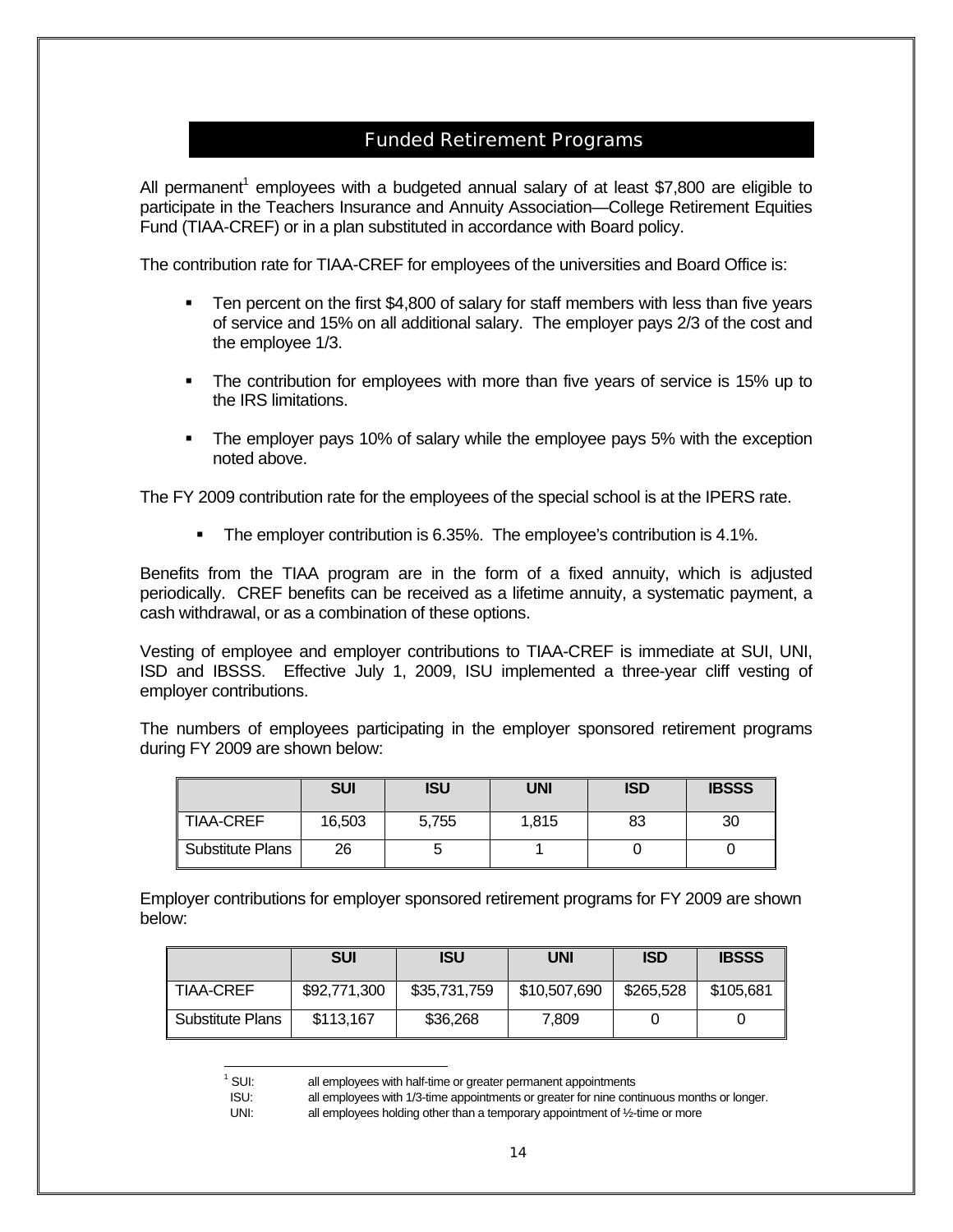## Funded Retirement Programs

All permanent[1] employees with a budgeted annual salary of at least $7,800 are eligible to participate in the Teachers Insurance and Annuity Association—College Retirement Equities Fund (TIAA-CREF) or in a plan substituted in accordance with Board policy.

The contribution rate for TIAA-CREF for employees of the universities and Board Office is:

- Ten percent on the first $4,800 of salary for staff members with less than five years of service and 15% on all additional salary. The employer pays 2/3 of the cost and the employee 1/3.
- The contribution for employees with more than five years of service is 15% up to the IRS limitations.
- The employer pays 10% of salary while the employee pays 5% with the exception noted above.

The FY 2009 contribution rate for the employees of the special school is at the IPERS rate.

- The employer contribution is 6.35%. The employee's contribution is 4.1%.

Benefits from the TIAA program are in the form of a fixed annuity, which is adjusted periodically. CREF benefits can be received as a lifetime annuity, a systematic payment, a cash withdrawal, or as a combination of these options.

Vesting of employee and employer contributions to TIAA-CREF is immediate at SUI, UNI, ISD and IBSSS. Effective July 1, 2009, ISU implemented a three-year cliff vesting of employer contributions.

The numbers of employees participating in the employer sponsored retirement programs during FY 2009 are shown below:

| | SUI | ISU | UNI | ISD | IBSSS |
|---|---|---|---|---|---|
| TIAA-CREF | 16,503 | 5,755 | 1,815 | 83 | 30 |
| Substitute Plans | 26 | 5 | 1 | 0 | 0 |

Employer contributions for employer sponsored retirement programs for FY 2009 are shown below:

| | SUI | ISU | UNI | ISD | IBSSS |
|---|---|---|---|---|---|
| TIAA-CREF | $92,771,300 | $35,731,759 | $10,507,690 | $265,528 | $105,681 |
| Substitute Plans | $113,167 | $36,268 | 7,809 | 0 | 0 |

[1] SUI: all employees with half-time or greater permanent appointments
ISU: all employees with 1/3-time appointments or greater for nine continuous months or longer.
UNI: all employees holding other than a temporary appointment of ½-time or more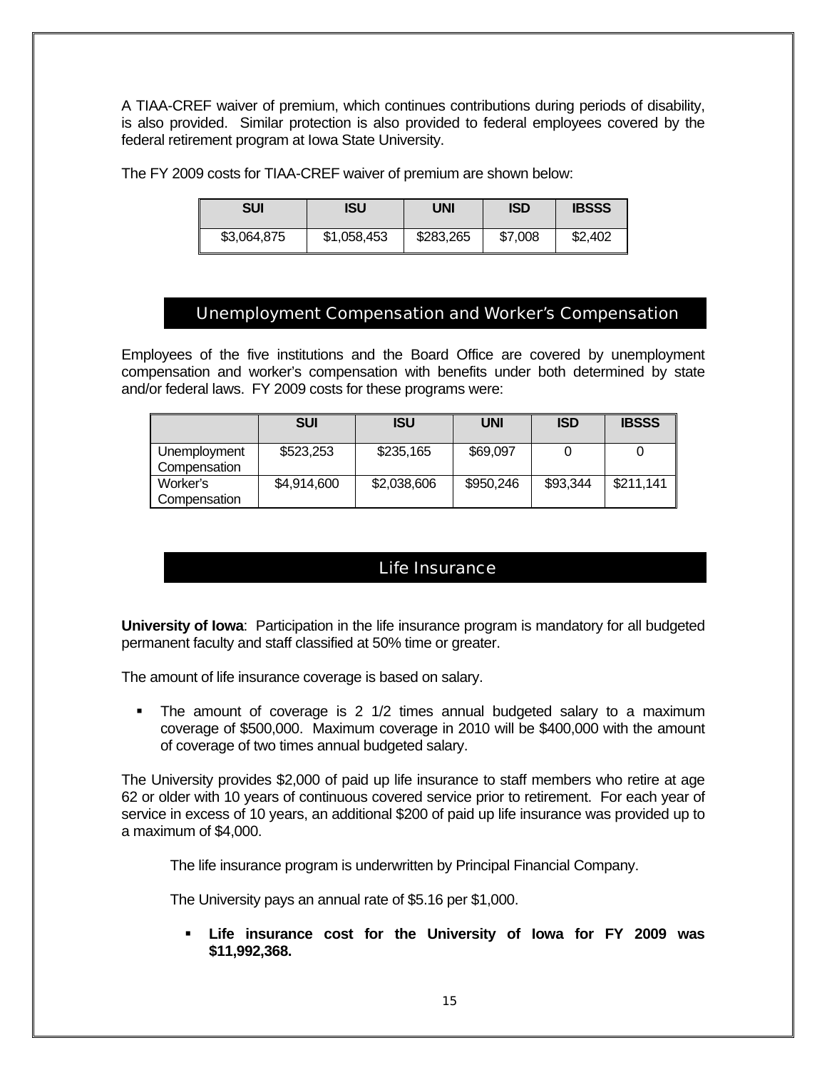A TIAA-CREF waiver of premium, which continues contributions during periods of disability, is also provided. Similar protection is also provided to federal employees covered by the federal retirement program at Iowa State University.

The FY 2009 costs for TIAA-CREF waiver of premium are shown below:

| SUI | ISU | UNI | ISD | IBSSS |
|---|---|---|---|---|
| $3,064,875 | $1,058,453 | $283,265 | $7,008 | $2,402 |

## Unemployment Compensation and Worker's Compensation

Employees of the five institutions and the Board Office are covered by unemployment compensation and worker's compensation with benefits under both determined by state and/or federal laws. FY 2009 costs for these programs were:

| | SUI | ISU | UNI | ISD | IBSSS |
|---|---|---|---|---|---|
| Unemployment Compensation | $523,253 | $235,165 | $69,097 | 0 | 0 |
| Worker's Compensation | $4,914,600 | $2,038,606 | $950,246 | $93,344 | $211,141 |

## Life Insurance

**University of Iowa**: Participation in the life insurance program is mandatory for all budgeted permanent faculty and staff classified at 50% time or greater.

The amount of life insurance coverage is based on salary.

- The amount of coverage is 2 1/2 times annual budgeted salary to a maximum coverage of $500,000. Maximum coverage in 2010 will be $400,000 with the amount of coverage of two times annual budgeted salary.

The University provides $2,000 of paid up life insurance to staff members who retire at age 62 or older with 10 years of continuous covered service prior to retirement. For each year of service in excess of 10 years, an additional $200 of paid up life insurance was provided up to a maximum of $4,000.

The life insurance program is underwritten by Principal Financial Company.

The University pays an annual rate of $5.16 per $1,000.

- **Life insurance cost for the University of Iowa for FY 2009 was $11,992,368.**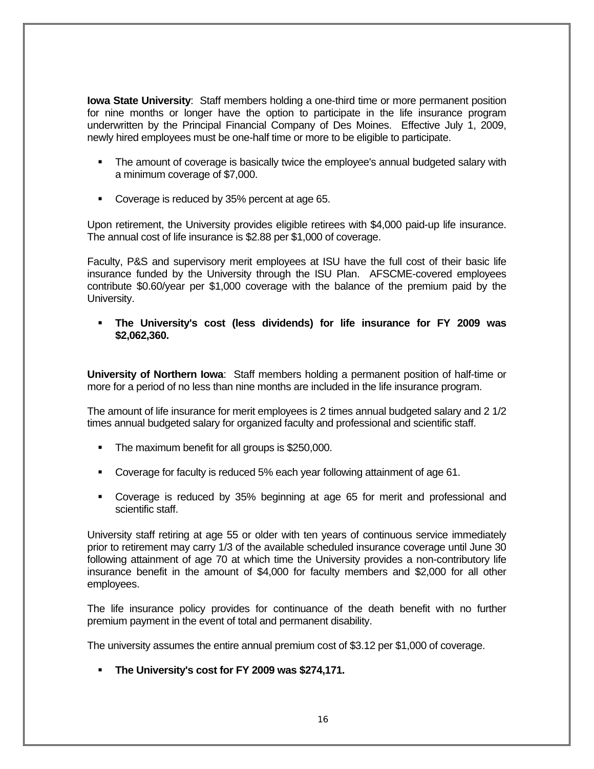**Iowa State University**: Staff members holding a one-third time or more permanent position for nine months or longer have the option to participate in the life insurance program underwritten by the Principal Financial Company of Des Moines. Effective July 1, 2009, newly hired employees must be one-half time or more to be eligible to participate.

- The amount of coverage is basically twice the employee's annual budgeted salary with a minimum coverage of $7,000.
- Coverage is reduced by 35% percent at age 65.

Upon retirement, the University provides eligible retirees with $4,000 paid-up life insurance. The annual cost of life insurance is $2.88 per $1,000 of coverage.

Faculty, P&S and supervisory merit employees at ISU have the full cost of their basic life insurance funded by the University through the ISU Plan. AFSCME-covered employees contribute $0.60/year per $1,000 coverage with the balance of the premium paid by the University.

- **The University's cost (less dividends) for life insurance for FY 2009 was $2,062,360.**

**University of Northern Iowa**: Staff members holding a permanent position of half-time or more for a period of no less than nine months are included in the life insurance program.

The amount of life insurance for merit employees is 2 times annual budgeted salary and 2 1/2 times annual budgeted salary for organized faculty and professional and scientific staff.

- The maximum benefit for all groups is $250,000.
- Coverage for faculty is reduced 5% each year following attainment of age 61.
- Coverage is reduced by 35% beginning at age 65 for merit and professional and scientific staff.

University staff retiring at age 55 or older with ten years of continuous service immediately prior to retirement may carry 1/3 of the available scheduled insurance coverage until June 30 following attainment of age 70 at which time the University provides a non-contributory life insurance benefit in the amount of $4,000 for faculty members and $2,000 for all other employees.

The life insurance policy provides for continuance of the death benefit with no further premium payment in the event of total and permanent disability.

The university assumes the entire annual premium cost of $3.12 per $1,000 of coverage.

- **The University's cost for FY 2009 was $274,171.**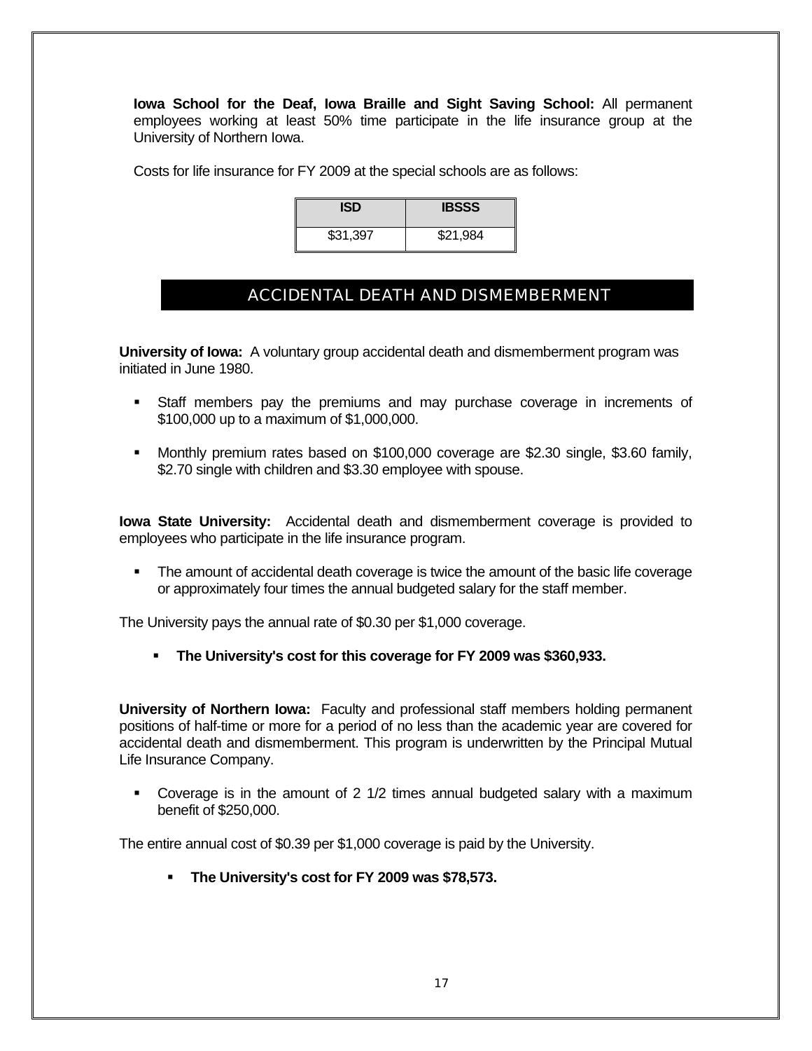**Iowa School for the Deaf, Iowa Braille and Sight Saving School:** All permanent employees working at least 50% time participate in the life insurance group at the University of Northern Iowa.

Costs for life insurance for FY 2009 at the special schools are as follows:

| ISD | IBSSS |
|---|---|
| $31,397 | $21,984 |

## ACCIDENTAL DEATH AND DISMEMBERMENT

**University of Iowa:** A voluntary group accidental death and dismemberment program was initiated in June 1980.

- Staff members pay the premiums and may purchase coverage in increments of $100,000 up to a maximum of $1,000,000.
- Monthly premium rates based on $100,000 coverage are $2.30 single, $3.60 family, $2.70 single with children and $3.30 employee with spouse.

**Iowa State University:** Accidental death and dismemberment coverage is provided to employees who participate in the life insurance program.

- The amount of accidental death coverage is twice the amount of the basic life coverage or approximately four times the annual budgeted salary for the staff member.

The University pays the annual rate of $0.30 per $1,000 coverage.

- **The University's cost for this coverage for FY 2009 was $360,933.**

**University of Northern Iowa:** Faculty and professional staff members holding permanent positions of half-time or more for a period of no less than the academic year are covered for accidental death and dismemberment. This program is underwritten by the Principal Mutual Life Insurance Company.

- Coverage is in the amount of 2 1/2 times annual budgeted salary with a maximum benefit of $250,000.

The entire annual cost of $0.39 per $1,000 coverage is paid by the University.

- **The University's cost for FY 2009 was $78,573.**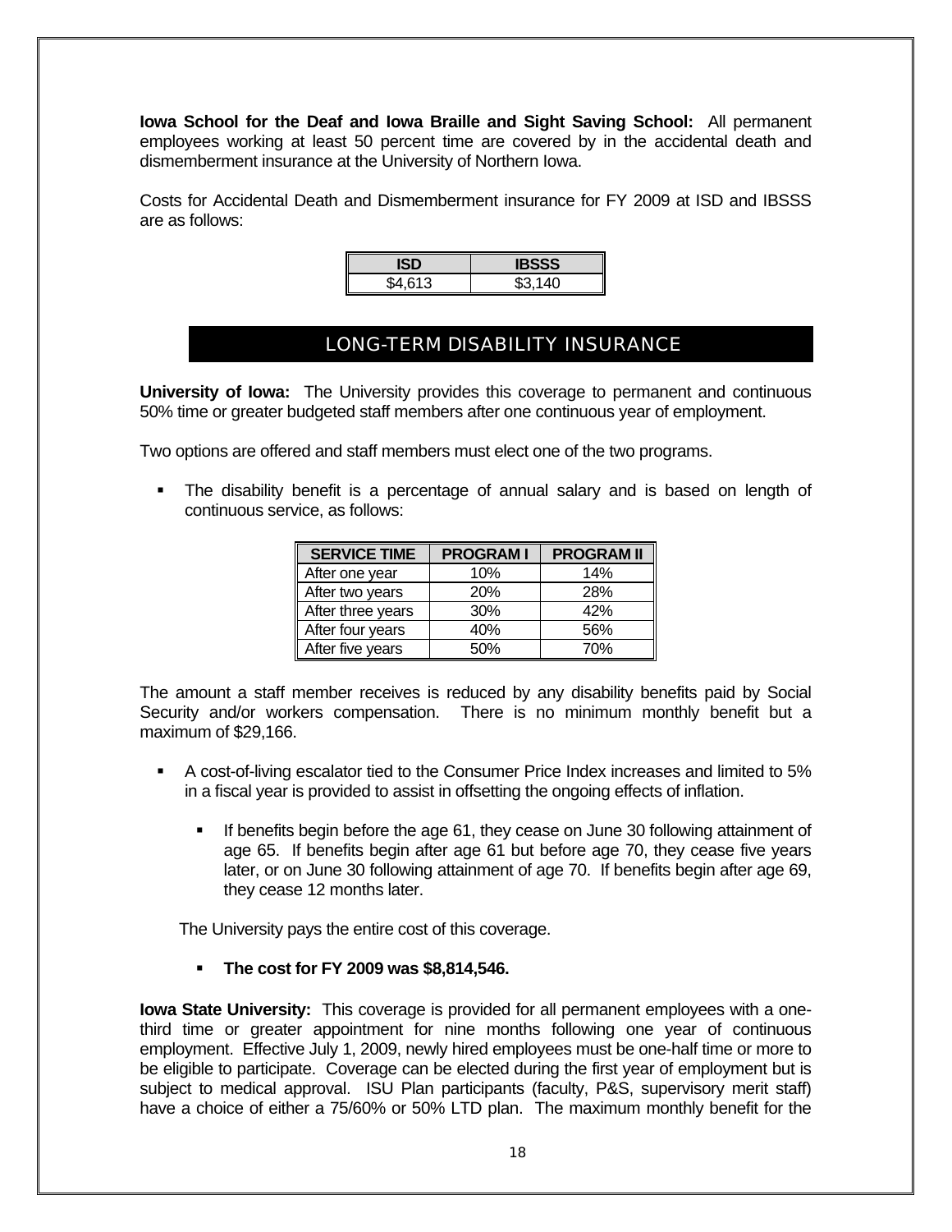**Iowa School for the Deaf and Iowa Braille and Sight Saving School:** All permanent employees working at least 50 percent time are covered by in the accidental death and dismemberment insurance at the University of Northern Iowa.

Costs for Accidental Death and Dismemberment insurance for FY 2009 at ISD and IBSSS are as follows:

| ISD | IBSSS |
|---|---|
| $4,613 | $3,140 |

## LONG-TERM DISABILITY INSURANCE

**University of Iowa:** The University provides this coverage to permanent and continuous 50% time or greater budgeted staff members after one continuous year of employment.

Two options are offered and staff members must elect one of the two programs.

- The disability benefit is a percentage of annual salary and is based on length of continuous service, as follows:

| SERVICE TIME | PROGRAM I | PROGRAM II |
|---|---|---|
| After one year | 10% | 14% |
| After two years | 20% | 28% |
| After three years | 30% | 42% |
| After four years | 40% | 56% |
| After five years | 50% | 70% |

The amount a staff member receives is reduced by any disability benefits paid by Social Security and/or workers compensation. There is no minimum monthly benefit but a maximum of $29,166.

- A cost-of-living escalator tied to the Consumer Price Index increases and limited to 5% in a fiscal year is provided to assist in offsetting the ongoing effects of inflation.
  - If benefits begin before the age 61, they cease on June 30 following attainment of age 65. If benefits begin after age 61 but before age 70, they cease five years later, or on June 30 following attainment of age 70. If benefits begin after age 69, they cease 12 months later.

The University pays the entire cost of this coverage.

- **The cost for FY 2009 was $8,814,546.**

**Iowa State University:** This coverage is provided for all permanent employees with a one-third time or greater appointment for nine months following one year of continuous employment. Effective July 1, 2009, newly hired employees must be one-half time or more to be eligible to participate. Coverage can be elected during the first year of employment but is subject to medical approval. ISU Plan participants (faculty, P&S, supervisory merit staff) have a choice of either a 75/60% or 50% LTD plan. The maximum monthly benefit for the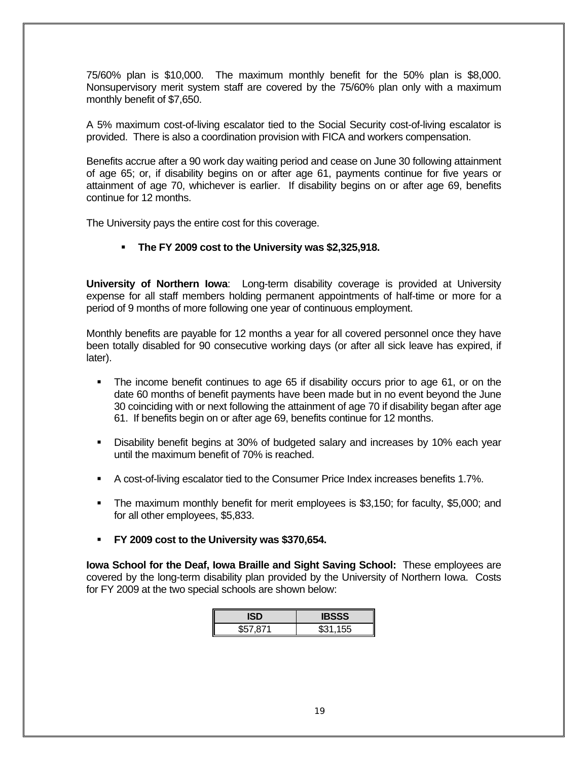75/60% plan is $10,000. The maximum monthly benefit for the 50% plan is $8,000. Nonsupervisory merit system staff are covered by the 75/60% plan only with a maximum monthly benefit of $7,650.

A 5% maximum cost-of-living escalator tied to the Social Security cost-of-living escalator is provided. There is also a coordination provision with FICA and workers compensation.

Benefits accrue after a 90 work day waiting period and cease on June 30 following attainment of age 65; or, if disability begins on or after age 61, payments continue for five years or attainment of age 70, whichever is earlier. If disability begins on or after age 69, benefits continue for 12 months.

The University pays the entire cost for this coverage.

- **The FY 2009 cost to the University was $2,325,918.**

**University of Northern Iowa**: Long-term disability coverage is provided at University expense for all staff members holding permanent appointments of half-time or more for a period of 9 months of more following one year of continuous employment.

Monthly benefits are payable for 12 months a year for all covered personnel once they have been totally disabled for 90 consecutive working days (or after all sick leave has expired, if later).

- The income benefit continues to age 65 if disability occurs prior to age 61, or on the date 60 months of benefit payments have been made but in no event beyond the June 30 coinciding with or next following the attainment of age 70 if disability began after age 61. If benefits begin on or after age 69, benefits continue for 12 months.
- Disability benefit begins at 30% of budgeted salary and increases by 10% each year until the maximum benefit of 70% is reached.
- A cost-of-living escalator tied to the Consumer Price Index increases benefits 1.7%.
- The maximum monthly benefit for merit employees is $3,150; for faculty, $5,000; and for all other employees, $5,833.
- **FY 2009 cost to the University was $370,654.**

**Iowa School for the Deaf, Iowa Braille and Sight Saving School:** These employees are covered by the long-term disability plan provided by the University of Northern Iowa. Costs for FY 2009 at the two special schools are shown below:

| ISD | IBSSS |
|---|---|
| $57,871 | $31,155 |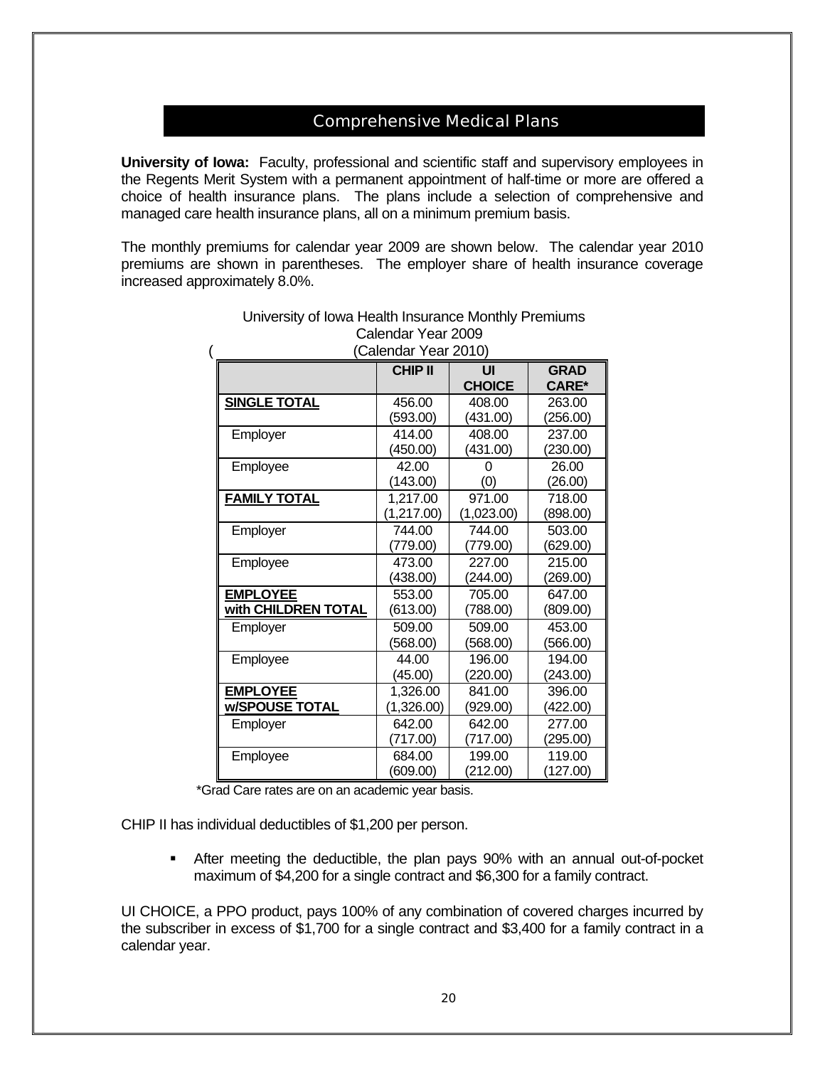## Comprehensive Medical Plans

**University of Iowa:** Faculty, professional and scientific staff and supervisory employees in the Regents Merit System with a permanent appointment of half-time or more are offered a choice of health insurance plans. The plans include a selection of comprehensive and managed care health insurance plans, all on a minimum premium basis.

The monthly premiums for calendar year 2009 are shown below. The calendar year 2010 premiums are shown in parentheses. The employer share of health insurance coverage increased approximately 8.0%.

University of Iowa Health Insurance Monthly Premiums
Calendar Year 2009
(Calendar Year 2010)

| | CHIP II | UI CHOICE | GRAD CARE* |
|---|---|---|---|
| **SINGLE TOTAL** | 456.00 (593.00) | 408.00 (431.00) | 263.00 (256.00) |
| Employer | 414.00 (450.00) | 408.00 (431.00) | 237.00 (230.00) |
| Employee | 42.00 (143.00) | 0 (0) | 26.00 (26.00) |
| **FAMILY TOTAL** | 1,217.00 (1,217.00) | 971.00 (1,023.00) | 718.00 (898.00) |
| Employer | 744.00 (779.00) | 744.00 (779.00) | 503.00 (629.00) |
| Employee | 473.00 (438.00) | 227.00 (244.00) | 215.00 (269.00) |
| **EMPLOYEE with CHILDREN TOTAL** | 553.00 (613.00) | 705.00 (788.00) | 647.00 (809.00) |
| Employer | 509.00 (568.00) | 509.00 (568.00) | 453.00 (566.00) |
| Employee | 44.00 (45.00) | 196.00 (220.00) | 194.00 (243.00) |
| **EMPLOYEE w/SPOUSE TOTAL** | 1,326.00 (1,326.00) | 841.00 (929.00) | 396.00 (422.00) |
| Employer | 642.00 (717.00) | 642.00 (717.00) | 277.00 (295.00) |
| Employee | 684.00 (609.00) | 199.00 (212.00) | 119.00 (127.00) |

*Grad Care rates are on an academic year basis.

CHIP II has individual deductibles of $1,200 per person.

- After meeting the deductible, the plan pays 90% with an annual out-of-pocket maximum of $4,200 for a single contract and $6,300 for a family contract.

UI CHOICE, a PPO product, pays 100% of any combination of covered charges incurred by the subscriber in excess of $1,700 for a single contract and $3,400 for a family contract in a calendar year.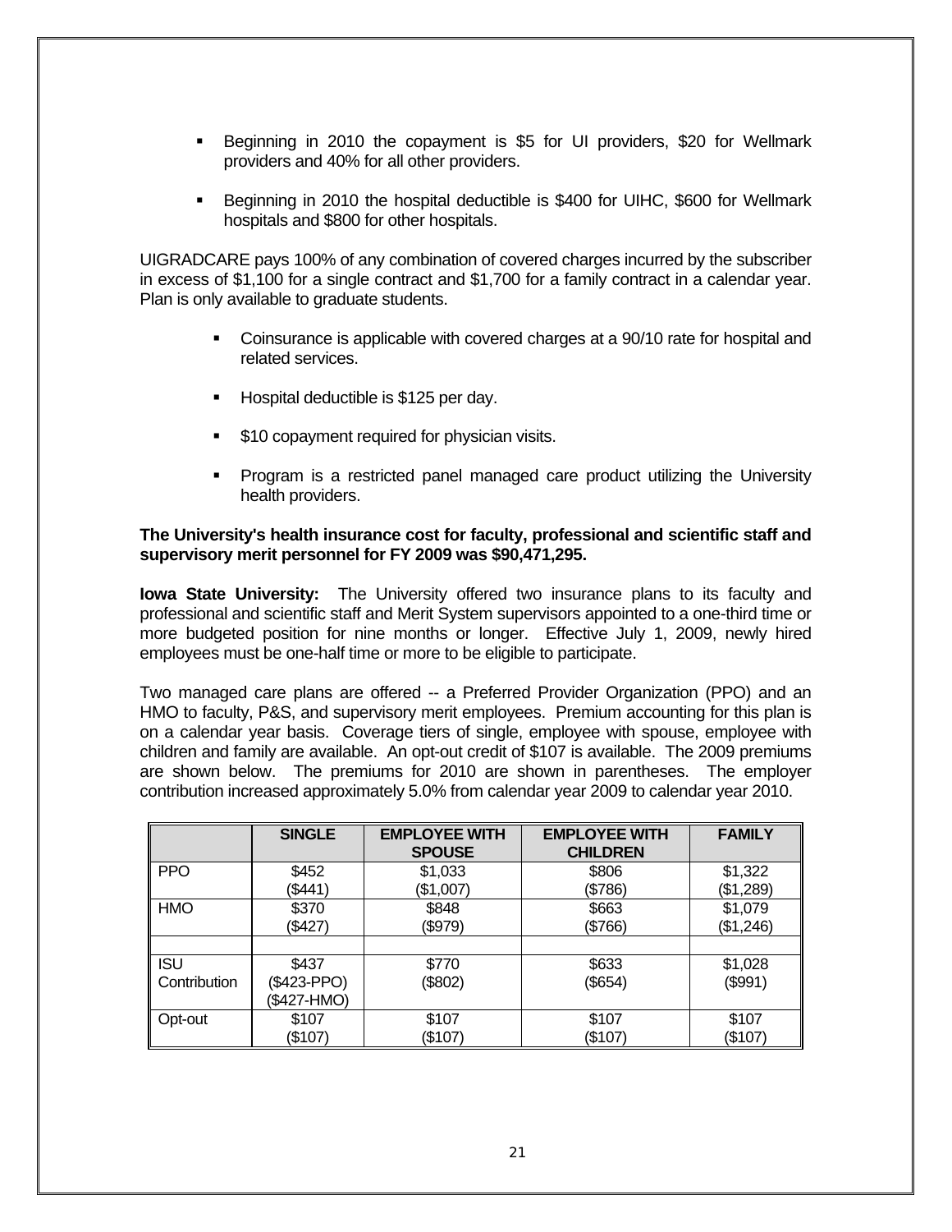- Beginning in 2010 the copayment is $5 for UI providers, $20 for Wellmark providers and 40% for all other providers.

- Beginning in 2010 the hospital deductible is $400 for UIHC, $600 for Wellmark hospitals and $800 for other hospitals.

UIGRADCARE pays 100% of any combination of covered charges incurred by the subscriber in excess of $1,100 for a single contract and $1,700 for a family contract in a calendar year. Plan is only available to graduate students.

- Coinsurance is applicable with covered charges at a 90/10 rate for hospital and related services.

- Hospital deductible is $125 per day.

- $10 copayment required for physician visits.

- Program is a restricted panel managed care product utilizing the University health providers.

**The University's health insurance cost for faculty, professional and scientific staff and supervisory merit personnel for FY 2009 was $90,471,295.**

**Iowa State University:** The University offered two insurance plans to its faculty and professional and scientific staff and Merit System supervisors appointed to a one-third time or more budgeted position for nine months or longer. Effective July 1, 2009, newly hired employees must be one-half time or more to be eligible to participate.

Two managed care plans are offered -- a Preferred Provider Organization (PPO) and an HMO to faculty, P&S, and supervisory merit employees. Premium accounting for this plan is on a calendar year basis. Coverage tiers of single, employee with spouse, employee with children and family are available. An opt-out credit of $107 is available. The 2009 premiums are shown below. The premiums for 2010 are shown in parentheses. The employer contribution increased approximately 5.0% from calendar year 2009 to calendar year 2010.

| | SINGLE | EMPLOYEE WITH SPOUSE | EMPLOYEE WITH CHILDREN | FAMILY |
|---|---|---|---|---|
| PPO | $452 ($441) | $1,033 ($1,007) | $806 ($786) | $1,322 ($1,289) |
| HMO | $370 ($427) | $848 ($979) | $663 ($766) | $1,079 ($1,246) |
| | | | | |
| ISU Contribution | $437 ($423-PPO) ($427-HMO) | $770 ($802) | $633 ($654) | $1,028 ($991) |
| Opt-out | $107 ($107) | $107 ($107) | $107 ($107) | $107 ($107) |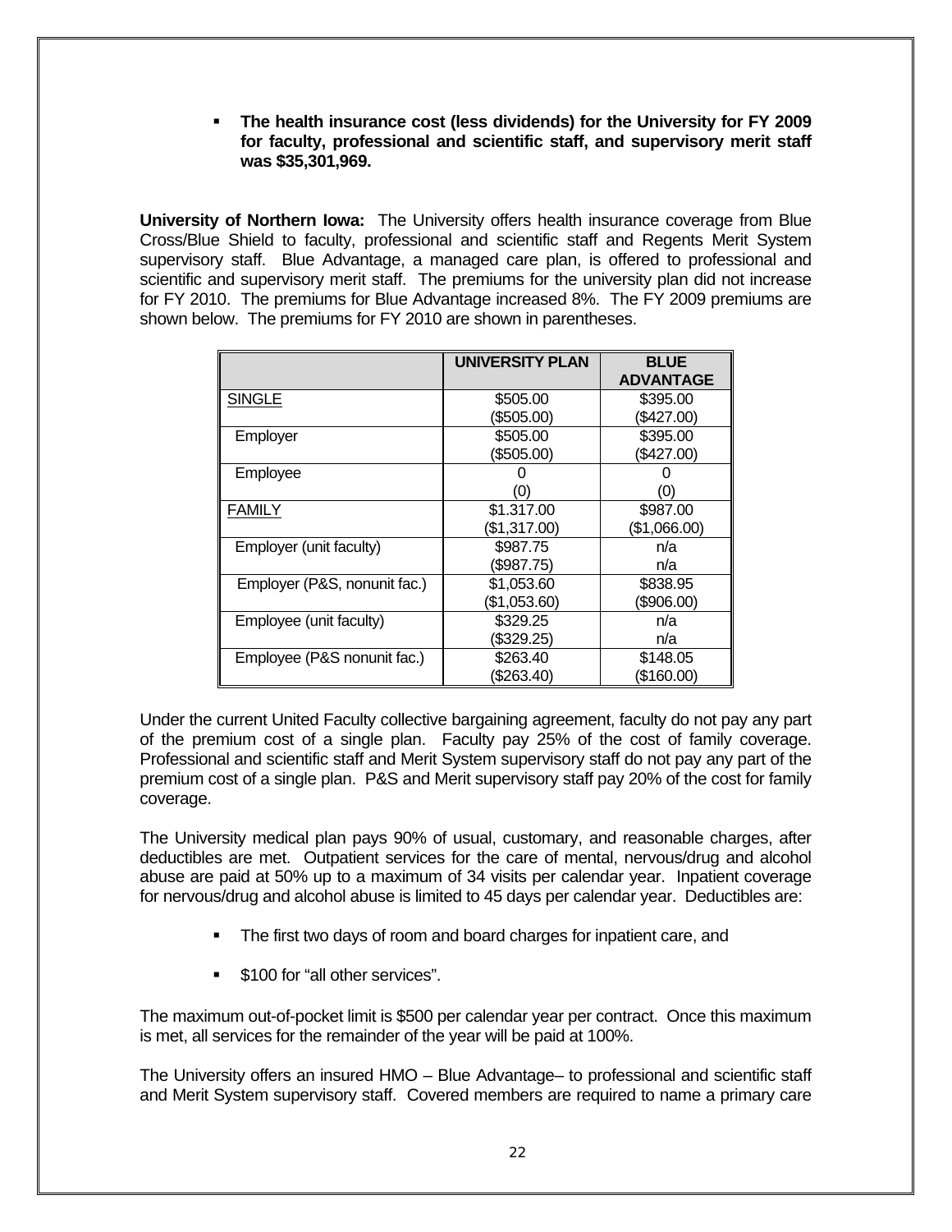- **The health insurance cost (less dividends) for the University for FY 2009 for faculty, professional and scientific staff, and supervisory merit staff was $35,301,969.**

**University of Northern Iowa:** The University offers health insurance coverage from Blue Cross/Blue Shield to faculty, professional and scientific staff and Regents Merit System supervisory staff. Blue Advantage, a managed care plan, is offered to professional and scientific and supervisory merit staff. The premiums for the university plan did not increase for FY 2010. The premiums for Blue Advantage increased 8%. The FY 2009 premiums are shown below. The premiums for FY 2010 are shown in parentheses.

| | UNIVERSITY PLAN | BLUE ADVANTAGE |
|---|---|---|
| SINGLE | $505.00 ($505.00) | $395.00 ($427.00) |
| Employer | $505.00 ($505.00) | $395.00 ($427.00) |
| Employee | 0 (0) | 0 (0) |
| FAMILY | $1.317.00 ($1,317.00) | $987.00 ($1,066.00) |
| Employer (unit faculty) | $987.75 ($987.75) | n/a n/a |
| Employer (P&S, nonunit fac.) | $1,053.60 ($1,053.60) | $838.95 ($906.00) |
| Employee (unit faculty) | $329.25 ($329.25) | n/a n/a |
| Employee (P&S nonunit fac.) | $263.40 ($263.40) | $148.05 ($160.00) |

Under the current United Faculty collective bargaining agreement, faculty do not pay any part of the premium cost of a single plan. Faculty pay 25% of the cost of family coverage. Professional and scientific staff and Merit System supervisory staff do not pay any part of the premium cost of a single plan. P&S and Merit supervisory staff pay 20% of the cost for family coverage.

The University medical plan pays 90% of usual, customary, and reasonable charges, after deductibles are met. Outpatient services for the care of mental, nervous/drug and alcohol abuse are paid at 50% up to a maximum of 34 visits per calendar year. Inpatient coverage for nervous/drug and alcohol abuse is limited to 45 days per calendar year. Deductibles are:

- The first two days of room and board charges for inpatient care, and
- $100 for "all other services".

The maximum out-of-pocket limit is $500 per calendar year per contract. Once this maximum is met, all services for the remainder of the year will be paid at 100%.

The University offers an insured HMO – Blue Advantage– to professional and scientific staff and Merit System supervisory staff. Covered members are required to name a primary care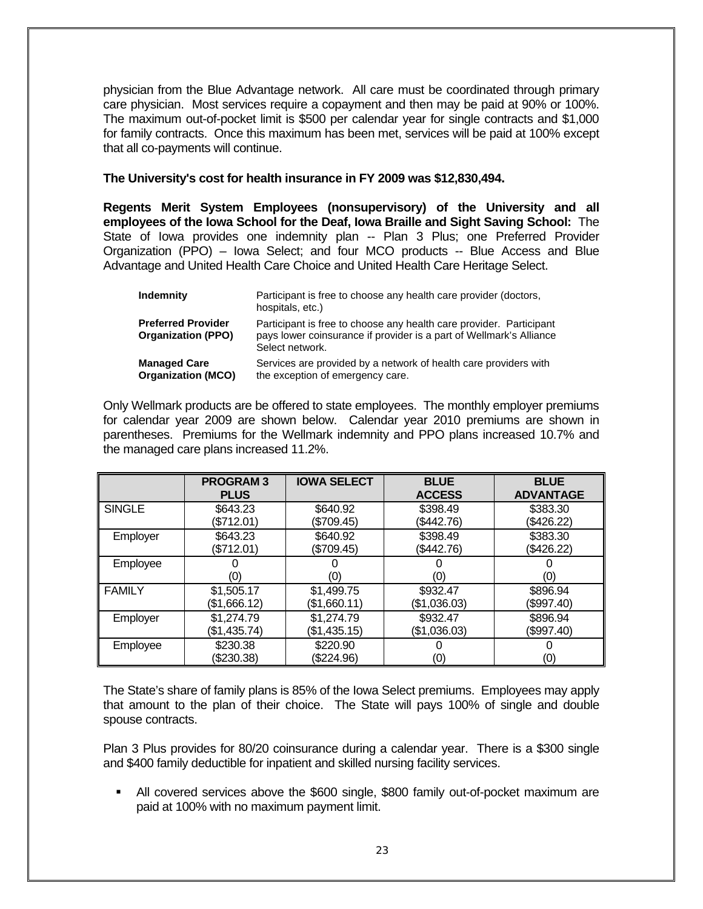physician from the Blue Advantage network. All care must be coordinated through primary care physician. Most services require a copayment and then may be paid at 90% or 100%. The maximum out-of-pocket limit is $500 per calendar year for single contracts and $1,000 for family contracts. Once this maximum has been met, services will be paid at 100% except that all co-payments will continue.

**The University's cost for health insurance in FY 2009 was $12,830,494.**

**Regents Merit System Employees (nonsupervisory) of the University and all employees of the Iowa School for the Deaf, Iowa Braille and Sight Saving School:** The State of Iowa provides one indemnity plan -- Plan 3 Plus; one Preferred Provider Organization (PPO) – Iowa Select; and four MCO products -- Blue Access and Blue Advantage and United Health Care Choice and United Health Care Heritage Select.

| | |
|---|---|
| **Indemnity** | Participant is free to choose any health care provider (doctors, hospitals, etc.) |
| **Preferred Provider Organization (PPO)** | Participant is free to choose any health care provider. Participant pays lower coinsurance if provider is a part of Wellmark's Alliance Select network. |
| **Managed Care Organization (MCO)** | Services are provided by a network of health care providers with the exception of emergency care. |

Only Wellmark products are be offered to state employees. The monthly employer premiums for calendar year 2009 are shown below. Calendar year 2010 premiums are shown in parentheses. Premiums for the Wellmark indemnity and PPO plans increased 10.7% and the managed care plans increased 11.2%.

| | PROGRAM 3 PLUS | IOWA SELECT | BLUE ACCESS | BLUE ADVANTAGE |
|---|---|---|---|---|
| SINGLE | $643.23 ($712.01) | $640.92 ($709.45) | $398.49 ($442.76) | $383.30 ($426.22) |
| Employer | $643.23 ($712.01) | $640.92 ($709.45) | $398.49 ($442.76) | $383.30 ($426.22) |
| Employee | 0 (0) | 0 (0) | 0 (0) | 0 (0) |
| FAMILY | $1,505.17 ($1,666.12) | $1,499.75 ($1,660.11) | $932.47 ($1,036.03) | $896.94 ($997.40) |
| Employer | $1,274.79 ($1,435.74) | $1,274.79 ($1,435.15) | $932.47 ($1,036.03) | $896.94 ($997.40) |
| Employee | $230.38 ($230.38) | $220.90 ($224.96) | 0 (0) | 0 (0) |

The State's share of family plans is 85% of the Iowa Select premiums. Employees may apply that amount to the plan of their choice. The State will pays 100% of single and double spouse contracts.

Plan 3 Plus provides for 80/20 coinsurance during a calendar year. There is a $300 single and $400 family deductible for inpatient and skilled nursing facility services.

- All covered services above the $600 single, $800 family out-of-pocket maximum are paid at 100% with no maximum payment limit.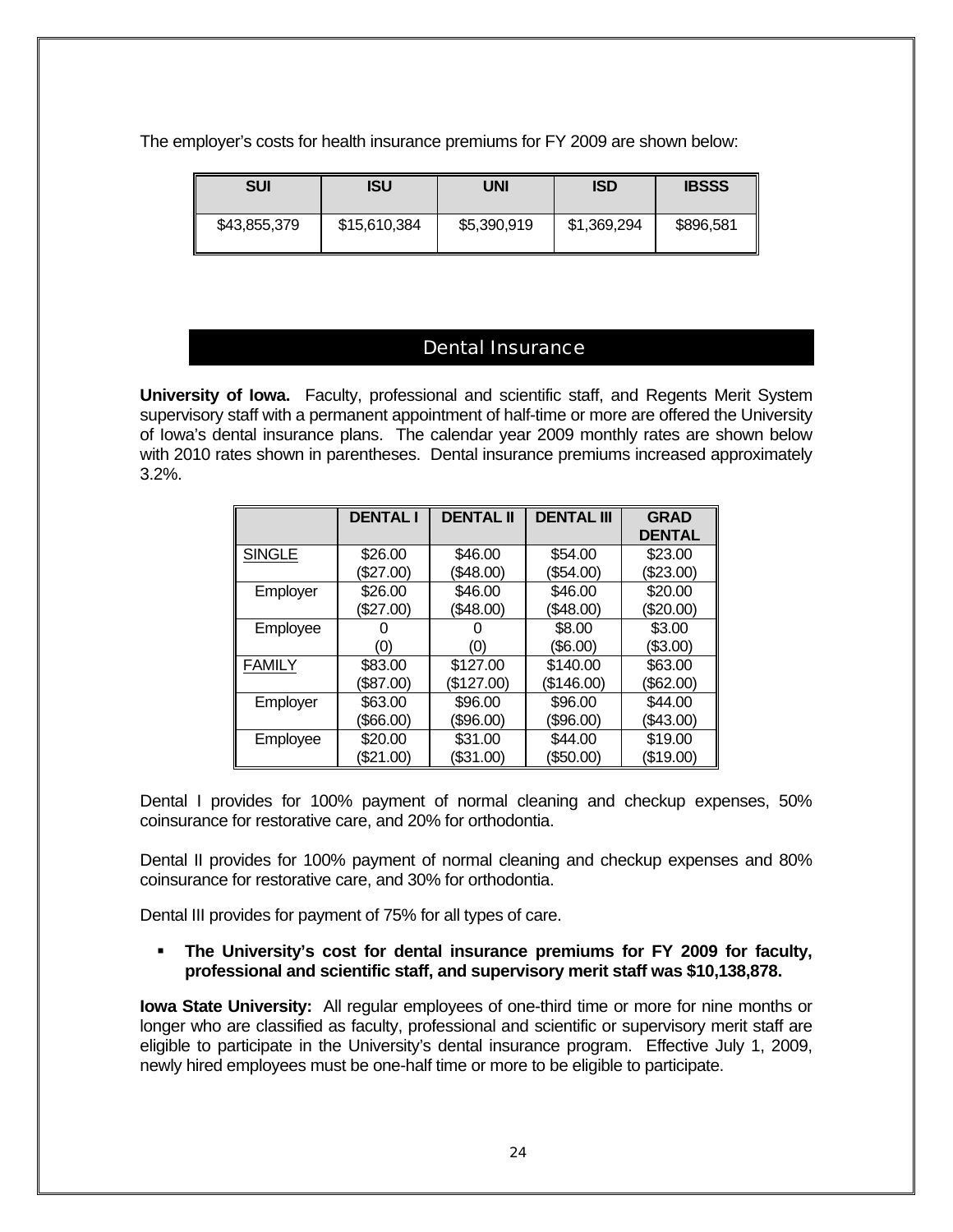The employer's costs for health insurance premiums for FY 2009 are shown below:

| SUI | ISU | UNI | ISD | IBSSS |
|---|---|---|---|---|
| \$43,855,379 | \$15,610,384 | \$5,390,919 | \$1,369,294 | \$896,581 |

## Dental Insurance

**University of Iowa.** Faculty, professional and scientific staff, and Regents Merit System supervisory staff with a permanent appointment of half-time or more are offered the University of Iowa's dental insurance plans. The calendar year 2009 monthly rates are shown below with 2010 rates shown in parentheses. Dental insurance premiums increased approximately 3.2%.

| | DENTAL I | DENTAL II | DENTAL III | GRAD DENTAL |
|---|---|---|---|---|
| SINGLE | \$26.00 (\$27.00) | \$46.00 (\$48.00) | \$54.00 (\$54.00) | \$23.00 (\$23.00) |
| Employer | \$26.00 (\$27.00) | \$46.00 (\$48.00) | \$46.00 (\$48.00) | \$20.00 (\$20.00) |
| Employee | 0 (0) | 0 (0) | \$8.00 (\$6.00) | \$3.00 (\$3.00) |
| FAMILY | \$83.00 (\$87.00) | \$127.00 (\$127.00) | \$140.00 (\$146.00) | \$63.00 (\$62.00) |
| Employer | \$63.00 (\$66.00) | \$96.00 (\$96.00) | \$96.00 (\$96.00) | \$44.00 (\$43.00) |
| Employee | \$20.00 (\$21.00) | \$31.00 (\$31.00) | \$44.00 (\$50.00) | \$19.00 (\$19.00) |

Dental I provides for 100% payment of normal cleaning and checkup expenses, 50% coinsurance for restorative care, and 20% for orthodontia.

Dental II provides for 100% payment of normal cleaning and checkup expenses and 80% coinsurance for restorative care, and 30% for orthodontia.

Dental III provides for payment of 75% for all types of care.

- **The University's cost for dental insurance premiums for FY 2009 for faculty, professional and scientific staff, and supervisory merit staff was \$10,138,878.**

**Iowa State University:** All regular employees of one-third time or more for nine months or longer who are classified as faculty, professional and scientific or supervisory merit staff are eligible to participate in the University's dental insurance program. Effective July 1, 2009, newly hired employees must be one-half time or more to be eligible to participate.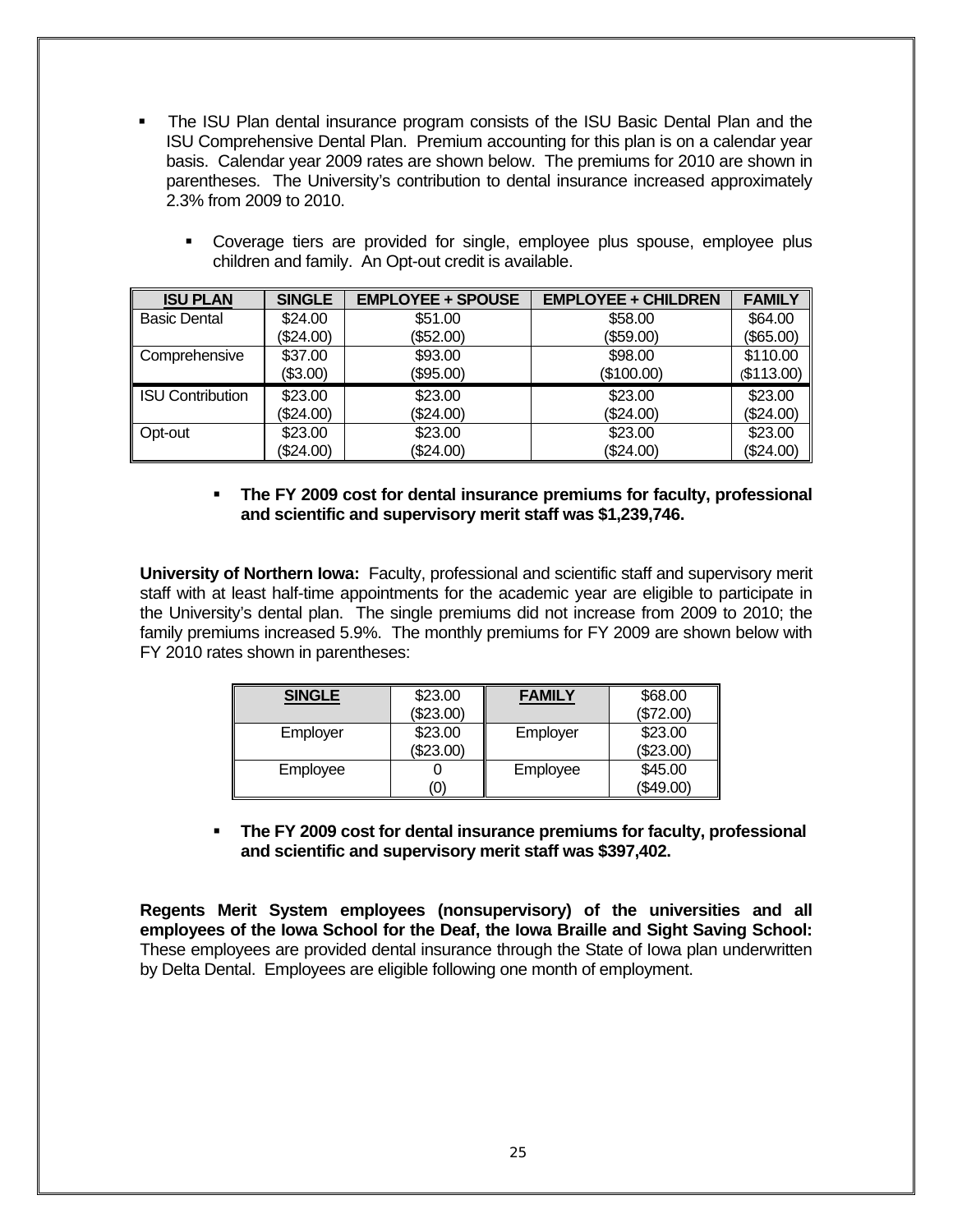- The ISU Plan dental insurance program consists of the ISU Basic Dental Plan and the ISU Comprehensive Dental Plan. Premium accounting for this plan is on a calendar year basis. Calendar year 2009 rates are shown below. The premiums for 2010 are shown in parentheses. The University's contribution to dental insurance increased approximately 2.3% from 2009 to 2010.

    - Coverage tiers are provided for single, employee plus spouse, employee plus children and family. An Opt-out credit is available.

| ISU PLAN | SINGLE | EMPLOYEE + SPOUSE | EMPLOYEE + CHILDREN | FAMILY |
|---|---|---|---|---|
| Basic Dental | $24.00<br>($24.00) | $51.00<br>($52.00) | $58.00<br>($59.00) | $64.00<br>($65.00) |
| Comprehensive | $37.00<br>($3.00) | $93.00<br>($95.00) | $98.00<br>($100.00) | $110.00<br>($113.00) |
| ISU Contribution | $23.00<br>($24.00) | $23.00<br>($24.00) | $23.00<br>($24.00) | $23.00<br>($24.00) |
| Opt-out | $23.00<br>($24.00) | $23.00<br>($24.00) | $23.00<br>($24.00) | $23.00<br>($24.00) |

- **The FY 2009 cost for dental insurance premiums for faculty, professional and scientific and supervisory merit staff was $1,239,746.**

**University of Northern Iowa:** Faculty, professional and scientific staff and supervisory merit staff with at least half-time appointments for the academic year are eligible to participate in the University's dental plan. The single premiums did not increase from 2009 to 2010; the family premiums increased 5.9%. The monthly premiums for FY 2009 are shown below with FY 2010 rates shown in parentheses:

| SINGLE | $23.00<br>($23.00) | FAMILY | $68.00<br>($72.00) |
|---|---|---|---|
| Employer | $23.00<br>($23.00) | Employer | $23.00<br>($23.00) |
| Employee | 0<br>(0) | Employee | $45.00<br>($49.00) |

- **The FY 2009 cost for dental insurance premiums for faculty, professional and scientific and supervisory merit staff was $397,402.**

**Regents Merit System employees (nonsupervisory) of the universities and all employees of the Iowa School for the Deaf, the Iowa Braille and Sight Saving School:** These employees are provided dental insurance through the State of Iowa plan underwritten by Delta Dental. Employees are eligible following one month of employment.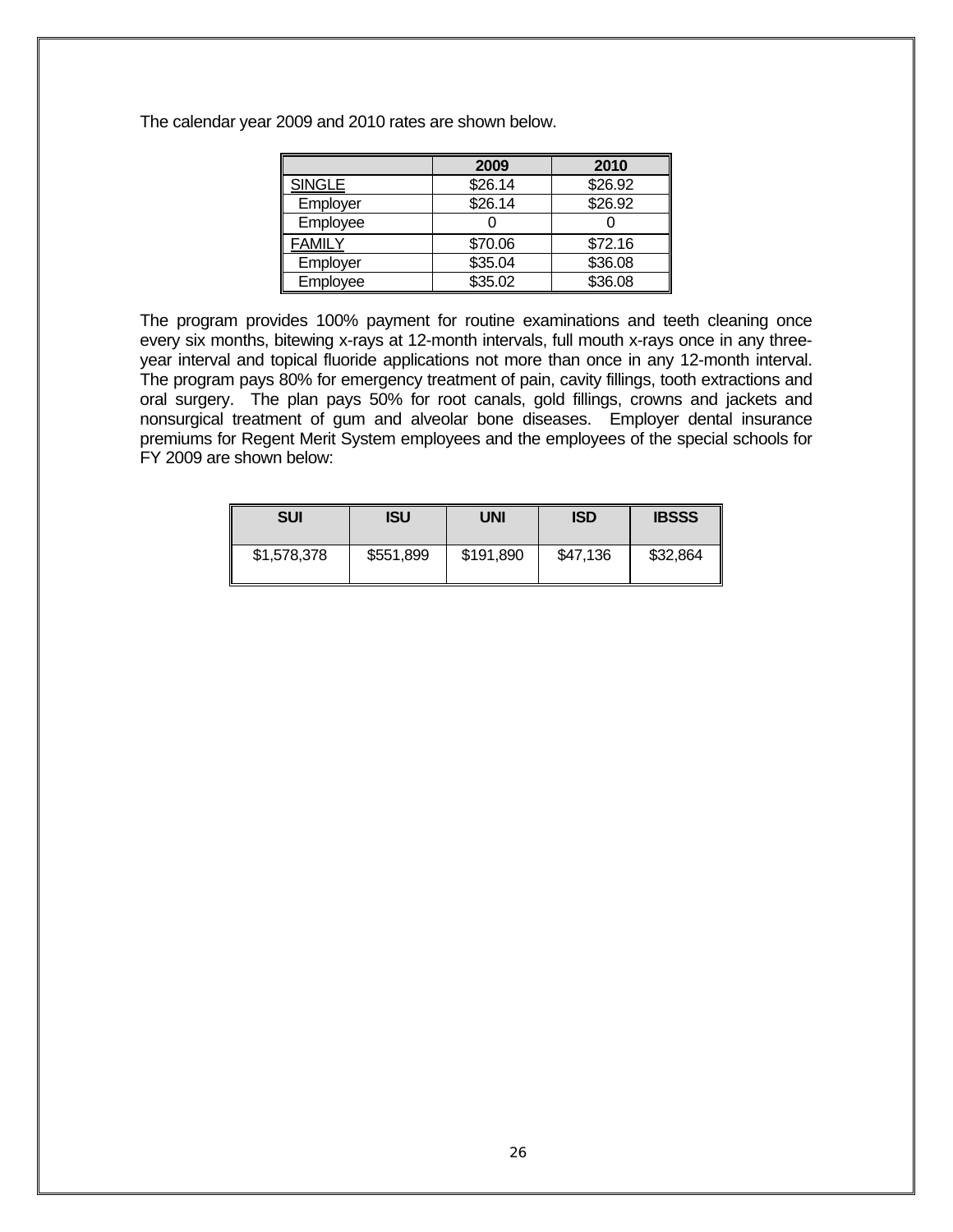The calendar year 2009 and 2010 rates are shown below.

| | 2009 | 2010 |
|---|---|---|
| SINGLE | $26.14 | $26.92 |
| Employer | $26.14 | $26.92 |
| Employee | 0 | 0 |
| FAMILY | $70.06 | $72.16 |
| Employer | $35.04 | $36.08 |
| Employee | $35.02 | $36.08 |

The program provides 100% payment for routine examinations and teeth cleaning once every six months, bitewing x-rays at 12-month intervals, full mouth x-rays once in any three-year interval and topical fluoride applications not more than once in any 12-month interval. The program pays 80% for emergency treatment of pain, cavity fillings, tooth extractions and oral surgery. The plan pays 50% for root canals, gold fillings, crowns and jackets and nonsurgical treatment of gum and alveolar bone diseases. Employer dental insurance premiums for Regent Merit System employees and the employees of the special schools for FY 2009 are shown below:

| SUI | ISU | UNI | ISD | IBSSS |
|---|---|---|---|---|
| $1,578,378 | $551,899 | $191,890 | $47,136 | $32,864 |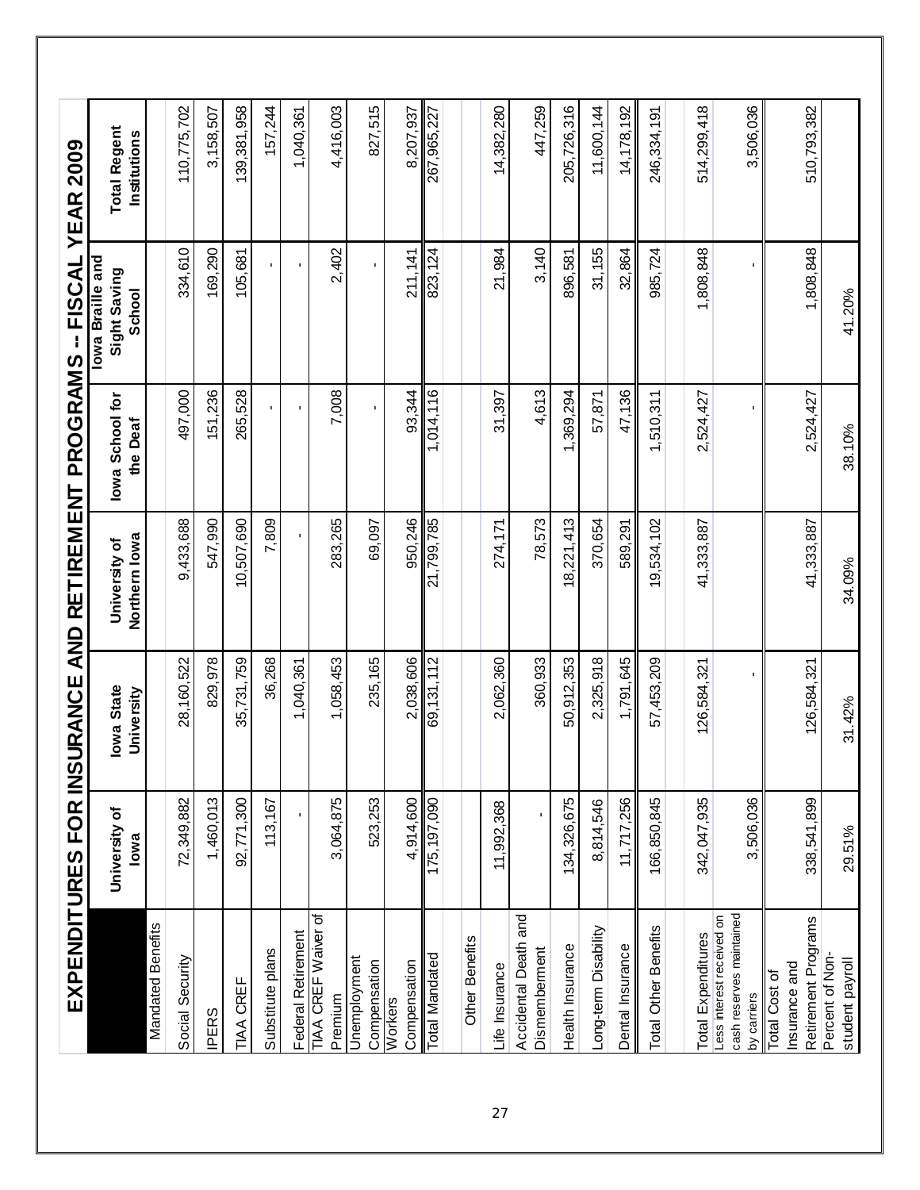# EXPENDITURES FOR INSURANCE AND RETIREMENT PROGRAMS -- FISCAL YEAR 2009

| | University of Iowa | Iowa State University | University of Northern Iowa | Iowa School for the Deaf | Iowa Braille and Sight Saving School | Total Regent Institutions |
|---|---|---|---|---|---|---|
| Mandated Benefits | | | | | | |
| Social Security | 72,349,882 | 28,160,522 | 9,433,688 | 497,000 | 334,610 | 110,775,702 |
| IPERS | 1,460,013 | 829,978 | 547,990 | 151,236 | 169,290 | 3,158,507 |
| TIAA CREF | 92,771,300 | 35,731,759 | 10,507,690 | 265,528 | 105,681 | 139,381,958 |
| Substitute plans | 113,167 | 36,268 | 7,809 | - | - | 157,244 |
| Federal Retirement | - | 1,040,361 | - | - | - | 1,040,361 |
| TIAA CREF Waiver of Premium | 3,064,875 | 1,058,453 | 283,265 | 7,008 | 2,402 | 4,416,003 |
| Unemployment Compensation | 523,253 | 235,165 | 69,097 | - | - | 827,515 |
| Workers Compensation | 4,914,600 | 2,038,606 | 950,246 | 93,344 | 211,141 | 8,207,937 |
| Total Mandated | 175,197,090 | 69,131,112 | 21,799,785 | 1,014,116 | 823,124 | 267,965,227 |
| Other Benefits | | | | | | |
| Life Insurance | 11,992,368 | 2,062,360 | 274,171 | 31,397 | 21,984 | 14,382,280 |
| Accidental Death and Dismemberment | - | 360,933 | 78,573 | 4,613 | 3,140 | 447,259 |
| Health Insurance | 134,326,675 | 50,912,353 | 18,221,413 | 1,369,294 | 896,581 | 205,726,316 |
| Long-term Disability | 8,814,546 | 2,325,918 | 370,654 | 57,871 | 31,155 | 11,600,144 |
| Dental Insurance | 11,717,256 | 1,791,645 | 589,291 | 47,136 | 32,864 | 14,178,192 |
| Total Other Benefits | 166,850,845 | 57,453,209 | 19,534,102 | 1,510,311 | 985,724 | 246,334,191 |
| Total Expenditures | 342,047,935 | 126,584,321 | 41,333,887 | 2,524,427 | 1,808,848 | 514,299,418 |
| Less interest received on cash reserves maintained by carriers | 3,506,036 | - | | - | - | 3,506,036 |
| Total Cost of Insurance and Retirement Programs | 338,541,899 | 126,584,321 | 41,333,887 | 2,524,427 | 1,808,848 | 510,793,382 |
| Percent of Non-student payroll | 29.51% | 31.42% | 34.09% | 38.10% | 41.20% | |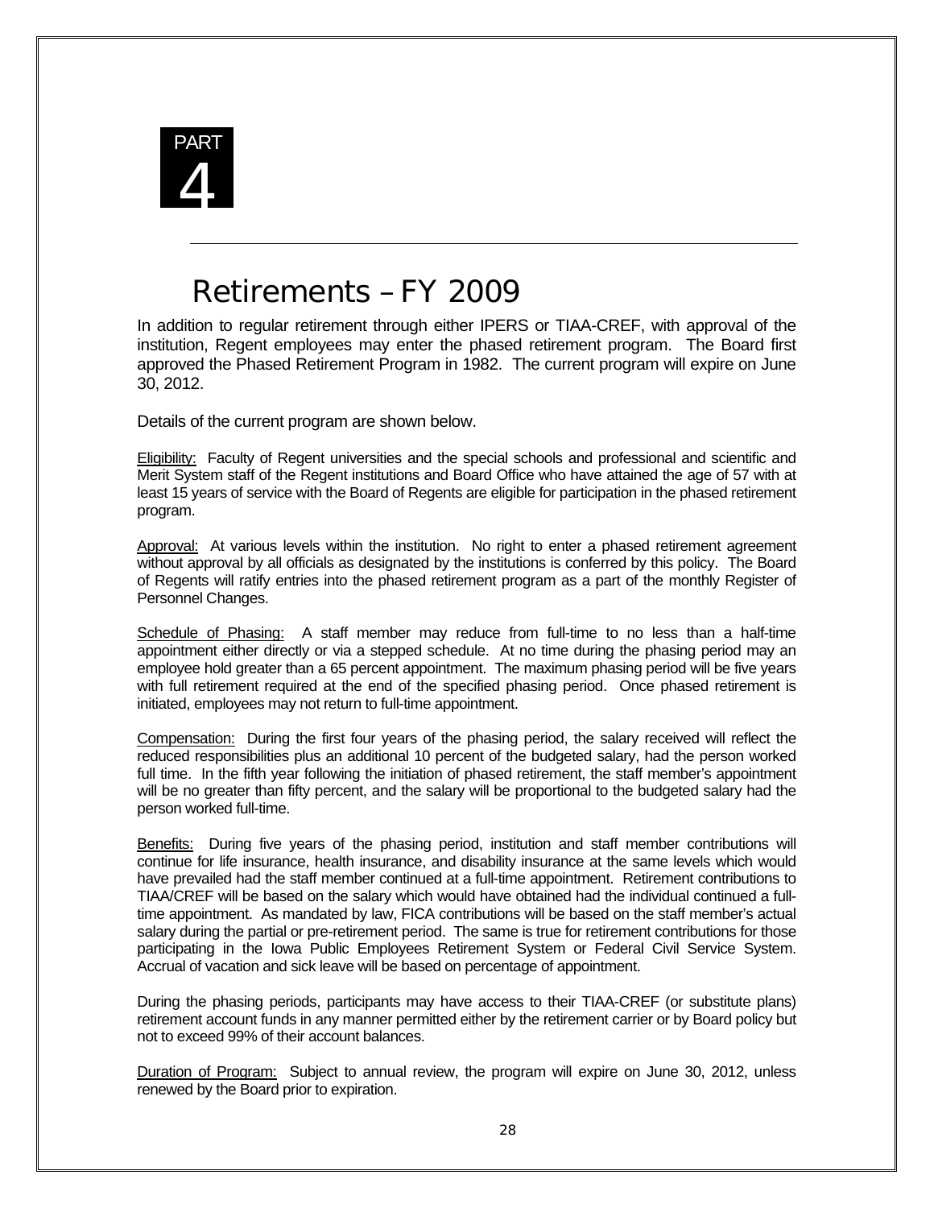PART 4

# Retirements – FY 2009

In addition to regular retirement through either IPERS or TIAA-CREF, with approval of the institution, Regent employees may enter the phased retirement program. The Board first approved the Phased Retirement Program in 1982. The current program will expire on June 30, 2012.

Details of the current program are shown below.

Eligibility: Faculty of Regent universities and the special schools and professional and scientific and Merit System staff of the Regent institutions and Board Office who have attained the age of 57 with at least 15 years of service with the Board of Regents are eligible for participation in the phased retirement program.

Approval: At various levels within the institution. No right to enter a phased retirement agreement without approval by all officials as designated by the institutions is conferred by this policy. The Board of Regents will ratify entries into the phased retirement program as a part of the monthly Register of Personnel Changes.

Schedule of Phasing: A staff member may reduce from full-time to no less than a half-time appointment either directly or via a stepped schedule. At no time during the phasing period may an employee hold greater than a 65 percent appointment. The maximum phasing period will be five years with full retirement required at the end of the specified phasing period. Once phased retirement is initiated, employees may not return to full-time appointment.

Compensation: During the first four years of the phasing period, the salary received will reflect the reduced responsibilities plus an additional 10 percent of the budgeted salary, had the person worked full time. In the fifth year following the initiation of phased retirement, the staff member's appointment will be no greater than fifty percent, and the salary will be proportional to the budgeted salary had the person worked full-time.

Benefits: During five years of the phasing period, institution and staff member contributions will continue for life insurance, health insurance, and disability insurance at the same levels which would have prevailed had the staff member continued at a full-time appointment. Retirement contributions to TIAA/CREF will be based on the salary which would have obtained had the individual continued a full-time appointment. As mandated by law, FICA contributions will be based on the staff member's actual salary during the partial or pre-retirement period. The same is true for retirement contributions for those participating in the Iowa Public Employees Retirement System or Federal Civil Service System. Accrual of vacation and sick leave will be based on percentage of appointment.

During the phasing periods, participants may have access to their TIAA-CREF (or substitute plans) retirement account funds in any manner permitted either by the retirement carrier or by Board policy but not to exceed 99% of their account balances.

Duration of Program: Subject to annual review, the program will expire on June 30, 2012, unless renewed by the Board prior to expiration.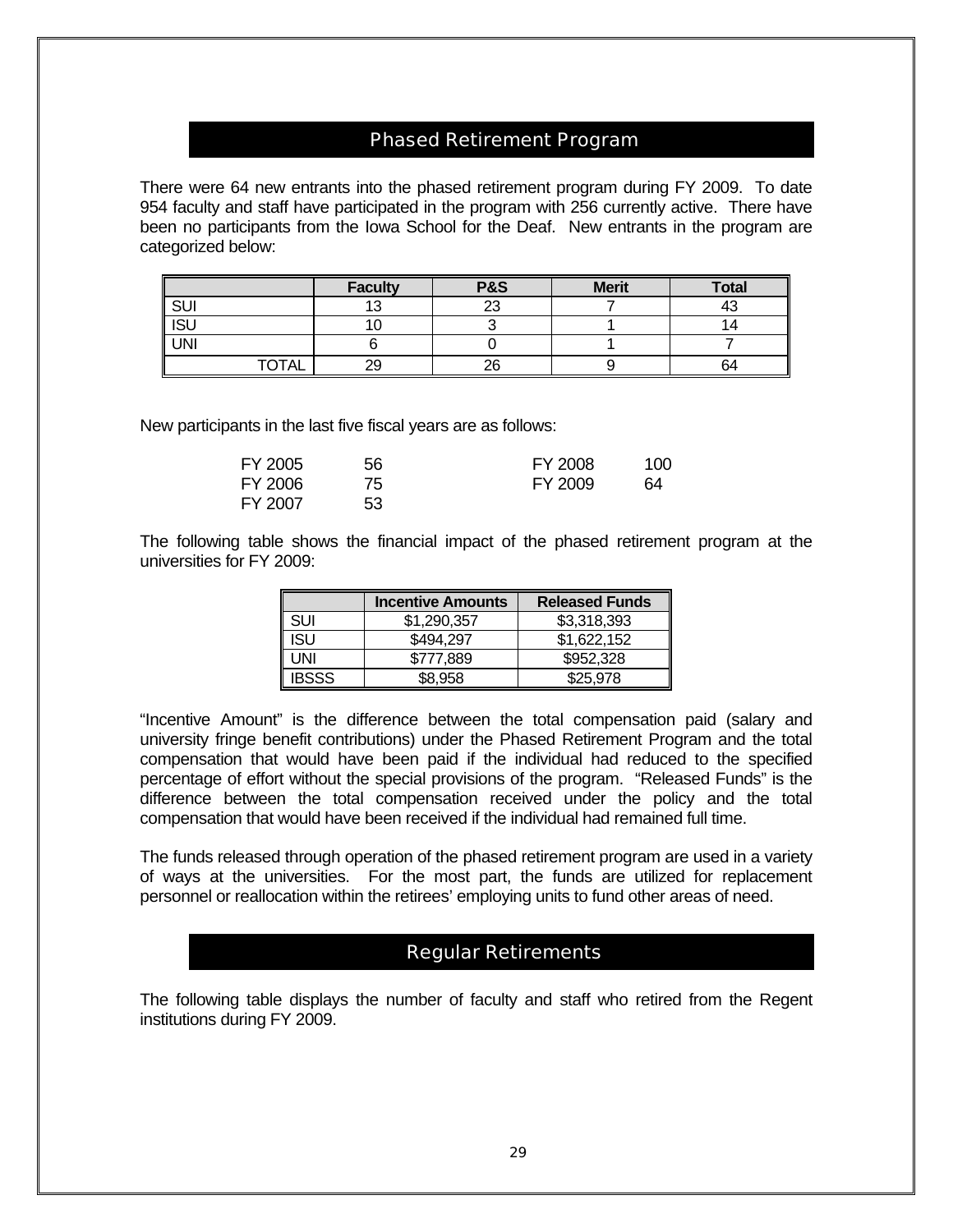## Phased Retirement Program

There were 64 new entrants into the phased retirement program during FY 2009. To date 954 faculty and staff have participated in the program with 256 currently active. There have been no participants from the Iowa School for the Deaf. New entrants in the program are categorized below:

| | Faculty | P&S | Merit | Total |
|---|---|---|---|---|
| SUI | 13 | 23 | 7 | 43 |
| ISU | 10 | 3 | 1 | 14 |
| UNI | 6 | 0 | 1 | 7 |
| TOTAL | 29 | 26 | 9 | 64 |

New participants in the last five fiscal years are as follows:

| | | | |
|---|---|---|---|
| FY 2005 | 56 | FY 2008 | 100 |
| FY 2006 | 75 | FY 2009 | 64 |
| FY 2007 | 53 | | |

The following table shows the financial impact of the phased retirement program at the universities for FY 2009:

| | Incentive Amounts | Released Funds |
|---|---|---|
| SUI | $1,290,357 | $3,318,393 |
| ISU | $494,297 | $1,622,152 |
| UNI | $777,889 | $952,328 |
| IBSSS | $8,958 | $25,978 |

"Incentive Amount" is the difference between the total compensation paid (salary and university fringe benefit contributions) under the Phased Retirement Program and the total compensation that would have been paid if the individual had reduced to the specified percentage of effort without the special provisions of the program. "Released Funds" is the difference between the total compensation received under the policy and the total compensation that would have been received if the individual had remained full time.

The funds released through operation of the phased retirement program are used in a variety of ways at the universities. For the most part, the funds are utilized for replacement personnel or reallocation within the retirees' employing units to fund other areas of need.

## Regular Retirements

The following table displays the number of faculty and staff who retired from the Regent institutions during FY 2009.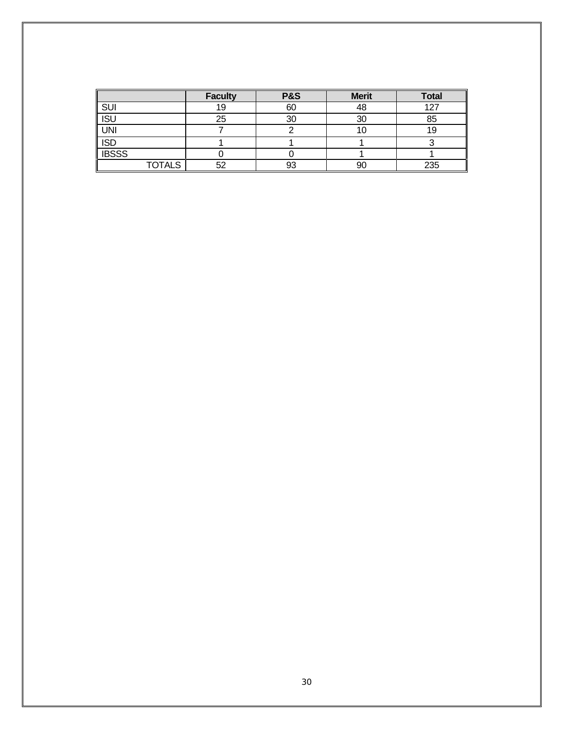| | Faculty | P&S | Merit | Total |
|---|---|---|---|---|
| SUI | 19 | 60 | 48 | 127 |
| ISU | 25 | 30 | 30 | 85 |
| UNI | 7 | 2 | 10 | 19 |
| ISD | 1 | 1 | 1 | 3 |
| IBSSS | 0 | 0 | 1 | 1 |
| TOTALS | 52 | 93 | 90 | 235 |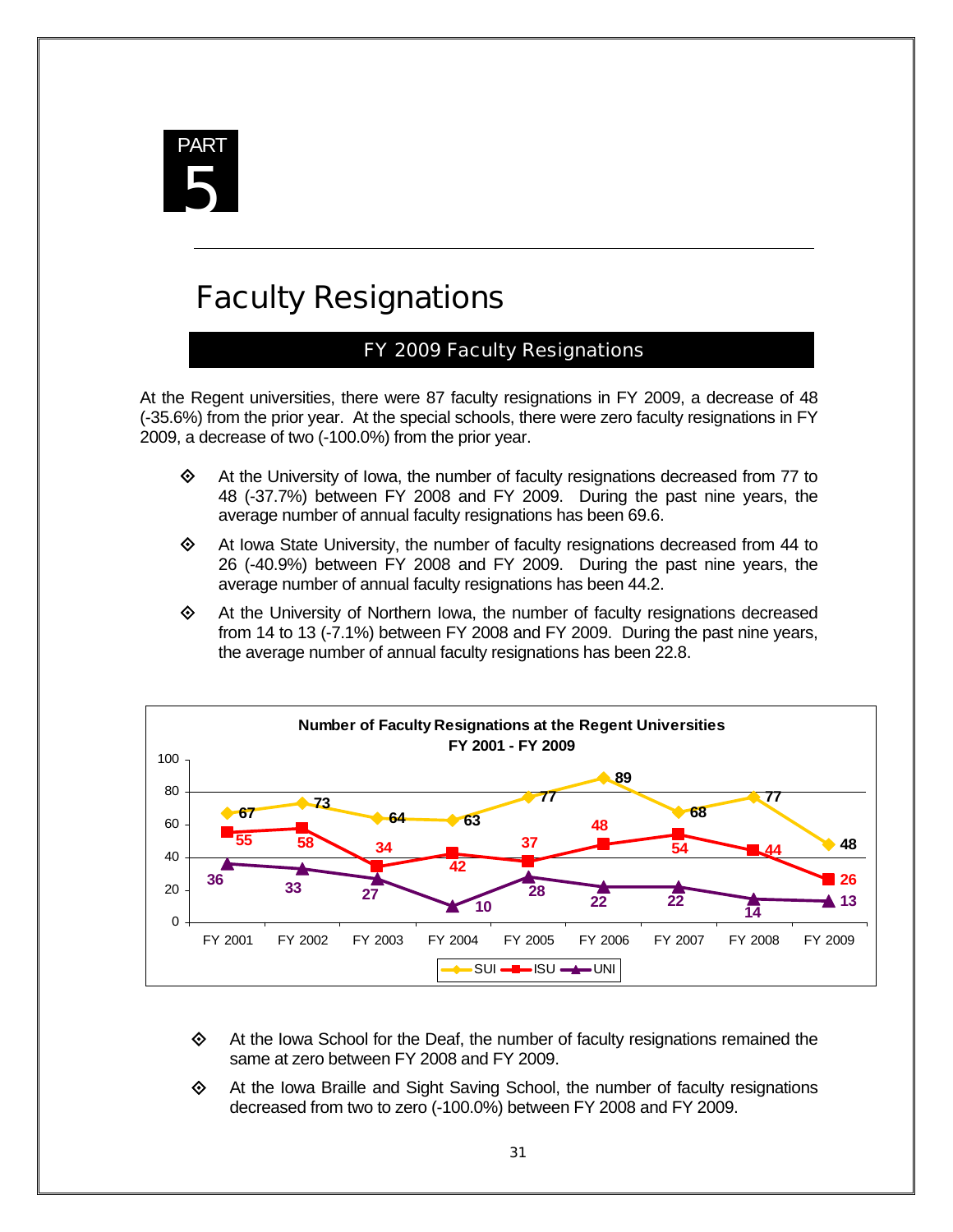PART 5

# Faculty Resignations

## FY 2009 Faculty Resignations

At the Regent universities, there were 87 faculty resignations in FY 2009, a decrease of 48 (-35.6%) from the prior year. At the special schools, there were zero faculty resignations in FY 2009, a decrease of two (-100.0%) from the prior year.

- At the University of Iowa, the number of faculty resignations decreased from 77 to 48 (-37.7%) between FY 2008 and FY 2009. During the past nine years, the average number of annual faculty resignations has been 69.6.
- At Iowa State University, the number of faculty resignations decreased from 44 to 26 (-40.9%) between FY 2008 and FY 2009. During the past nine years, the average number of annual faculty resignations has been 44.2.
- At the University of Northern Iowa, the number of faculty resignations decreased from 14 to 13 (-7.1%) between FY 2008 and FY 2009. During the past nine years, the average number of annual faculty resignations has been 22.8.

**Number of Faculty Resignations at the Regent Universities FY 2001 - FY 2009**

| | FY 2001 | FY 2002 | FY 2003 | FY 2004 | FY 2005 | FY 2006 | FY 2007 | FY 2008 | FY 2009 |
|---|---|---|---|---|---|---|---|---|---|
| SUI | 67 | 73 | 64 | 63 | 77 | 89 | 68 | 77 | 48 |
| ISU | 55 | 58 | 34 | 42 | 37 | 48 | 54 | 44 | 26 |
| UNI | 36 | 33 | 27 | 10 | 28 | 22 | 22 | 14 | 13 |

- At the Iowa School for the Deaf, the number of faculty resignations remained the same at zero between FY 2008 and FY 2009.
- At the Iowa Braille and Sight Saving School, the number of faculty resignations decreased from two to zero (-100.0%) between FY 2008 and FY 2009.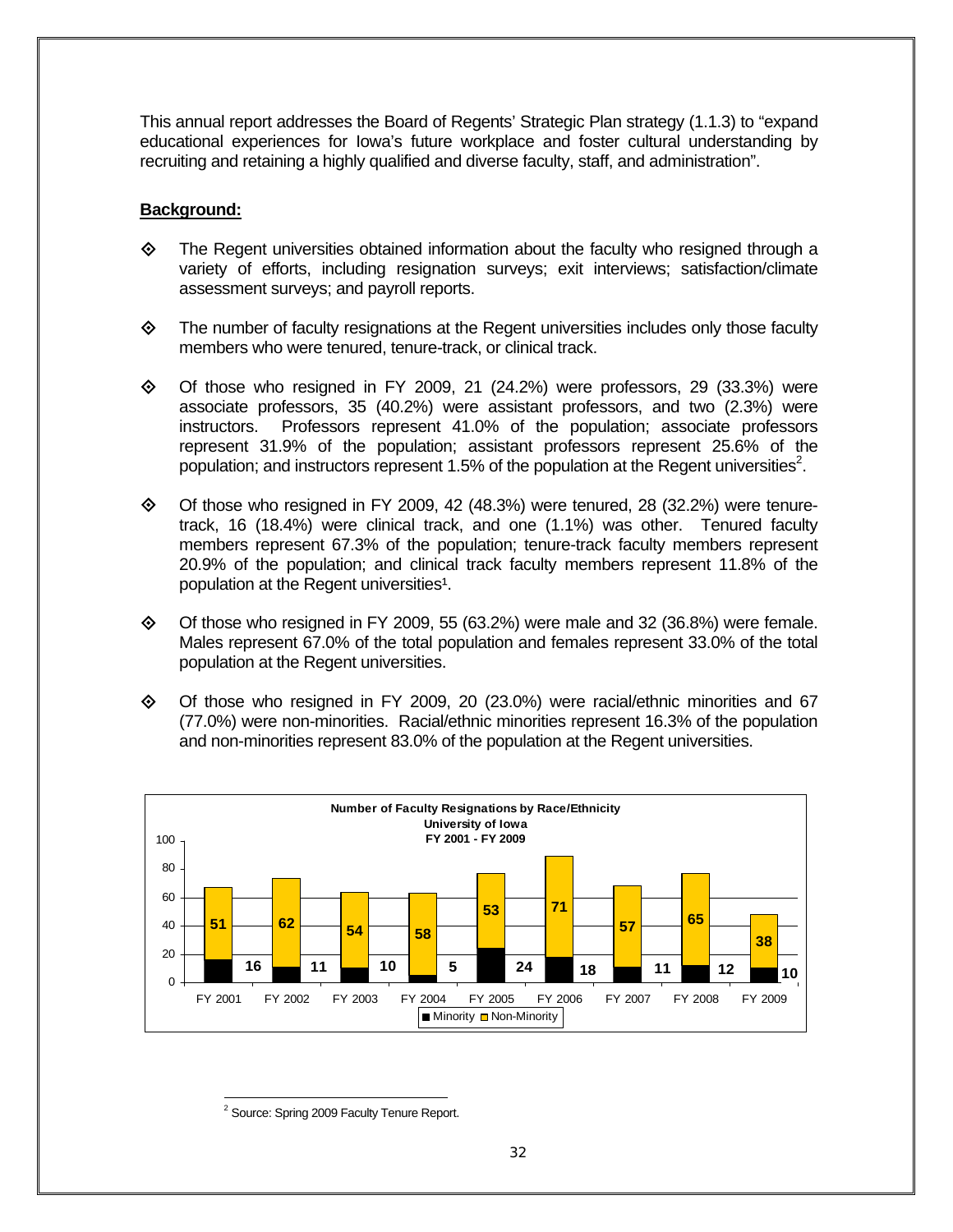This annual report addresses the Board of Regents' Strategic Plan strategy (1.1.3) to "expand educational experiences for Iowa's future workplace and foster cultural understanding by recruiting and retaining a highly qualified and diverse faculty, staff, and administration".

**Background:**

- The Regent universities obtained information about the faculty who resigned through a variety of efforts, including resignation surveys; exit interviews; satisfaction/climate assessment surveys; and payroll reports.
- The number of faculty resignations at the Regent universities includes only those faculty members who were tenured, tenure-track, or clinical track.
- Of those who resigned in FY 2009, 21 (24.2%) were professors, 29 (33.3%) were associate professors, 35 (40.2%) were assistant professors, and two (2.3%) were instructors. Professors represent 41.0% of the population; associate professors represent 31.9% of the population; assistant professors represent 25.6% of the population; and instructors represent 1.5% of the population at the Regent universities[2].
- Of those who resigned in FY 2009, 42 (48.3%) were tenured, 28 (32.2%) were tenure-track, 16 (18.4%) were clinical track, and one (1.1%) was other. Tenured faculty members represent 67.3% of the population; tenure-track faculty members represent 20.9% of the population; and clinical track faculty members represent 11.8% of the population at the Regent universities[1].
- Of those who resigned in FY 2009, 55 (63.2%) were male and 32 (36.8%) were female. Males represent 67.0% of the total population and females represent 33.0% of the total population at the Regent universities.
- Of those who resigned in FY 2009, 20 (23.0%) were racial/ethnic minorities and 67 (77.0%) were non-minorities. Racial/ethnic minorities represent 16.3% of the population and non-minorities represent 83.0% of the population at the Regent universities.

Number of Faculty Resignations by Race/Ethnicity
University of Iowa
FY 2001 - FY 2009

100
80
60
40
20
0

51 16
62 11
54 10
58 5
53 24
71 18
57 11
65 12
38 10

FY 2001 FY 2002 FY 2003 FY 2004 FY 2005 FY 2006 FY 2007 FY 2008 FY 2009

Minority Non-Minority

[2] Source: Spring 2009 Faculty Tenure Report.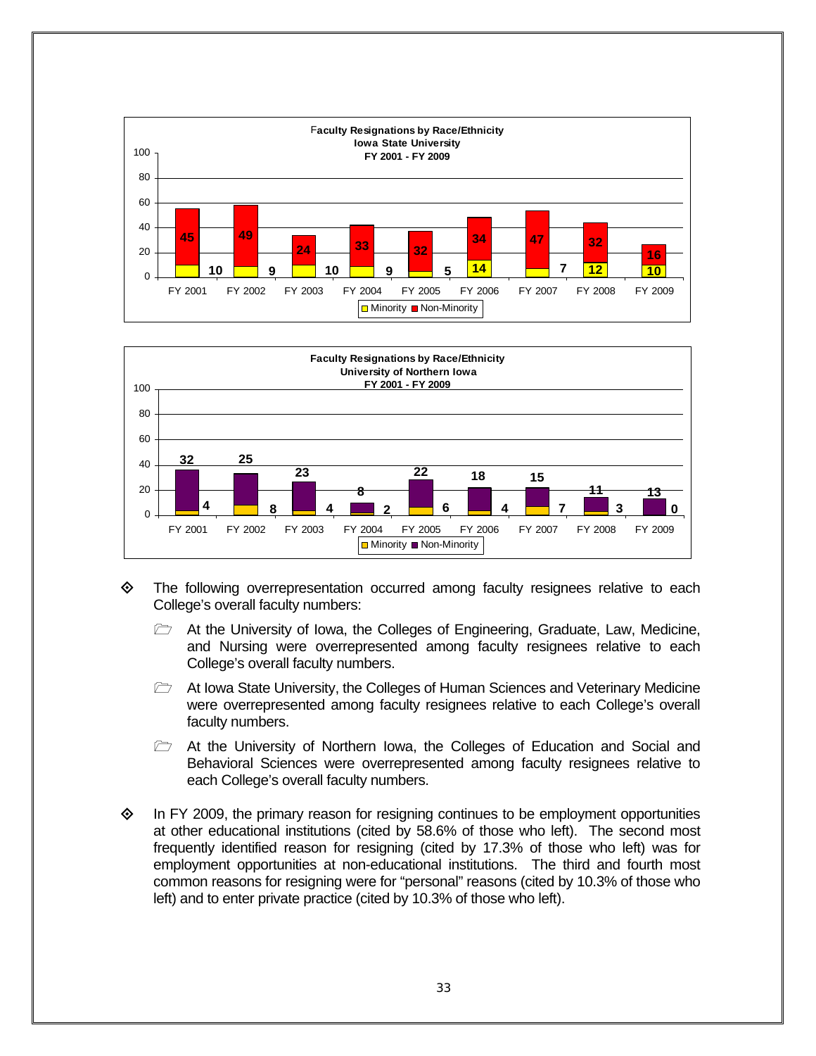Faculty Resignations by Race/Ethnicity
Iowa State University
FY 2001 - FY 2009

100
80
60
40
20
0

FY 2001: 45, 10
FY 2002: 49, 9
FY 2003: 24, 10
FY 2004: 33, 9
FY 2005: 32, 5
FY 2006: 34, 14
FY 2007: 47, 7
FY 2008: 32, 12
FY 2009: 16, 10

Minority ■ Non-Minority

Faculty Resignations by Race/Ethnicity
University of Northern Iowa
FY 2001 - FY 2009

100
80
60
40
20
0

FY 2001: 32, 4
FY 2002: 25, 8
FY 2003: 23, 4
FY 2004: 8, 2
FY 2005: 22, 6
FY 2006: 18, 4
FY 2007: 15, 7
FY 2008: 11, 3
FY 2009: 13, 0

Minority ■ Non-Minority

- The following overrepresentation occurred among faculty resignees relative to each College's overall faculty numbers:
  - At the University of Iowa, the Colleges of Engineering, Graduate, Law, Medicine, and Nursing were overrepresented among faculty resignees relative to each College's overall faculty numbers.
  - At Iowa State University, the Colleges of Human Sciences and Veterinary Medicine were overrepresented among faculty resignees relative to each College's overall faculty numbers.
  - At the University of Northern Iowa, the Colleges of Education and Social and Behavioral Sciences were overrepresented among faculty resignees relative to each College's overall faculty numbers.

- In FY 2009, the primary reason for resigning continues to be employment opportunities at other educational institutions (cited by 58.6% of those who left). The second most frequently identified reason for resigning (cited by 17.3% of those who left) was for employment opportunities at non-educational institutions. The third and fourth most common reasons for resigning were for "personal" reasons (cited by 10.3% of those who left) and to enter private practice (cited by 10.3% of those who left).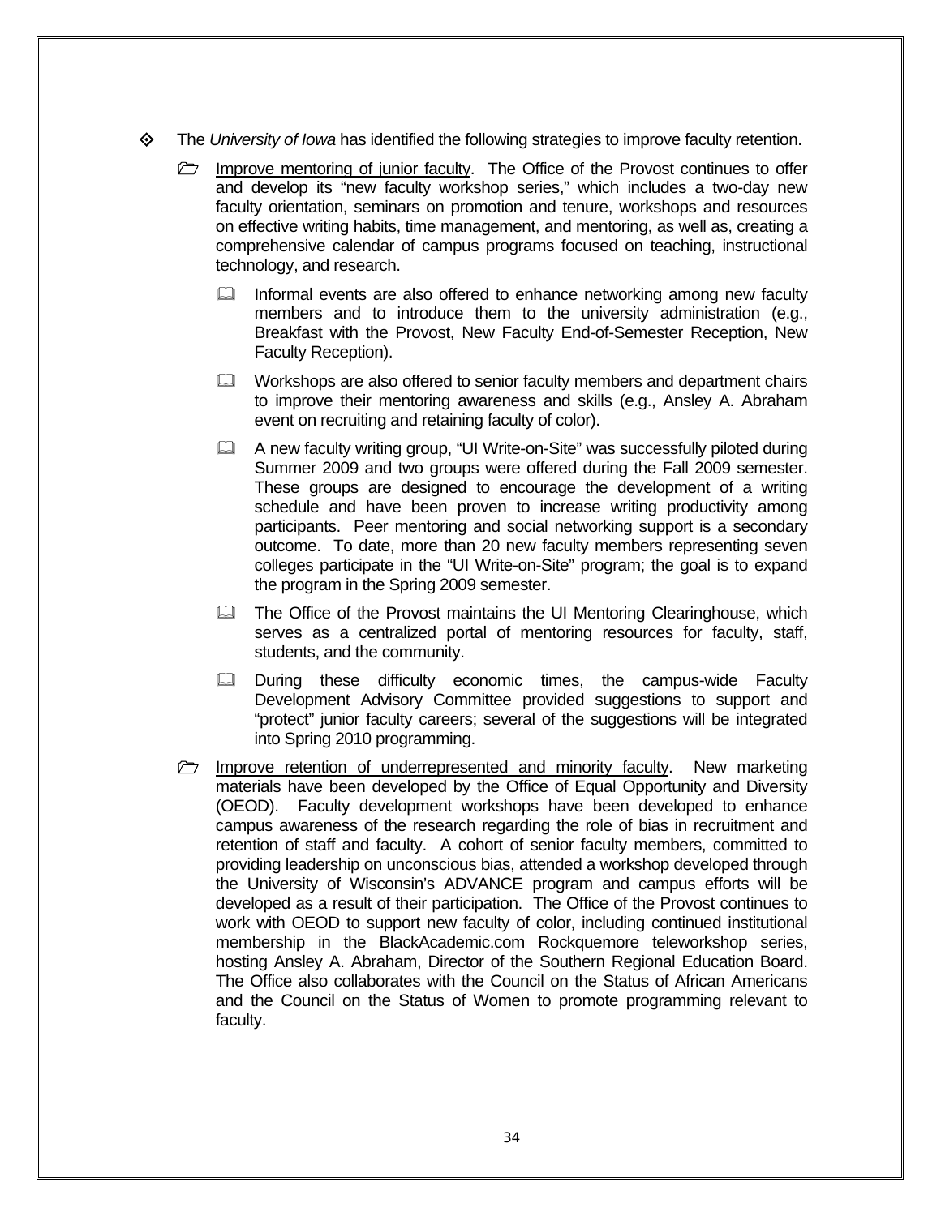- The *University of Iowa* has identified the following strategies to improve faculty retention.
  - <u>Improve mentoring of junior faculty</u>. The Office of the Provost continues to offer and develop its "new faculty workshop series," which includes a two-day new faculty orientation, seminars on promotion and tenure, workshops and resources on effective writing habits, time management, and mentoring, as well as, creating a comprehensive calendar of campus programs focused on teaching, instructional technology, and research.
    - Informal events are also offered to enhance networking among new faculty members and to introduce them to the university administration (e.g., Breakfast with the Provost, New Faculty End-of-Semester Reception, New Faculty Reception).
    - Workshops are also offered to senior faculty members and department chairs to improve their mentoring awareness and skills (e.g., Ansley A. Abraham event on recruiting and retaining faculty of color).
    - A new faculty writing group, "UI Write-on-Site" was successfully piloted during Summer 2009 and two groups were offered during the Fall 2009 semester. These groups are designed to encourage the development of a writing schedule and have been proven to increase writing productivity among participants. Peer mentoring and social networking support is a secondary outcome. To date, more than 20 new faculty members representing seven colleges participate in the "UI Write-on-Site" program; the goal is to expand the program in the Spring 2009 semester.
    - The Office of the Provost maintains the UI Mentoring Clearinghouse, which serves as a centralized portal of mentoring resources for faculty, staff, students, and the community.
    - During these difficulty economic times, the campus-wide Faculty Development Advisory Committee provided suggestions to support and "protect" junior faculty careers; several of the suggestions will be integrated into Spring 2010 programming.
  - <u>Improve retention of underrepresented and minority faculty</u>. New marketing materials have been developed by the Office of Equal Opportunity and Diversity (OEOD). Faculty development workshops have been developed to enhance campus awareness of the research regarding the role of bias in recruitment and retention of staff and faculty. A cohort of senior faculty members, committed to providing leadership on unconscious bias, attended a workshop developed through the University of Wisconsin's ADVANCE program and campus efforts will be developed as a result of their participation. The Office of the Provost continues to work with OEOD to support new faculty of color, including continued institutional membership in the BlackAcademic.com Rockquemore teleworkshop series, hosting Ansley A. Abraham, Director of the Southern Regional Education Board. The Office also collaborates with the Council on the Status of African Americans and the Council on the Status of Women to promote programming relevant to faculty.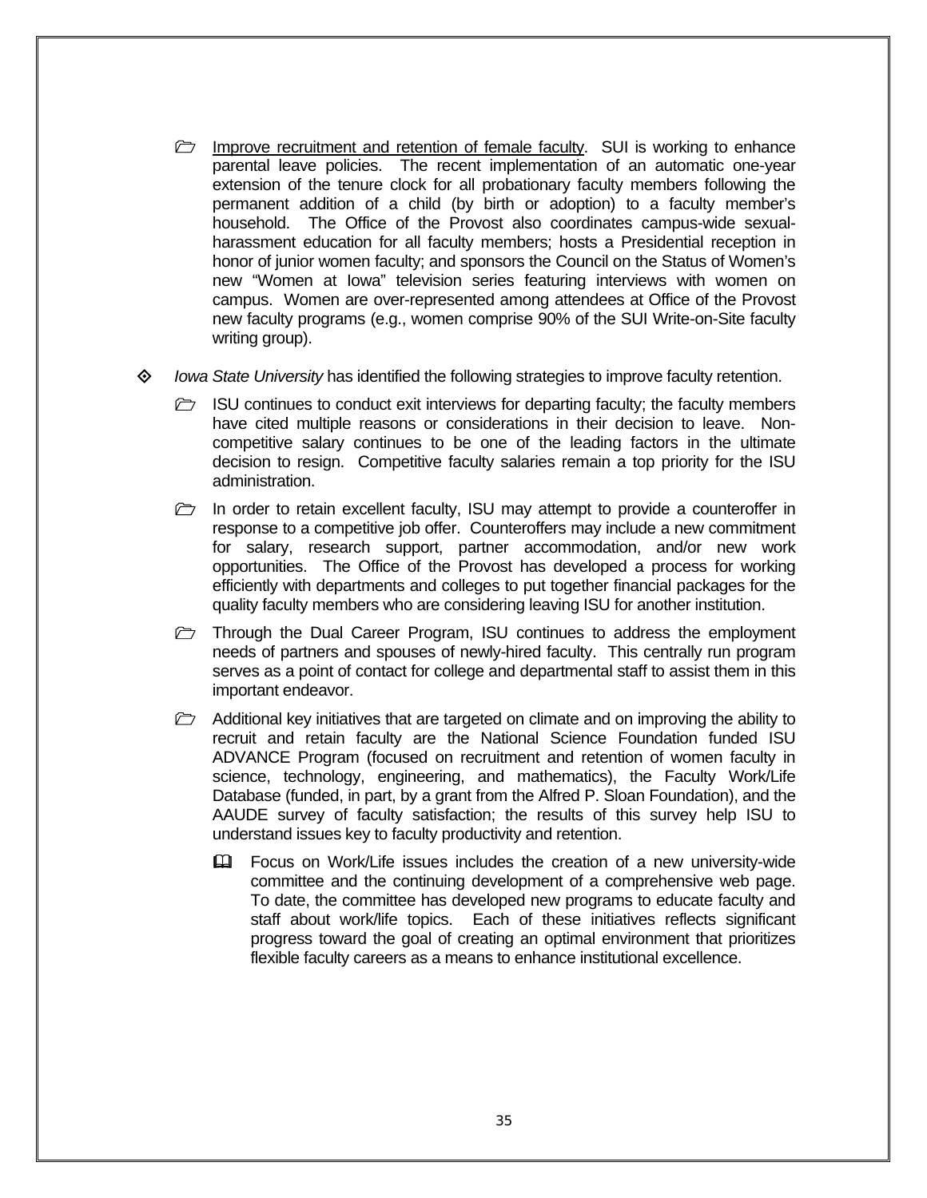- <u>Improve recruitment and retention of female faculty</u>. SUI is working to enhance parental leave policies. The recent implementation of an automatic one-year extension of the tenure clock for all probationary faculty members following the permanent addition of a child (by birth or adoption) to a faculty member's household. The Office of the Provost also coordinates campus-wide sexual-harassment education for all faculty members; hosts a Presidential reception in honor of junior women faculty; and sponsors the Council on the Status of Women's new "Women at Iowa" television series featuring interviews with women on campus. Women are over-represented among attendees at Office of the Provost new faculty programs (e.g., women comprise 90% of the SUI Write-on-Site faculty writing group).

- *Iowa State University* has identified the following strategies to improve faculty retention.

  - ISU continues to conduct exit interviews for departing faculty; the faculty members have cited multiple reasons or considerations in their decision to leave. Non-competitive salary continues to be one of the leading factors in the ultimate decision to resign. Competitive faculty salaries remain a top priority for the ISU administration.

  - In order to retain excellent faculty, ISU may attempt to provide a counteroffer in response to a competitive job offer. Counteroffers may include a new commitment for salary, research support, partner accommodation, and/or new work opportunities. The Office of the Provost has developed a process for working efficiently with departments and colleges to put together financial packages for the quality faculty members who are considering leaving ISU for another institution.

  - Through the Dual Career Program, ISU continues to address the employment needs of partners and spouses of newly-hired faculty. This centrally run program serves as a point of contact for college and departmental staff to assist them in this important endeavor.

  - Additional key initiatives that are targeted on climate and on improving the ability to recruit and retain faculty are the National Science Foundation funded ISU ADVANCE Program (focused on recruitment and retention of women faculty in science, technology, engineering, and mathematics), the Faculty Work/Life Database (funded, in part, by a grant from the Alfred P. Sloan Foundation), and the AAUDE survey of faculty satisfaction; the results of this survey help ISU to understand issues key to faculty productivity and retention.

    - Focus on Work/Life issues includes the creation of a new university-wide committee and the continuing development of a comprehensive web page. To date, the committee has developed new programs to educate faculty and staff about work/life topics. Each of these initiatives reflects significant progress toward the goal of creating an optimal environment that prioritizes flexible faculty careers as a means to enhance institutional excellence.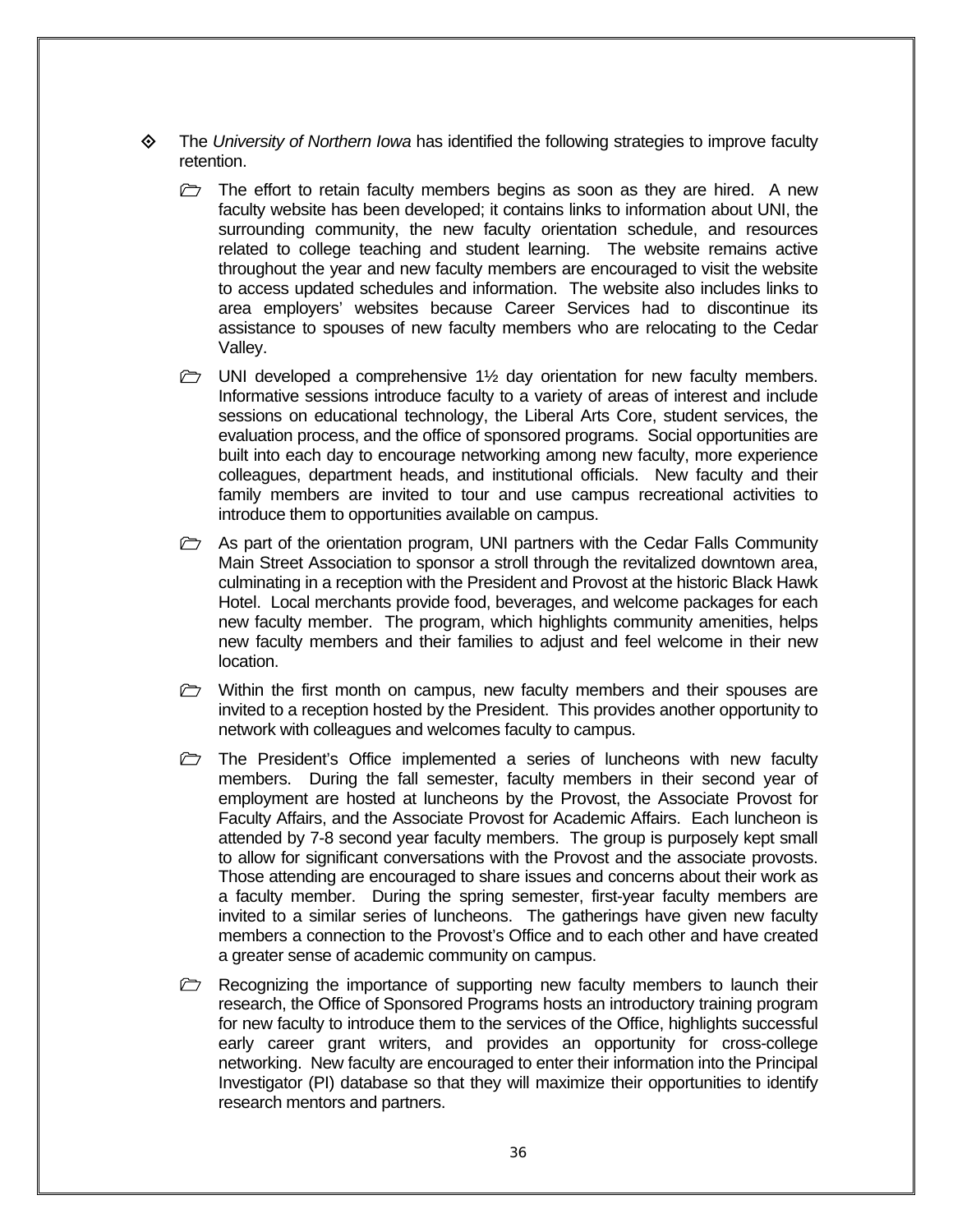- The *University of Northern Iowa* has identified the following strategies to improve faculty retention.
  - The effort to retain faculty members begins as soon as they are hired. A new faculty website has been developed; it contains links to information about UNI, the surrounding community, the new faculty orientation schedule, and resources related to college teaching and student learning. The website remains active throughout the year and new faculty members are encouraged to visit the website to access updated schedules and information. The website also includes links to area employers' websites because Career Services had to discontinue its assistance to spouses of new faculty members who are relocating to the Cedar Valley.
  - UNI developed a comprehensive 1½ day orientation for new faculty members. Informative sessions introduce faculty to a variety of areas of interest and include sessions on educational technology, the Liberal Arts Core, student services, the evaluation process, and the office of sponsored programs. Social opportunities are built into each day to encourage networking among new faculty, more experience colleagues, department heads, and institutional officials. New faculty and their family members are invited to tour and use campus recreational activities to introduce them to opportunities available on campus.
  - As part of the orientation program, UNI partners with the Cedar Falls Community Main Street Association to sponsor a stroll through the revitalized downtown area, culminating in a reception with the President and Provost at the historic Black Hawk Hotel. Local merchants provide food, beverages, and welcome packages for each new faculty member. The program, which highlights community amenities, helps new faculty members and their families to adjust and feel welcome in their new location.
  - Within the first month on campus, new faculty members and their spouses are invited to a reception hosted by the President. This provides another opportunity to network with colleagues and welcomes faculty to campus.
  - The President's Office implemented a series of luncheons with new faculty members. During the fall semester, faculty members in their second year of employment are hosted at luncheons by the Provost, the Associate Provost for Faculty Affairs, and the Associate Provost for Academic Affairs. Each luncheon is attended by 7-8 second year faculty members. The group is purposely kept small to allow for significant conversations with the Provost and the associate provosts. Those attending are encouraged to share issues and concerns about their work as a faculty member. During the spring semester, first-year faculty members are invited to a similar series of luncheons. The gatherings have given new faculty members a connection to the Provost's Office and to each other and have created a greater sense of academic community on campus.
  - Recognizing the importance of supporting new faculty members to launch their research, the Office of Sponsored Programs hosts an introductory training program for new faculty to introduce them to the services of the Office, highlights successful early career grant writers, and provides an opportunity for cross-college networking. New faculty are encouraged to enter their information into the Principal Investigator (PI) database so that they will maximize their opportunities to identify research mentors and partners.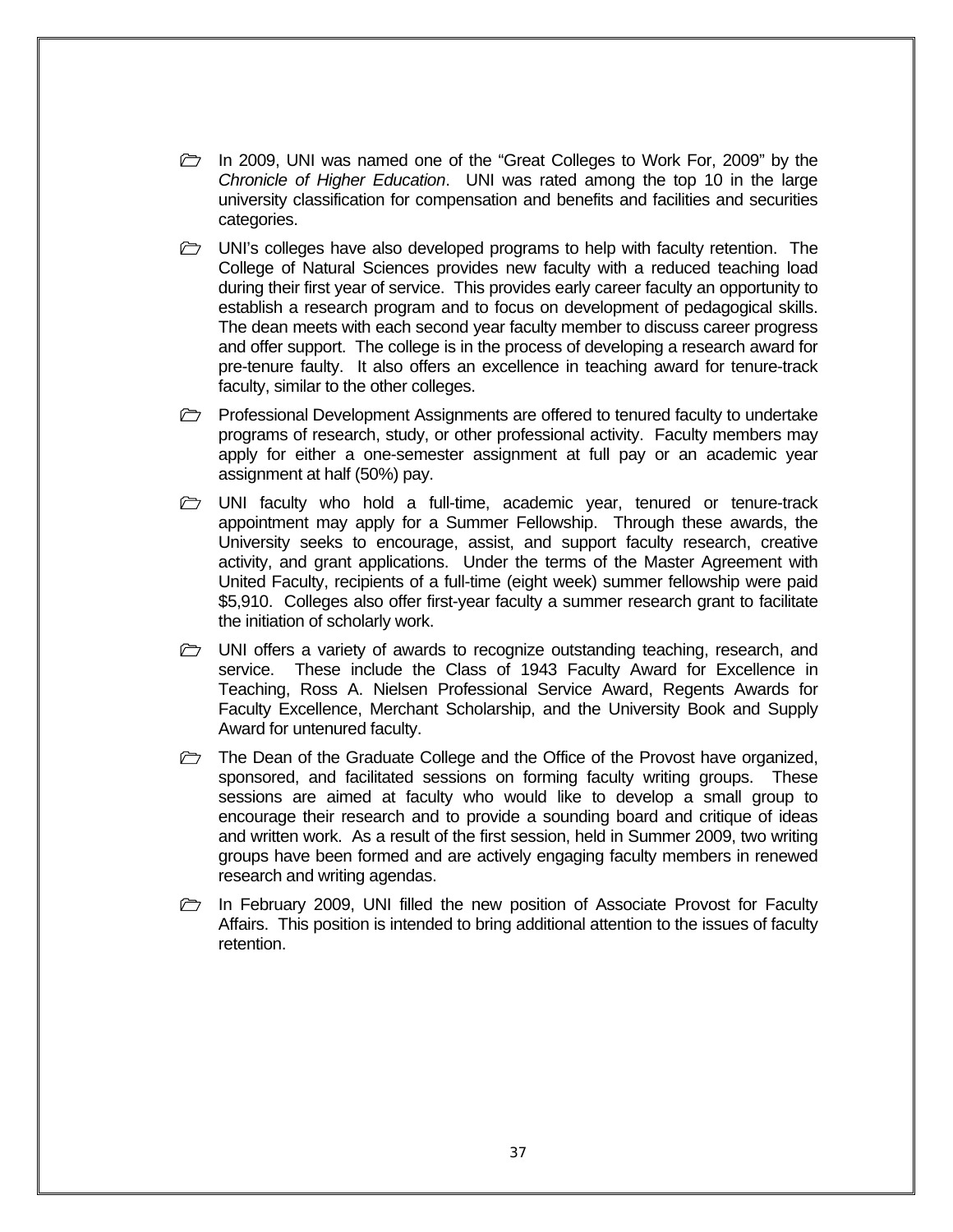- In 2009, UNI was named one of the "Great Colleges to Work For, 2009" by the *Chronicle of Higher Education*. UNI was rated among the top 10 in the large university classification for compensation and benefits and facilities and securities categories.
- UNI's colleges have also developed programs to help with faculty retention. The College of Natural Sciences provides new faculty with a reduced teaching load during their first year of service. This provides early career faculty an opportunity to establish a research program and to focus on development of pedagogical skills. The dean meets with each second year faculty member to discuss career progress and offer support. The college is in the process of developing a research award for pre-tenure faulty. It also offers an excellence in teaching award for tenure-track faculty, similar to the other colleges.
- Professional Development Assignments are offered to tenured faculty to undertake programs of research, study, or other professional activity. Faculty members may apply for either a one-semester assignment at full pay or an academic year assignment at half (50%) pay.
- UNI faculty who hold a full-time, academic year, tenured or tenure-track appointment may apply for a Summer Fellowship. Through these awards, the University seeks to encourage, assist, and support faculty research, creative activity, and grant applications. Under the terms of the Master Agreement with United Faculty, recipients of a full-time (eight week) summer fellowship were paid $5,910. Colleges also offer first-year faculty a summer research grant to facilitate the initiation of scholarly work.
- UNI offers a variety of awards to recognize outstanding teaching, research, and service. These include the Class of 1943 Faculty Award for Excellence in Teaching, Ross A. Nielsen Professional Service Award, Regents Awards for Faculty Excellence, Merchant Scholarship, and the University Book and Supply Award for untenured faculty.
- The Dean of the Graduate College and the Office of the Provost have organized, sponsored, and facilitated sessions on forming faculty writing groups. These sessions are aimed at faculty who would like to develop a small group to encourage their research and to provide a sounding board and critique of ideas and written work. As a result of the first session, held in Summer 2009, two writing groups have been formed and are actively engaging faculty members in renewed research and writing agendas.
- In February 2009, UNI filled the new position of Associate Provost for Faculty Affairs. This position is intended to bring additional attention to the issues of faculty retention.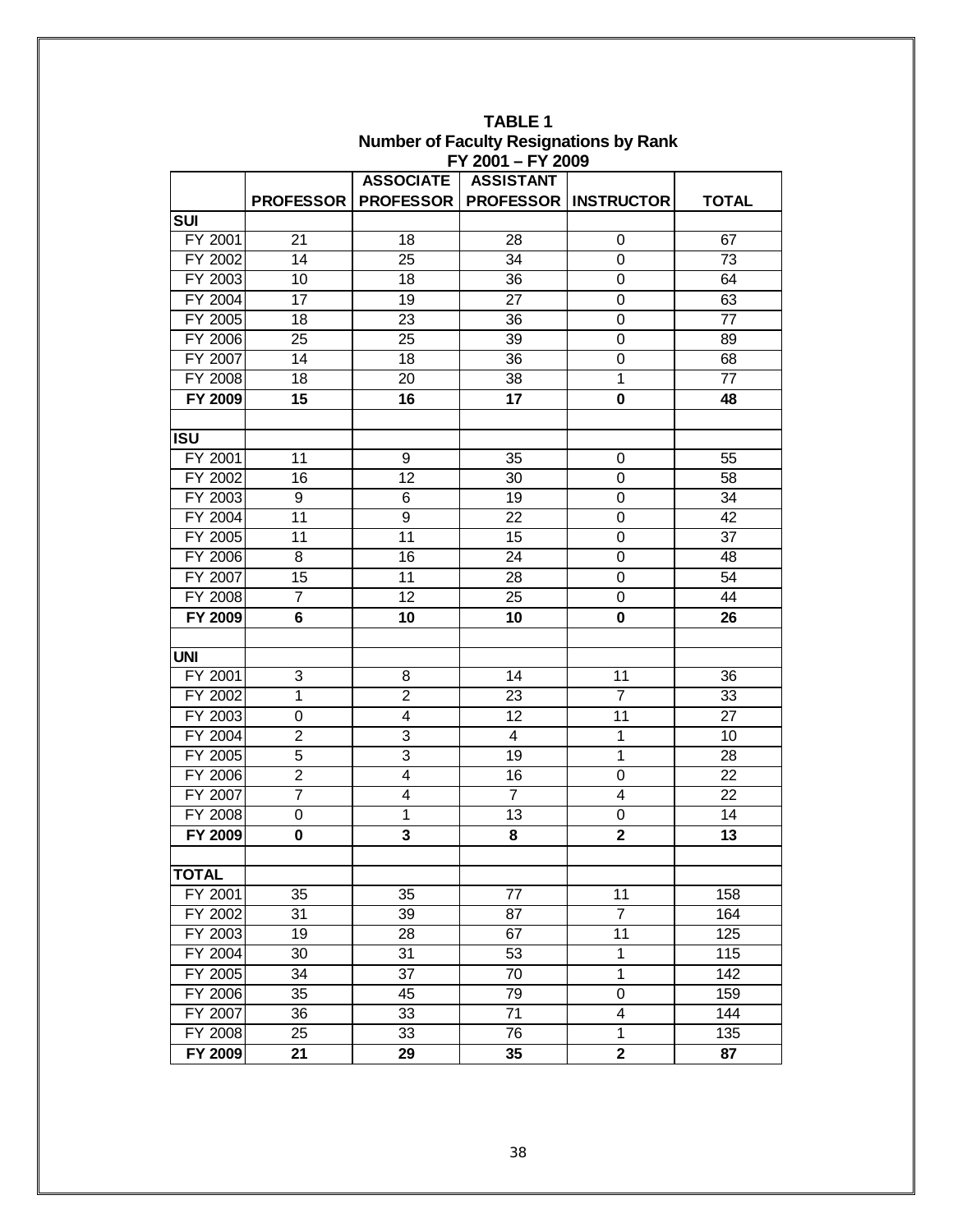**TABLE 1**
**Number of Faculty Resignations by Rank**
**FY 2001 – FY 2009**

| | PROFESSOR | ASSOCIATE PROFESSOR | ASSISTANT PROFESSOR | INSTRUCTOR | TOTAL |
|---|---|---|---|---|---|
| **SUI** | | | | | |
| FY 2001 | 21 | 18 | 28 | 0 | 67 |
| FY 2002 | 14 | 25 | 34 | 0 | 73 |
| FY 2003 | 10 | 18 | 36 | 0 | 64 |
| FY 2004 | 17 | 19 | 27 | 0 | 63 |
| FY 2005 | 18 | 23 | 36 | 0 | 77 |
| FY 2006 | 25 | 25 | 39 | 0 | 89 |
| FY 2007 | 14 | 18 | 36 | 0 | 68 |
| FY 2008 | 18 | 20 | 38 | 1 | 77 |
| **FY 2009** | **15** | **16** | **17** | **0** | **48** |
| | | | | | |
| **ISU** | | | | | |
| FY 2001 | 11 | 9 | 35 | 0 | 55 |
| FY 2002 | 16 | 12 | 30 | 0 | 58 |
| FY 2003 | 9 | 6 | 19 | 0 | 34 |
| FY 2004 | 11 | 9 | 22 | 0 | 42 |
| FY 2005 | 11 | 11 | 15 | 0 | 37 |
| FY 2006 | 8 | 16 | 24 | 0 | 48 |
| FY 2007 | 15 | 11 | 28 | 0 | 54 |
| FY 2008 | 7 | 12 | 25 | 0 | 44 |
| **FY 2009** | **6** | **10** | **10** | **0** | **26** |
| | | | | | |
| **UNI** | | | | | |
| FY 2001 | 3 | 8 | 14 | 11 | 36 |
| FY 2002 | 1 | 2 | 23 | 7 | 33 |
| FY 2003 | 0 | 4 | 12 | 11 | 27 |
| FY 2004 | 2 | 3 | 4 | 1 | 10 |
| FY 2005 | 5 | 3 | 19 | 1 | 28 |
| FY 2006 | 2 | 4 | 16 | 0 | 22 |
| FY 2007 | 7 | 4 | 7 | 4 | 22 |
| FY 2008 | 0 | 1 | 13 | 0 | 14 |
| **FY 2009** | **0** | **3** | **8** | **2** | **13** |
| | | | | | |
| **TOTAL** | | | | | |
| FY 2001 | 35 | 35 | 77 | 11 | 158 |
| FY 2002 | 31 | 39 | 87 | 7 | 164 |
| FY 2003 | 19 | 28 | 67 | 11 | 125 |
| FY 2004 | 30 | 31 | 53 | 1 | 115 |
| FY 2005 | 34 | 37 | 70 | 1 | 142 |
| FY 2006 | 35 | 45 | 79 | 0 | 159 |
| FY 2007 | 36 | 33 | 71 | 4 | 144 |
| FY 2008 | 25 | 33 | 76 | 1 | 135 |
| **FY 2009** | **21** | **29** | **35** | **2** | **87** |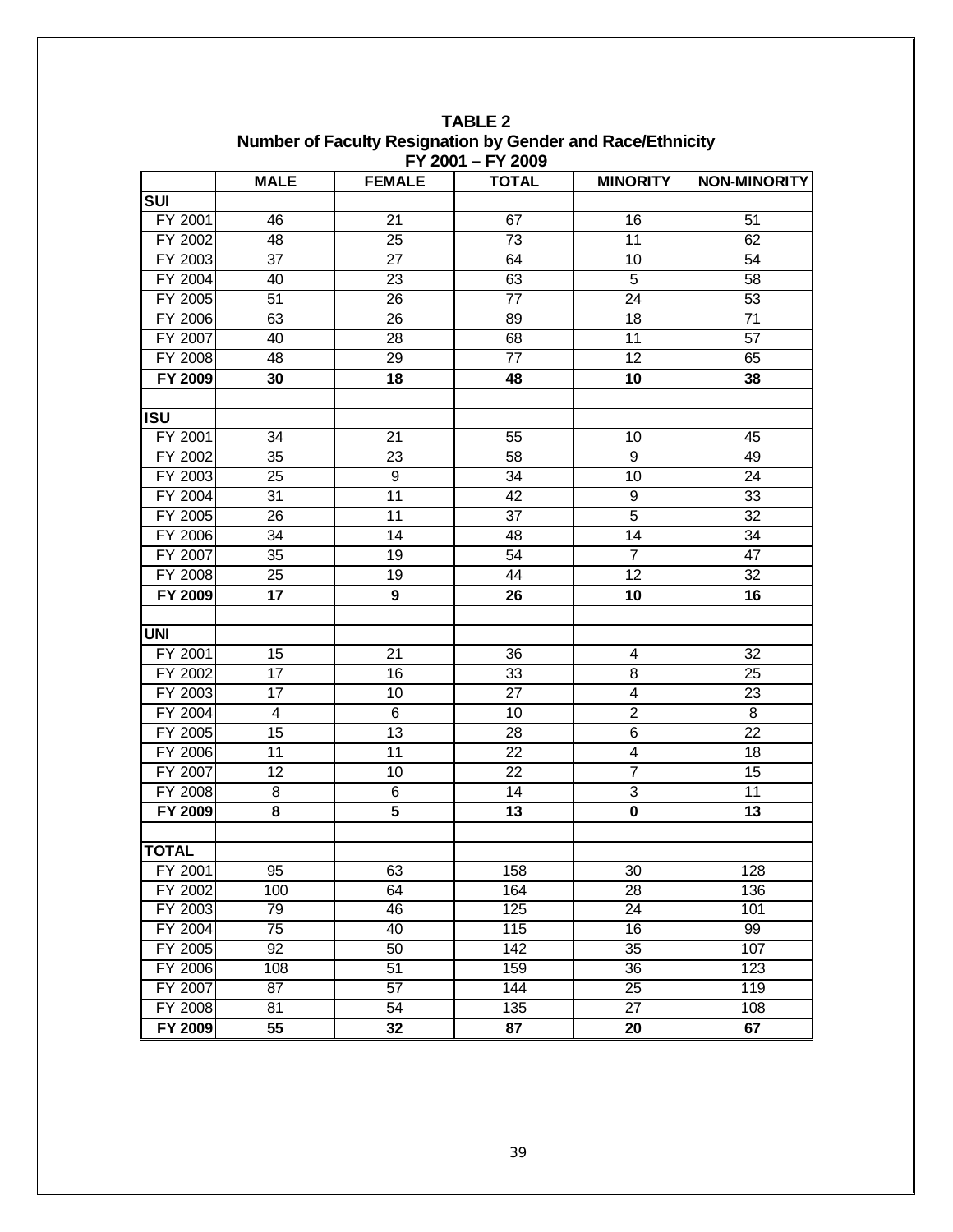**TABLE 2**
**Number of Faculty Resignation by Gender and Race/Ethnicity**
**FY 2001 – FY 2009**

| | MALE | FEMALE | TOTAL | MINORITY | NON-MINORITY |
|---|---|---|---|---|---|
| **SUI** | | | | | |
| FY 2001 | 46 | 21 | 67 | 16 | 51 |
| FY 2002 | 48 | 25 | 73 | 11 | 62 |
| FY 2003 | 37 | 27 | 64 | 10 | 54 |
| FY 2004 | 40 | 23 | 63 | 5 | 58 |
| FY 2005 | 51 | 26 | 77 | 24 | 53 |
| FY 2006 | 63 | 26 | 89 | 18 | 71 |
| FY 2007 | 40 | 28 | 68 | 11 | 57 |
| FY 2008 | 48 | 29 | 77 | 12 | 65 |
| **FY 2009** | **30** | **18** | **48** | **10** | **38** |
| | | | | | |
| **ISU** | | | | | |
| FY 2001 | 34 | 21 | 55 | 10 | 45 |
| FY 2002 | 35 | 23 | 58 | 9 | 49 |
| FY 2003 | 25 | 9 | 34 | 10 | 24 |
| FY 2004 | 31 | 11 | 42 | 9 | 33 |
| FY 2005 | 26 | 11 | 37 | 5 | 32 |
| FY 2006 | 34 | 14 | 48 | 14 | 34 |
| FY 2007 | 35 | 19 | 54 | 7 | 47 |
| FY 2008 | 25 | 19 | 44 | 12 | 32 |
| **FY 2009** | **17** | **9** | **26** | **10** | **16** |
| | | | | | |
| **UNI** | | | | | |
| FY 2001 | 15 | 21 | 36 | 4 | 32 |
| FY 2002 | 17 | 16 | 33 | 8 | 25 |
| FY 2003 | 17 | 10 | 27 | 4 | 23 |
| FY 2004 | 4 | 6 | 10 | 2 | 8 |
| FY 2005 | 15 | 13 | 28 | 6 | 22 |
| FY 2006 | 11 | 11 | 22 | 4 | 18 |
| FY 2007 | 12 | 10 | 22 | 7 | 15 |
| FY 2008 | 8 | 6 | 14 | 3 | 11 |
| **FY 2009** | **8** | **5** | **13** | **0** | **13** |
| | | | | | |
| **TOTAL** | | | | | |
| FY 2001 | 95 | 63 | 158 | 30 | 128 |
| FY 2002 | 100 | 64 | 164 | 28 | 136 |
| FY 2003 | 79 | 46 | 125 | 24 | 101 |
| FY 2004 | 75 | 40 | 115 | 16 | 99 |
| FY 2005 | 92 | 50 | 142 | 35 | 107 |
| FY 2006 | 108 | 51 | 159 | 36 | 123 |
| FY 2007 | 87 | 57 | 144 | 25 | 119 |
| FY 2008 | 81 | 54 | 135 | 27 | 108 |
| **FY 2009** | **55** | **32** | **87** | **20** | **67** |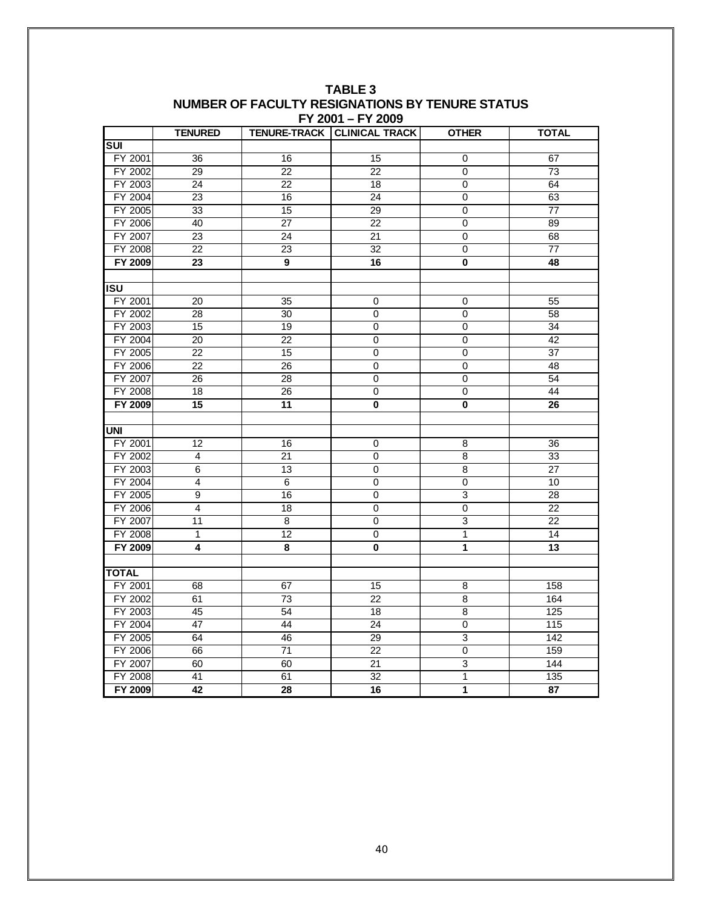# TABLE 3
## NUMBER OF FACULTY RESIGNATIONS BY TENURE STATUS
### FY 2001 – FY 2009

| | TENURED | TENURE-TRACK | CLINICAL TRACK | OTHER | TOTAL |
|---|---|---|---|---|---|
| **SUI** | | | | | |
| FY 2001 | 36 | 16 | 15 | 0 | 67 |
| FY 2002 | 29 | 22 | 22 | 0 | 73 |
| FY 2003 | 24 | 22 | 18 | 0 | 64 |
| FY 2004 | 23 | 16 | 24 | 0 | 63 |
| FY 2005 | 33 | 15 | 29 | 0 | 77 |
| FY 2006 | 40 | 27 | 22 | 0 | 89 |
| FY 2007 | 23 | 24 | 21 | 0 | 68 |
| FY 2008 | 22 | 23 | 32 | 0 | 77 |
| **FY 2009** | **23** | **9** | **16** | **0** | **48** |
| | | | | | |
| **ISU** | | | | | |
| FY 2001 | 20 | 35 | 0 | 0 | 55 |
| FY 2002 | 28 | 30 | 0 | 0 | 58 |
| FY 2003 | 15 | 19 | 0 | 0 | 34 |
| FY 2004 | 20 | 22 | 0 | 0 | 42 |
| FY 2005 | 22 | 15 | 0 | 0 | 37 |
| FY 2006 | 22 | 26 | 0 | 0 | 48 |
| FY 2007 | 26 | 28 | 0 | 0 | 54 |
| FY 2008 | 18 | 26 | 0 | 0 | 44 |
| **FY 2009** | **15** | **11** | **0** | **0** | **26** |
| | | | | | |
| **UNI** | | | | | |
| FY 2001 | 12 | 16 | 0 | 8 | 36 |
| FY 2002 | 4 | 21 | 0 | 8 | 33 |
| FY 2003 | 6 | 13 | 0 | 8 | 27 |
| FY 2004 | 4 | 6 | 0 | 0 | 10 |
| FY 2005 | 9 | 16 | 0 | 3 | 28 |
| FY 2006 | 4 | 18 | 0 | 0 | 22 |
| FY 2007 | 11 | 8 | 0 | 3 | 22 |
| FY 2008 | 1 | 12 | 0 | 1 | 14 |
| **FY 2009** | **4** | **8** | **0** | **1** | **13** |
| | | | | | |
| **TOTAL** | | | | | |
| FY 2001 | 68 | 67 | 15 | 8 | 158 |
| FY 2002 | 61 | 73 | 22 | 8 | 164 |
| FY 2003 | 45 | 54 | 18 | 8 | 125 |
| FY 2004 | 47 | 44 | 24 | 0 | 115 |
| FY 2005 | 64 | 46 | 29 | 3 | 142 |
| FY 2006 | 66 | 71 | 22 | 0 | 159 |
| FY 2007 | 60 | 60 | 21 | 3 | 144 |
| FY 2008 | 41 | 61 | 32 | 1 | 135 |
| **FY 2009** | **42** | **28** | **16** | **1** | **87** |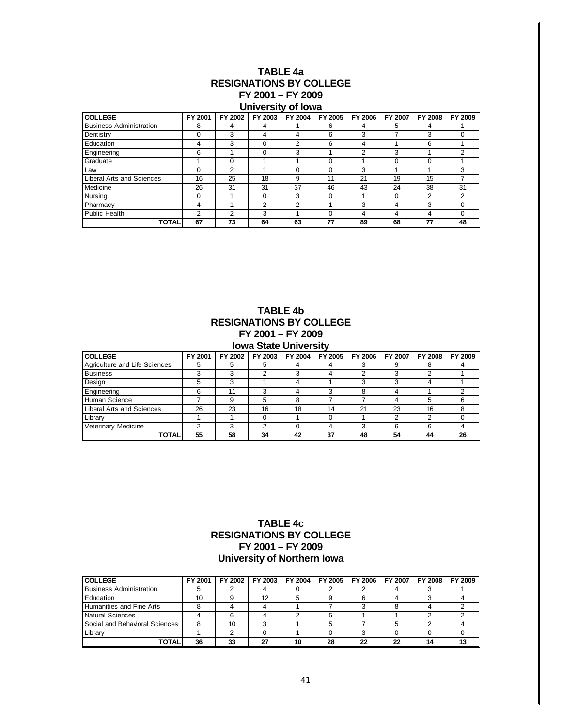# TABLE 4a
## RESIGNATIONS BY COLLEGE
## FY 2001 – FY 2009
## University of Iowa

| COLLEGE | FY 2001 | FY 2002 | FY 2003 | FY 2004 | FY 2005 | FY 2006 | FY 2007 | FY 2008 | FY 2009 |
|---|---|---|---|---|---|---|---|---|---|
| Business Administration | 8 | 4 | 4 | 1 | 6 | 4 | 5 | 4 | 1 |
| Dentistry | 0 | 3 | 4 | 4 | 6 | 3 | 7 | 3 | 0 |
| Education | 4 | 3 | 0 | 2 | 6 | 4 | 1 | 6 | 1 |
| Engineering | 6 | 1 | 0 | 3 | 1 | 2 | 3 | 1 | 2 |
| Graduate | 1 | 0 | 1 | 1 | 0 | 1 | 0 | 0 | 1 |
| Law | 0 | 2 | 1 | 0 | 0 | 3 | 1 | 1 | 3 |
| Liberal Arts and Sciences | 16 | 25 | 18 | 9 | 11 | 21 | 19 | 15 | 7 |
| Medicine | 26 | 31 | 31 | 37 | 46 | 43 | 24 | 38 | 31 |
| Nursing | 0 | 1 | 0 | 3 | 0 | 1 | 0 | 2 | 2 |
| Pharmacy | 4 | 1 | 2 | 2 | 1 | 3 | 4 | 3 | 0 |
| Public Health | 2 | 2 | 3 | 1 | 0 | 4 | 4 | 4 | 0 |
| **TOTAL** | **67** | **73** | **64** | **63** | **77** | **89** | **68** | **77** | **48** |

# TABLE 4b
## RESIGNATIONS BY COLLEGE
## FY 2001 – FY 2009
## Iowa State University

| COLLEGE | FY 2001 | FY 2002 | FY 2003 | FY 2004 | FY 2005 | FY 2006 | FY 2007 | FY 2008 | FY 2009 |
|---|---|---|---|---|---|---|---|---|---|
| Agriculture and Life Sciences | 5 | 5 | 5 | 4 | 4 | 3 | 9 | 8 | 4 |
| Business | 3 | 3 | 2 | 3 | 4 | 2 | 3 | 2 | 1 |
| Design | 5 | 3 | 1 | 4 | 1 | 3 | 3 | 4 | 1 |
| Engineering | 6 | 11 | 3 | 4 | 3 | 8 | 4 | 1 | 2 |
| Human Science | 7 | 9 | 5 | 8 | 7 | 7 | 4 | 5 | 6 |
| Liberal Arts and Sciences | 26 | 23 | 16 | 18 | 14 | 21 | 23 | 16 | 8 |
| Library | 1 | 1 | 0 | 1 | 0 | 1 | 2 | 2 | 0 |
| Veterinary Medicine | 2 | 3 | 2 | 0 | 4 | 3 | 6 | 6 | 4 |
| **TOTAL** | **55** | **58** | **34** | **42** | **37** | **48** | **54** | **44** | **26** |

# TABLE 4c
## RESIGNATIONS BY COLLEGE
## FY 2001 – FY 2009
## University of Northern Iowa

| COLLEGE | FY 2001 | FY 2002 | FY 2003 | FY 2004 | FY 2005 | FY 2006 | FY 2007 | FY 2008 | FY 2009 |
|---|---|---|---|---|---|---|---|---|---|
| Business Administration | 5 | 2 | 4 | 0 | 2 | 2 | 4 | 3 | 1 |
| Education | 10 | 9 | 12 | 5 | 9 | 6 | 4 | 3 | 4 |
| Humanities and Fine Arts | 8 | 4 | 4 | 1 | 7 | 3 | 8 | 4 | 2 |
| Natural Sciences | 4 | 6 | 4 | 2 | 5 | 1 | 1 | 2 | 2 |
| Social and Behavioral Sciences | 8 | 10 | 3 | 1 | 5 | 7 | 5 | 2 | 4 |
| Library | 1 | 2 | 0 | 1 | 0 | 3 | 0 | 0 | 0 |
| **TOTAL** | **36** | **33** | **27** | **10** | **28** | **22** | **22** | **14** | **13** |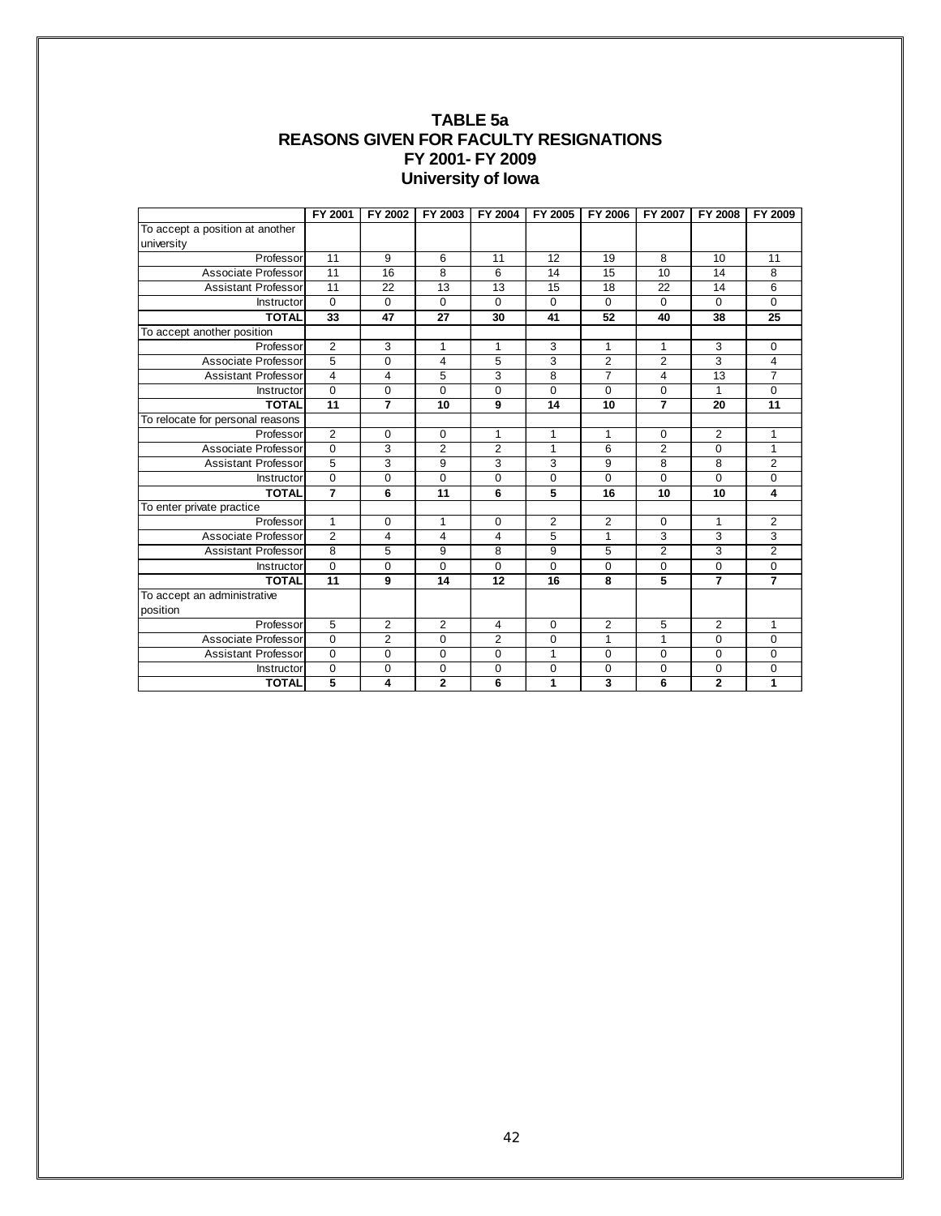# TABLE 5a
# REASONS GIVEN FOR FACULTY RESIGNATIONS
# FY 2001- FY 2009
# University of Iowa

| | FY 2001 | FY 2002 | FY 2003 | FY 2004 | FY 2005 | FY 2006 | FY 2007 | FY 2008 | FY 2009 |
|---|---|---|---|---|---|---|---|---|---|
| To accept a position at another university | | | | | | | | | |
| Professor | 11 | 9 | 6 | 11 | 12 | 19 | 8 | 10 | 11 |
| Associate Professor | 11 | 16 | 8 | 6 | 14 | 15 | 10 | 14 | 8 |
| Assistant Professor | 11 | 22 | 13 | 13 | 15 | 18 | 22 | 14 | 6 |
| Instructor | 0 | 0 | 0 | 0 | 0 | 0 | 0 | 0 | 0 |
| **TOTAL** | **33** | **47** | **27** | **30** | **41** | **52** | **40** | **38** | **25** |
| To accept another position | | | | | | | | | |
| Professor | 2 | 3 | 1 | 1 | 3 | 1 | 1 | 3 | 0 |
| Associate Professor | 5 | 0 | 4 | 5 | 3 | 2 | 2 | 3 | 4 |
| Assistant Professor | 4 | 4 | 5 | 3 | 8 | 7 | 4 | 13 | 7 |
| Instructor | 0 | 0 | 0 | 0 | 0 | 0 | 0 | 1 | 0 |
| **TOTAL** | **11** | **7** | **10** | **9** | **14** | **10** | **7** | **20** | **11** |
| To relocate for personal reasons | | | | | | | | | |
| Professor | 2 | 0 | 0 | 1 | 1 | 1 | 0 | 2 | 1 |
| Associate Professor | 0 | 3 | 2 | 2 | 1 | 6 | 2 | 0 | 1 |
| Assistant Professor | 5 | 3 | 9 | 3 | 3 | 9 | 8 | 8 | 2 |
| Instructor | 0 | 0 | 0 | 0 | 0 | 0 | 0 | 0 | 0 |
| **TOTAL** | **7** | **6** | **11** | **6** | **5** | **16** | **10** | **10** | **4** |
| To enter private practice | | | | | | | | | |
| Professor | 1 | 0 | 1 | 0 | 2 | 2 | 0 | 1 | 2 |
| Associate Professor | 2 | 4 | 4 | 4 | 5 | 1 | 3 | 3 | 3 |
| Assistant Professor | 8 | 5 | 9 | 8 | 9 | 5 | 2 | 3 | 2 |
| Instructor | 0 | 0 | 0 | 0 | 0 | 0 | 0 | 0 | 0 |
| **TOTAL** | **11** | **9** | **14** | **12** | **16** | **8** | **5** | **7** | **7** |
| To accept an administrative position | | | | | | | | | |
| Professor | 5 | 2 | 2 | 4 | 0 | 2 | 5 | 2 | 1 |
| Associate Professor | 0 | 2 | 0 | 2 | 0 | 1 | 1 | 0 | 0 |
| Assistant Professor | 0 | 0 | 0 | 0 | 1 | 0 | 0 | 0 | 0 |
| Instructor | 0 | 0 | 0 | 0 | 0 | 0 | 0 | 0 | 0 |
| **TOTAL** | **5** | **4** | **2** | **6** | **1** | **3** | **6** | **2** | **1** |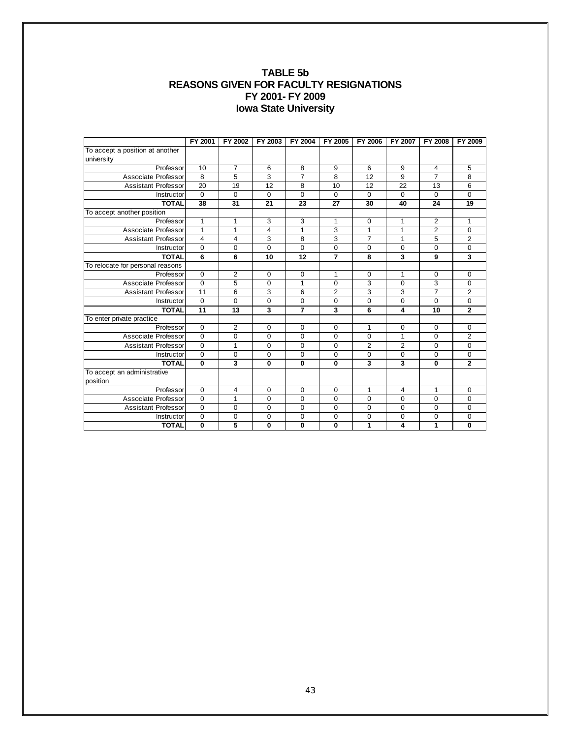# TABLE 5b
# REASONS GIVEN FOR FACULTY RESIGNATIONS
# FY 2001- FY 2009
# Iowa State University

| | FY 2001 | FY 2002 | FY 2003 | FY 2004 | FY 2005 | FY 2006 | FY 2007 | FY 2008 | FY 2009 |
|---|---|---|---|---|---|---|---|---|---|
| To accept a position at another university | | | | | | | | | |
| Professor | 10 | 7 | 6 | 8 | 9 | 6 | 9 | 4 | 5 |
| Associate Professor | 8 | 5 | 3 | 7 | 8 | 12 | 9 | 7 | 8 |
| Assistant Professor | 20 | 19 | 12 | 8 | 10 | 12 | 22 | 13 | 6 |
| Instructor | 0 | 0 | 0 | 0 | 0 | 0 | 0 | 0 | 0 |
| **TOTAL** | **38** | **31** | **21** | **23** | **27** | **30** | **40** | **24** | **19** |
| To accept another position | | | | | | | | | |
| Professor | 1 | 1 | 3 | 3 | 1 | 0 | 1 | 2 | 1 |
| Associate Professor | 1 | 1 | 4 | 1 | 3 | 1 | 1 | 2 | 0 |
| Assistant Professor | 4 | 4 | 3 | 8 | 3 | 7 | 1 | 5 | 2 |
| Instructor | 0 | 0 | 0 | 0 | 0 | 0 | 0 | 0 | 0 |
| **TOTAL** | **6** | **6** | **10** | **12** | **7** | **8** | **3** | **9** | **3** |
| To relocate for personal reasons | | | | | | | | | |
| Professor | 0 | 2 | 0 | 0 | 1 | 0 | 1 | 0 | 0 |
| Associate Professor | 0 | 5 | 0 | 1 | 0 | 3 | 0 | 3 | 0 |
| Assistant Professor | 11 | 6 | 3 | 6 | 2 | 3 | 3 | 7 | 2 |
| Instructor | 0 | 0 | 0 | 0 | 0 | 0 | 0 | 0 | 0 |
| **TOTAL** | **11** | **13** | **3** | **7** | **3** | **6** | **4** | **10** | **2** |
| To enter private practice | | | | | | | | | |
| Professor | 0 | 2 | 0 | 0 | 0 | 1 | 0 | 0 | 0 |
| Associate Professor | 0 | 0 | 0 | 0 | 0 | 0 | 1 | 0 | 2 |
| Assistant Professor | 0 | 1 | 0 | 0 | 0 | 2 | 2 | 0 | 0 |
| Instructor | 0 | 0 | 0 | 0 | 0 | 0 | 0 | 0 | 0 |
| **TOTAL** | **0** | **3** | **0** | **0** | **0** | **3** | **3** | **0** | **2** |
| To accept an administrative position | | | | | | | | | |
| Professor | 0 | 4 | 0 | 0 | 0 | 1 | 4 | 1 | 0 |
| Associate Professor | 0 | 1 | 0 | 0 | 0 | 0 | 0 | 0 | 0 |
| Assistant Professor | 0 | 0 | 0 | 0 | 0 | 0 | 0 | 0 | 0 |
| Instructor | 0 | 0 | 0 | 0 | 0 | 0 | 0 | 0 | 0 |
| **TOTAL** | **0** | **5** | **0** | **0** | **0** | **1** | **4** | **1** | **0** |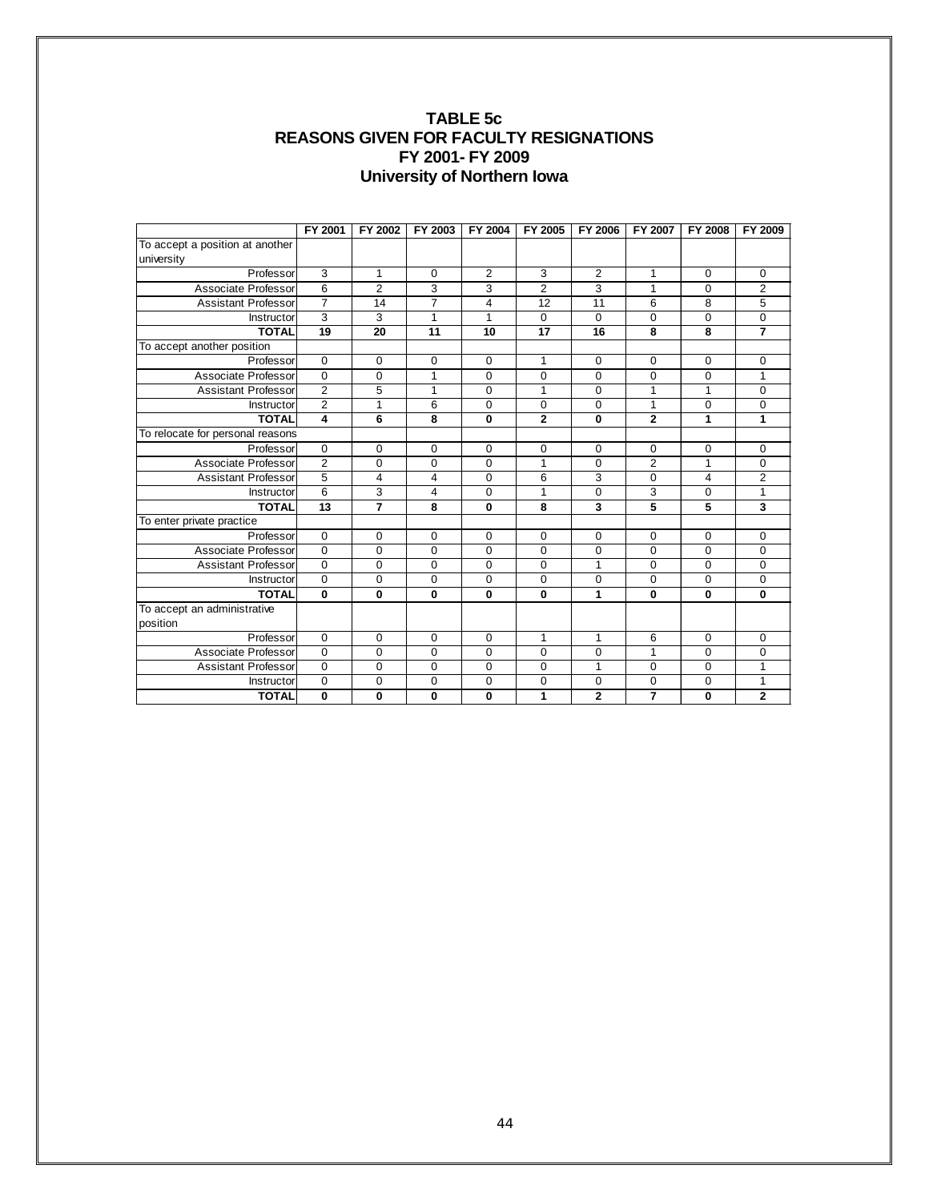# TABLE 5c
## REASONS GIVEN FOR FACULTY RESIGNATIONS
## FY 2001- FY 2009
## University of Northern Iowa

| | FY 2001 | FY 2002 | FY 2003 | FY 2004 | FY 2005 | FY 2006 | FY 2007 | FY 2008 | FY 2009 |
|---|---|---|---|---|---|---|---|---|---|
| To accept a position at another university | | | | | | | | | |
| Professor | 3 | 1 | 0 | 2 | 3 | 2 | 1 | 0 | 0 |
| Associate Professor | 6 | 2 | 3 | 3 | 2 | 3 | 1 | 0 | 2 |
| Assistant Professor | 7 | 14 | 7 | 4 | 12 | 11 | 6 | 8 | 5 |
| Instructor | 3 | 3 | 1 | 1 | 0 | 0 | 0 | 0 | 0 |
| **TOTAL** | **19** | **20** | **11** | **10** | **17** | **16** | **8** | **8** | **7** |
| To accept another position | | | | | | | | | |
| Professor | 0 | 0 | 0 | 0 | 1 | 0 | 0 | 0 | 0 |
| Associate Professor | 0 | 0 | 1 | 0 | 0 | 0 | 0 | 0 | 1 |
| Assistant Professor | 2 | 5 | 1 | 0 | 1 | 0 | 1 | 1 | 0 |
| Instructor | 2 | 1 | 6 | 0 | 0 | 0 | 1 | 0 | 0 |
| **TOTAL** | **4** | **6** | **8** | **0** | **2** | **0** | **2** | **1** | **1** |
| To relocate for personal reasons | | | | | | | | | |
| Professor | 0 | 0 | 0 | 0 | 0 | 0 | 0 | 0 | 0 |
| Associate Professor | 2 | 0 | 0 | 0 | 1 | 0 | 2 | 1 | 0 |
| Assistant Professor | 5 | 4 | 4 | 0 | 6 | 3 | 0 | 4 | 2 |
| Instructor | 6 | 3 | 4 | 0 | 1 | 0 | 3 | 0 | 1 |
| **TOTAL** | **13** | **7** | **8** | **0** | **8** | **3** | **5** | **5** | **3** |
| To enter private practice | | | | | | | | | |
| Professor | 0 | 0 | 0 | 0 | 0 | 0 | 0 | 0 | 0 |
| Associate Professor | 0 | 0 | 0 | 0 | 0 | 0 | 0 | 0 | 0 |
| Assistant Professor | 0 | 0 | 0 | 0 | 0 | 1 | 0 | 0 | 0 |
| Instructor | 0 | 0 | 0 | 0 | 0 | 0 | 0 | 0 | 0 |
| **TOTAL** | **0** | **0** | **0** | **0** | **0** | **1** | **0** | **0** | **0** |
| To accept an administrative position | | | | | | | | | |
| Professor | 0 | 0 | 0 | 0 | 1 | 1 | 6 | 0 | 0 |
| Associate Professor | 0 | 0 | 0 | 0 | 0 | 0 | 1 | 0 | 0 |
| Assistant Professor | 0 | 0 | 0 | 0 | 0 | 1 | 0 | 0 | 1 |
| Instructor | 0 | 0 | 0 | 0 | 0 | 0 | 0 | 0 | 1 |
| **TOTAL** | **0** | **0** | **0** | **0** | **1** | **2** | **7** | **0** | **2** |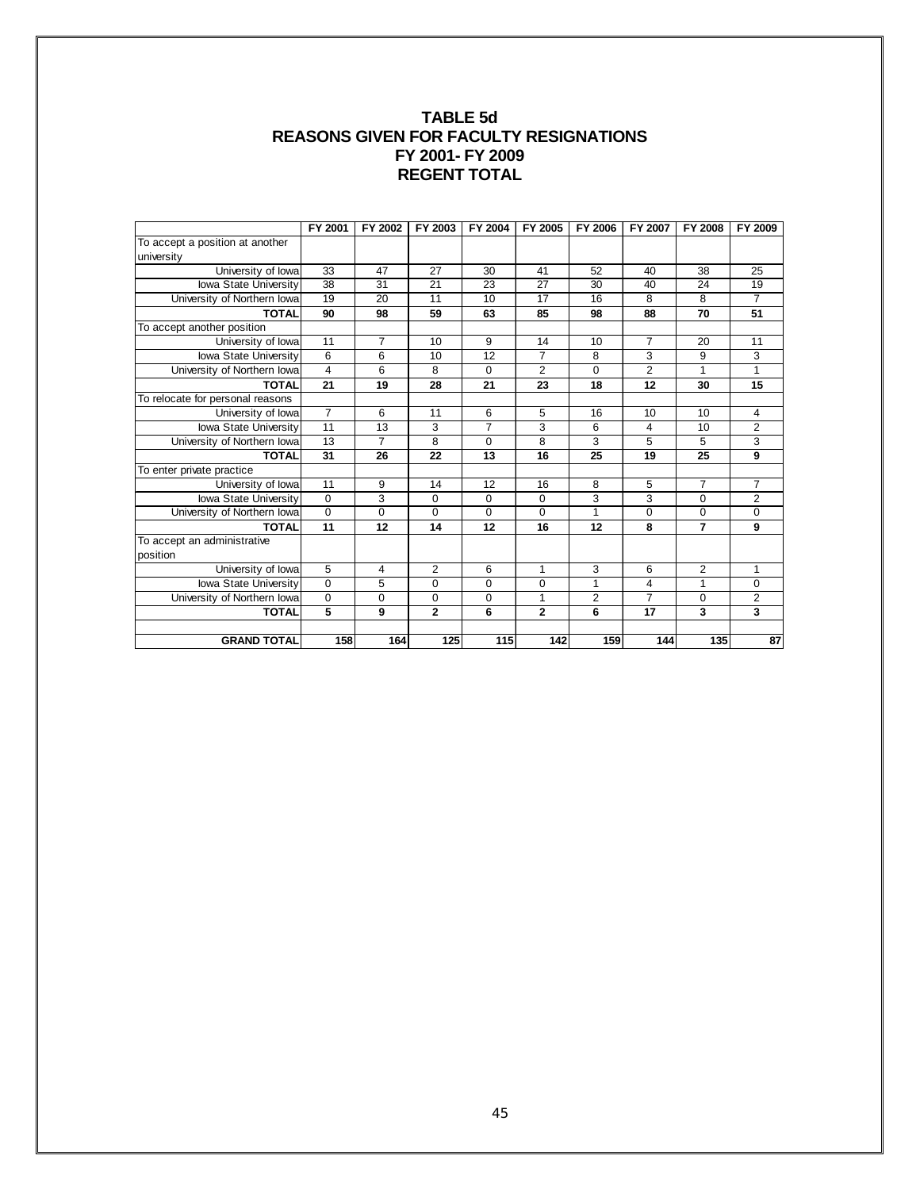# TABLE 5d
# REASONS GIVEN FOR FACULTY RESIGNATIONS
# FY 2001- FY 2009
# REGENT TOTAL

| | FY 2001 | FY 2002 | FY 2003 | FY 2004 | FY 2005 | FY 2006 | FY 2007 | FY 2008 | FY 2009 |
|---|---|---|---|---|---|---|---|---|---|
| To accept a position at another university | | | | | | | | | |
| University of Iowa | 33 | 47 | 27 | 30 | 41 | 52 | 40 | 38 | 25 |
| Iowa State University | 38 | 31 | 21 | 23 | 27 | 30 | 40 | 24 | 19 |
| University of Northern Iowa | 19 | 20 | 11 | 10 | 17 | 16 | 8 | 8 | 7 |
| **TOTAL** | **90** | **98** | **59** | **63** | **85** | **98** | **88** | **70** | **51** |
| To accept another position | | | | | | | | | |
| University of Iowa | 11 | 7 | 10 | 9 | 14 | 10 | 7 | 20 | 11 |
| Iowa State University | 6 | 6 | 10 | 12 | 7 | 8 | 3 | 9 | 3 |
| University of Northern Iowa | 4 | 6 | 8 | 0 | 2 | 0 | 2 | 1 | 1 |
| **TOTAL** | **21** | **19** | **28** | **21** | **23** | **18** | **12** | **30** | **15** |
| To relocate for personal reasons | | | | | | | | | |
| University of Iowa | 7 | 6 | 11 | 6 | 5 | 16 | 10 | 10 | 4 |
| Iowa State University | 11 | 13 | 3 | 7 | 3 | 6 | 4 | 10 | 2 |
| University of Northern Iowa | 13 | 7 | 8 | 0 | 8 | 3 | 5 | 5 | 3 |
| **TOTAL** | **31** | **26** | **22** | **13** | **16** | **25** | **19** | **25** | **9** |
| To enter private practice | | | | | | | | | |
| University of Iowa | 11 | 9 | 14 | 12 | 16 | 8 | 5 | 7 | 7 |
| Iowa State University | 0 | 3 | 0 | 0 | 0 | 3 | 3 | 0 | 2 |
| University of Northern Iowa | 0 | 0 | 0 | 0 | 0 | 1 | 0 | 0 | 0 |
| **TOTAL** | **11** | **12** | **14** | **12** | **16** | **12** | **8** | **7** | **9** |
| To accept an administrative position | | | | | | | | | |
| University of Iowa | 5 | 4 | 2 | 6 | 1 | 3 | 6 | 2 | 1 |
| Iowa State University | 0 | 5 | 0 | 0 | 0 | 1 | 4 | 1 | 0 |
| University of Northern Iowa | 0 | 0 | 0 | 0 | 1 | 2 | 7 | 0 | 2 |
| **TOTAL** | **5** | **9** | **2** | **6** | **2** | **6** | **17** | **3** | **3** |
| | | | | | | | | | |
| **GRAND TOTAL** | **158** | **164** | **125** | **115** | **142** | **159** | **144** | **135** | **87** |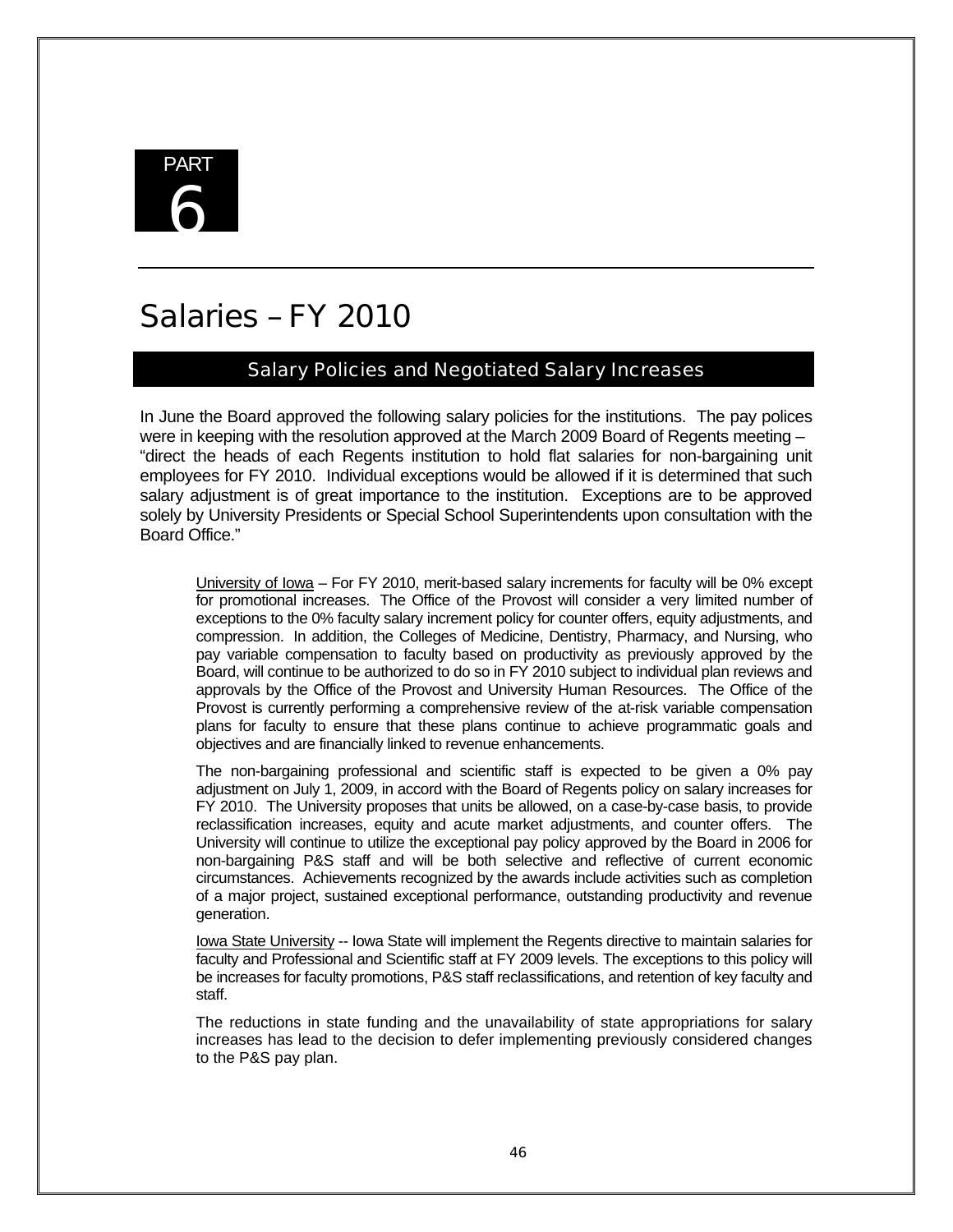PART

6

# Salaries – FY 2010

## Salary Policies and Negotiated Salary Increases

In June the Board approved the following salary policies for the institutions. The pay polices were in keeping with the resolution approved at the March 2009 Board of Regents meeting – "direct the heads of each Regents institution to hold flat salaries for non-bargaining unit employees for FY 2010. Individual exceptions would be allowed if it is determined that such salary adjustment is of great importance to the institution. Exceptions are to be approved solely by University Presidents or Special School Superintendents upon consultation with the Board Office."

University of Iowa – For FY 2010, merit-based salary increments for faculty will be 0% except for promotional increases. The Office of the Provost will consider a very limited number of exceptions to the 0% faculty salary increment policy for counter offers, equity adjustments, and compression. In addition, the Colleges of Medicine, Dentistry, Pharmacy, and Nursing, who pay variable compensation to faculty based on productivity as previously approved by the Board, will continue to be authorized to do so in FY 2010 subject to individual plan reviews and approvals by the Office of the Provost and University Human Resources. The Office of the Provost is currently performing a comprehensive review of the at-risk variable compensation plans for faculty to ensure that these plans continue to achieve programmatic goals and objectives and are financially linked to revenue enhancements.

The non-bargaining professional and scientific staff is expected to be given a 0% pay adjustment on July 1, 2009, in accord with the Board of Regents policy on salary increases for FY 2010. The University proposes that units be allowed, on a case-by-case basis, to provide reclassification increases, equity and acute market adjustments, and counter offers. The University will continue to utilize the exceptional pay policy approved by the Board in 2006 for non-bargaining P&S staff and will be both selective and reflective of current economic circumstances. Achievements recognized by the awards include activities such as completion of a major project, sustained exceptional performance, outstanding productivity and revenue generation.

Iowa State University -- Iowa State will implement the Regents directive to maintain salaries for faculty and Professional and Scientific staff at FY 2009 levels. The exceptions to this policy will be increases for faculty promotions, P&S staff reclassifications, and retention of key faculty and staff.

The reductions in state funding and the unavailability of state appropriations for salary increases has lead to the decision to defer implementing previously considered changes to the P&S pay plan.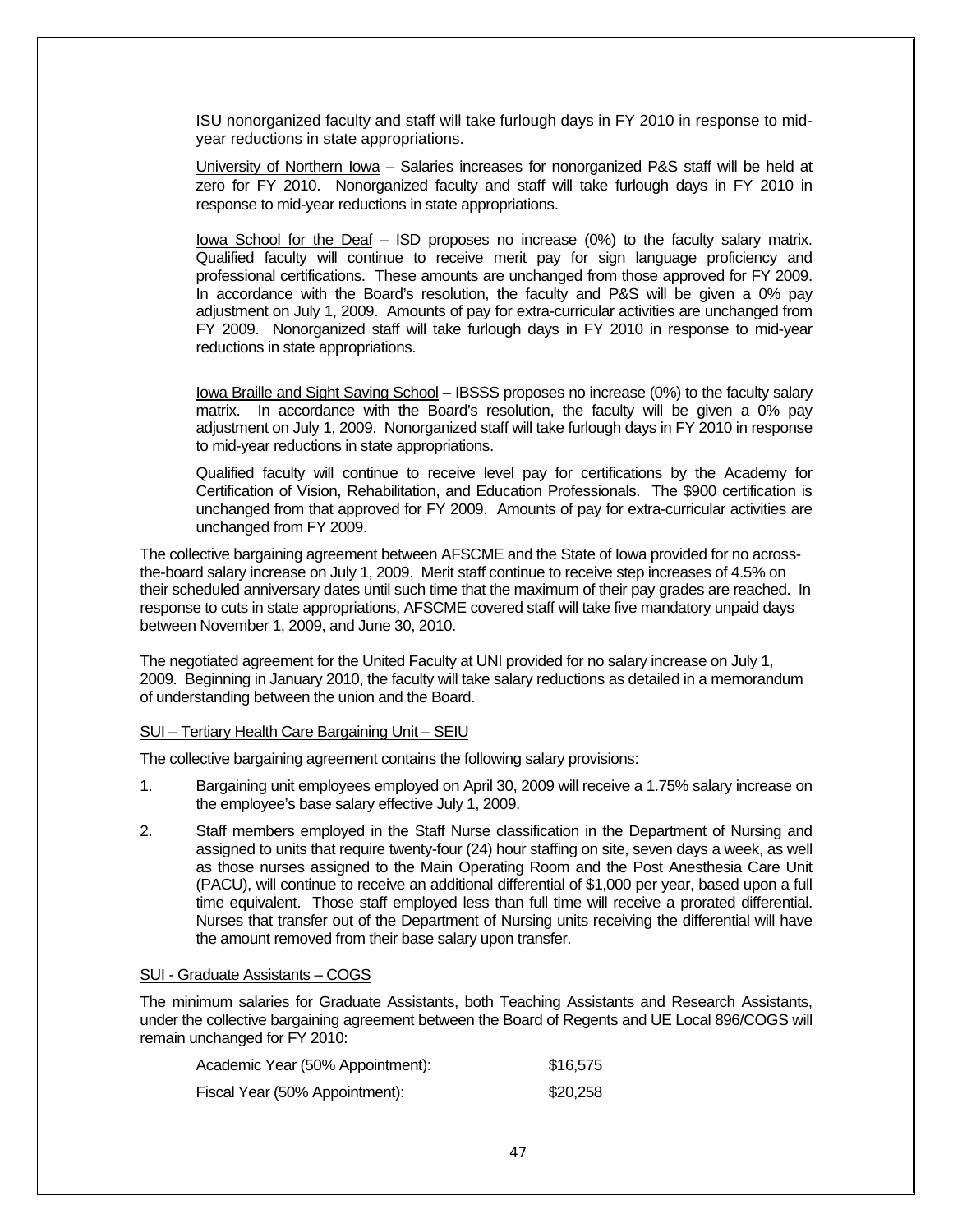ISU nonorganized faculty and staff will take furlough days in FY 2010 in response to mid-year reductions in state appropriations.

University of Northern Iowa – Salaries increases for nonorganized P&S staff will be held at zero for FY 2010. Nonorganized faculty and staff will take furlough days in FY 2010 in response to mid-year reductions in state appropriations.

Iowa School for the Deaf – ISD proposes no increase (0%) to the faculty salary matrix. Qualified faculty will continue to receive merit pay for sign language proficiency and professional certifications. These amounts are unchanged from those approved for FY 2009. In accordance with the Board's resolution, the faculty and P&S will be given a 0% pay adjustment on July 1, 2009. Amounts of pay for extra-curricular activities are unchanged from FY 2009. Nonorganized staff will take furlough days in FY 2010 in response to mid-year reductions in state appropriations.

Iowa Braille and Sight Saving School – IBSSS proposes no increase (0%) to the faculty salary matrix. In accordance with the Board's resolution, the faculty will be given a 0% pay adjustment on July 1, 2009. Nonorganized staff will take furlough days in FY 2010 in response to mid-year reductions in state appropriations.

Qualified faculty will continue to receive level pay for certifications by the Academy for Certification of Vision, Rehabilitation, and Education Professionals. The $900 certification is unchanged from that approved for FY 2009. Amounts of pay for extra-curricular activities are unchanged from FY 2009.

The collective bargaining agreement between AFSCME and the State of Iowa provided for no across-the-board salary increase on July 1, 2009. Merit staff continue to receive step increases of 4.5% on their scheduled anniversary dates until such time that the maximum of their pay grades are reached. In response to cuts in state appropriations, AFSCME covered staff will take five mandatory unpaid days between November 1, 2009, and June 30, 2010.

The negotiated agreement for the United Faculty at UNI provided for no salary increase on July 1, 2009. Beginning in January 2010, the faculty will take salary reductions as detailed in a memorandum of understanding between the union and the Board.

SUI – Tertiary Health Care Bargaining Unit – SEIU

The collective bargaining agreement contains the following salary provisions:

1. Bargaining unit employees employed on April 30, 2009 will receive a 1.75% salary increase on the employee's base salary effective July 1, 2009.
2. Staff members employed in the Staff Nurse classification in the Department of Nursing and assigned to units that require twenty-four (24) hour staffing on site, seven days a week, as well as those nurses assigned to the Main Operating Room and the Post Anesthesia Care Unit (PACU), will continue to receive an additional differential of $1,000 per year, based upon a full time equivalent. Those staff employed less than full time will receive a prorated differential. Nurses that transfer out of the Department of Nursing units receiving the differential will have the amount removed from their base salary upon transfer.

SUI - Graduate Assistants – COGS

The minimum salaries for Graduate Assistants, both Teaching Assistants and Research Assistants, under the collective bargaining agreement between the Board of Regents and UE Local 896/COGS will remain unchanged for FY 2010:

| | |
|---|---|
| Academic Year (50% Appointment): | $16,575 |
| Fiscal Year (50% Appointment): | $20,258 |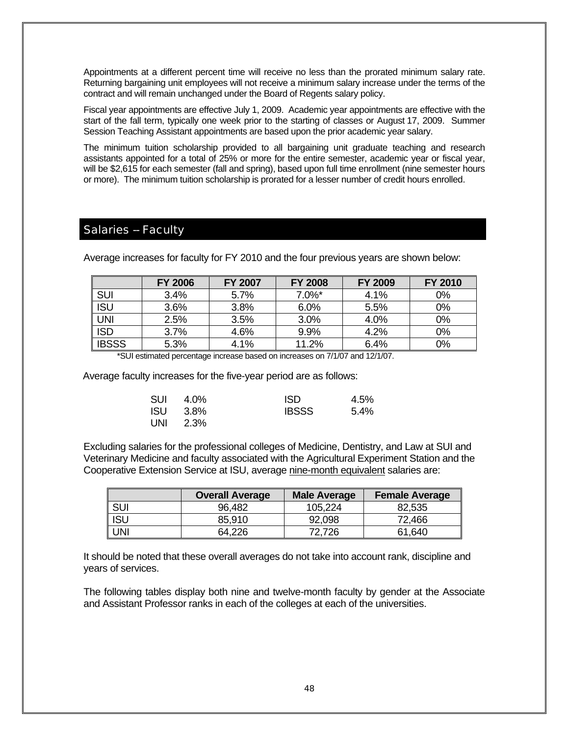Appointments at a different percent time will receive no less than the prorated minimum salary rate. Returning bargaining unit employees will not receive a minimum salary increase under the terms of the contract and will remain unchanged under the Board of Regents salary policy.

Fiscal year appointments are effective July 1, 2009. Academic year appointments are effective with the start of the fall term, typically one week prior to the starting of classes or August 17, 2009. Summer Session Teaching Assistant appointments are based upon the prior academic year salary.

The minimum tuition scholarship provided to all bargaining unit graduate teaching and research assistants appointed for a total of 25% or more for the entire semester, academic year or fiscal year, will be $2,615 for each semester (fall and spring), based upon full time enrollment (nine semester hours or more). The minimum tuition scholarship is prorated for a lesser number of credit hours enrolled.

## Salaries -- Faculty

Average increases for faculty for FY 2010 and the four previous years are shown below:

| | FY 2006 | FY 2007 | FY 2008 | FY 2009 | FY 2010 |
|---|---|---|---|---|---|
| SUI | 3.4% | 5.7% | 7.0%* | 4.1% | 0% |
| ISU | 3.6% | 3.8% | 6.0% | 5.5% | 0% |
| UNI | 2.5% | 3.5% | 3.0% | 4.0% | 0% |
| ISD | 3.7% | 4.6% | 9.9% | 4.2% | 0% |
| IBSSS | 5.3% | 4.1% | 11.2% | 6.4% | 0% |

*SUI estimated percentage increase based on increases on 7/1/07 and 12/1/07.

Average faculty increases for the five-year period are as follows:

| | | | |
|---|---|---|---|
| SUI | 4.0% | ISD | 4.5% |
| ISU | 3.8% | IBSSS | 5.4% |
| UNI | 2.3% | | |

Excluding salaries for the professional colleges of Medicine, Dentistry, and Law at SUI and Veterinary Medicine and faculty associated with the Agricultural Experiment Station and the Cooperative Extension Service at ISU, average nine-month equivalent salaries are:

| | Overall Average | Male Average | Female Average |
|---|---|---|---|
| SUI | 96,482 | 105,224 | 82,535 |
| ISU | 85,910 | 92,098 | 72,466 |
| UNI | 64,226 | 72,726 | 61,640 |

It should be noted that these overall averages do not take into account rank, discipline and years of services.

The following tables display both nine and twelve-month faculty by gender at the Associate and Assistant Professor ranks in each of the colleges at each of the universities.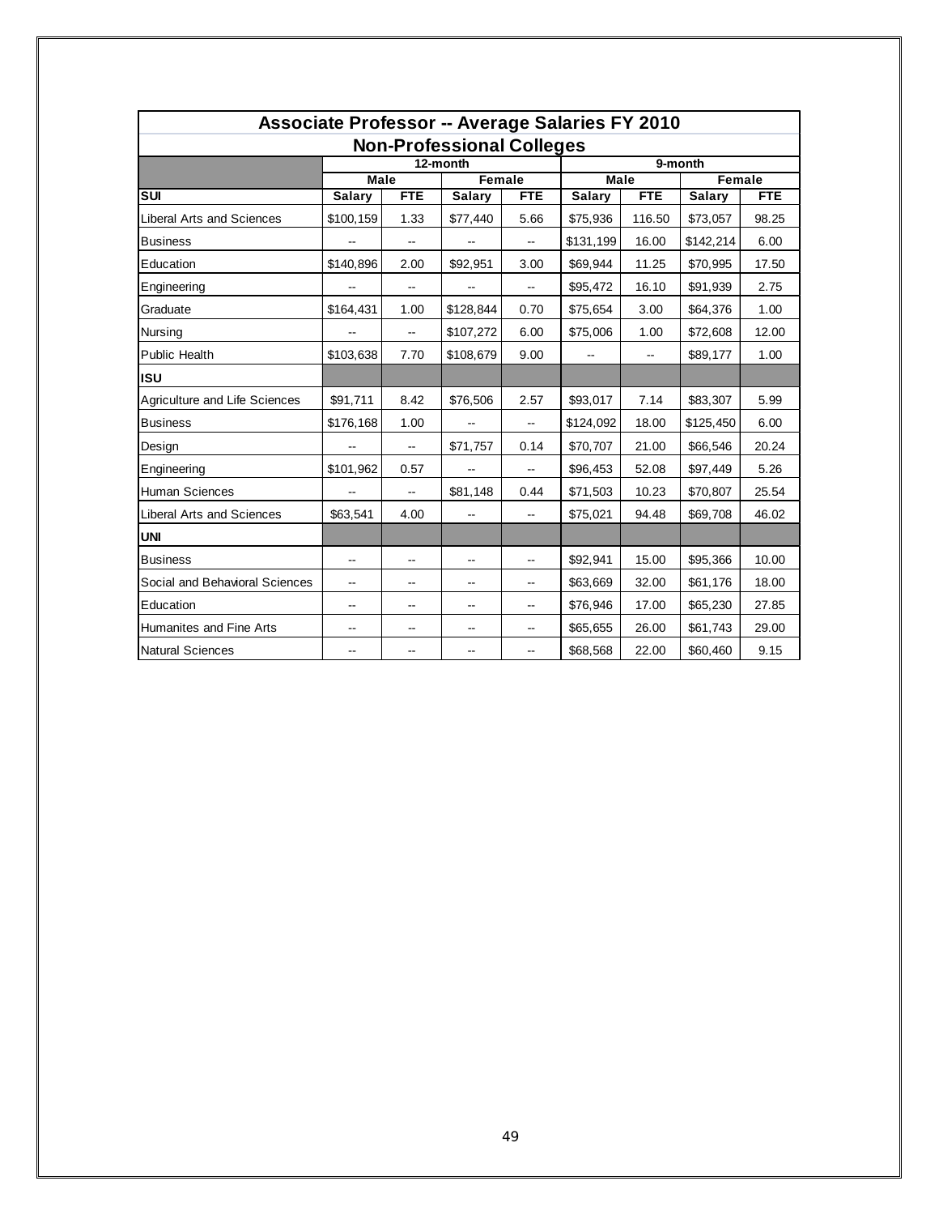| Associate Professor -- Average Salaries FY 2010 | | | | | | | | |
|---|---|---|---|---|---|---|---|---|
| Non-Professional Colleges | | | | | | | | |
| | 12-month | | | | 9-month | | | |
| | Male | | Female | | Male | | Female | |
| **SUI** | **Salary** | **FTE** | **Salary** | **FTE** | **Salary** | **FTE** | **Salary** | **FTE** |
| Liberal Arts and Sciences | $100,159 | 1.33 | $77,440 | 5.66 | $75,936 | 116.50 | $73,057 | 98.25 |
| Business | -- | -- | -- | -- | $131,199 | 16.00 | $142,214 | 6.00 |
| Education | $140,896 | 2.00 | $92,951 | 3.00 | $69,944 | 11.25 | $70,995 | 17.50 |
| Engineering | -- | -- | -- | -- | $95,472 | 16.10 | $91,939 | 2.75 |
| Graduate | $164,431 | 1.00 | $128,844 | 0.70 | $75,654 | 3.00 | $64,376 | 1.00 |
| Nursing | -- | -- | $107,272 | 6.00 | $75,006 | 1.00 | $72,608 | 12.00 |
| Public Health | $103,638 | 7.70 | $108,679 | 9.00 | -- | -- | $89,177 | 1.00 |
| **ISU** | | | | | | | | |
| Agriculture and Life Sciences | $91,711 | 8.42 | $76,506 | 2.57 | $93,017 | 7.14 | $83,307 | 5.99 |
| Business | $176,168 | 1.00 | -- | -- | $124,092 | 18.00 | $125,450 | 6.00 |
| Design | -- | -- | $71,757 | 0.14 | $70,707 | 21.00 | $66,546 | 20.24 |
| Engineering | $101,962 | 0.57 | -- | -- | $96,453 | 52.08 | $97,449 | 5.26 |
| Human Sciences | -- | -- | $81,148 | 0.44 | $71,503 | 10.23 | $70,807 | 25.54 |
| Liberal Arts and Sciences | $63,541 | 4.00 | -- | -- | $75,021 | 94.48 | $69,708 | 46.02 |
| **UNI** | | | | | | | | |
| Business | -- | -- | -- | -- | $92,941 | 15.00 | $95,366 | 10.00 |
| Social and Behavioral Sciences | -- | -- | -- | -- | $63,669 | 32.00 | $61,176 | 18.00 |
| Education | -- | -- | -- | -- | $76,946 | 17.00 | $65,230 | 27.85 |
| Humanites and Fine Arts | -- | -- | -- | -- | $65,655 | 26.00 | $61,743 | 29.00 |
| Natural Sciences | -- | -- | -- | -- | $68,568 | 22.00 | $60,460 | 9.15 |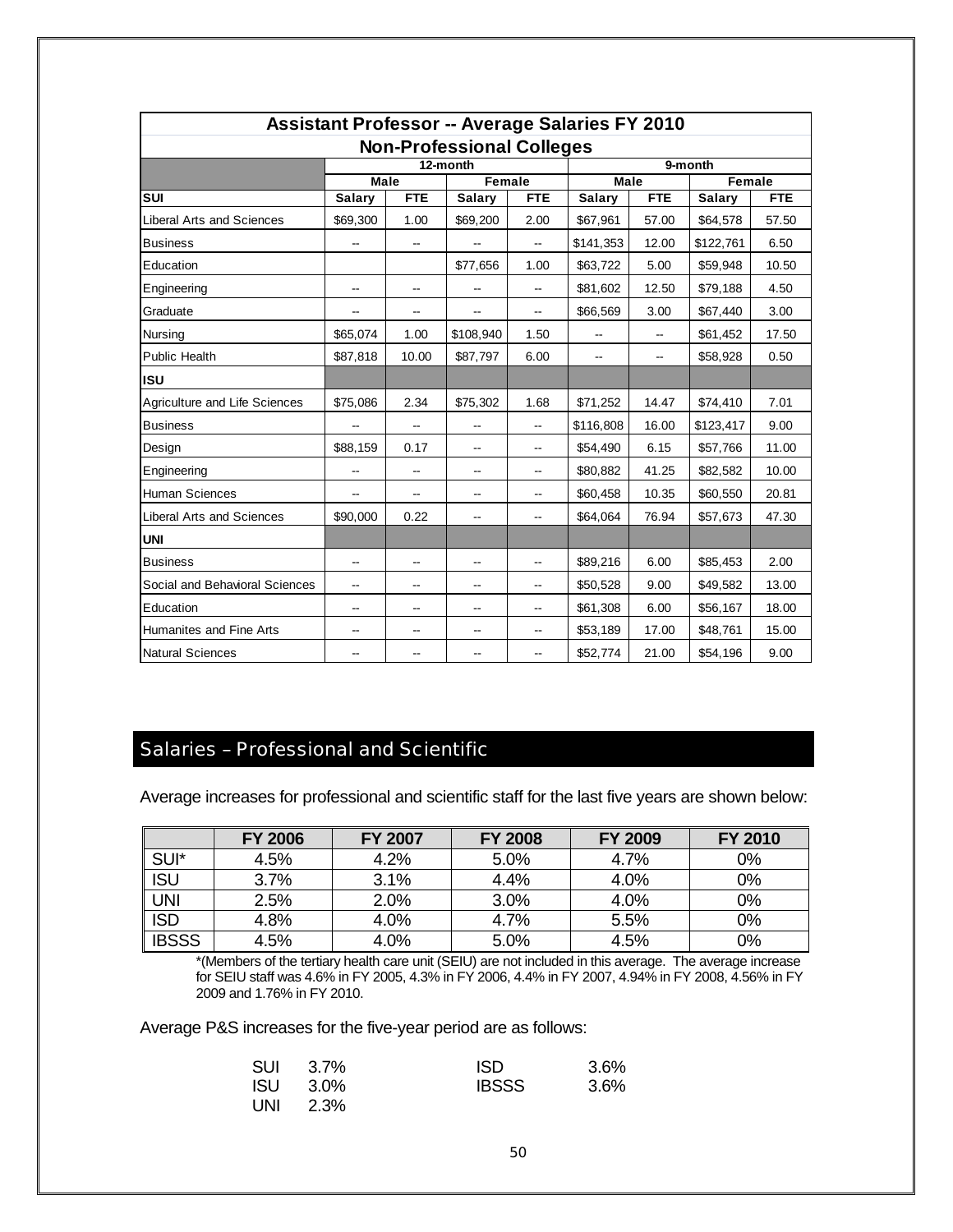| Assistant Professor -- Average Salaries FY 2010 | | | | | | | | |
|---|---|---|---|---|---|---|---|---|
| Non-Professional Colleges | | | | | | | | |
| | 12-month | | | | 9-month | | | |
| | Male | | Female | | Male | | Female | |
| SUI | Salary | FTE | Salary | FTE | Salary | FTE | Salary | FTE |
| Liberal Arts and Sciences | $69,300 | 1.00 | $69,200 | 2.00 | $67,961 | 57.00 | $64,578 | 57.50 |
| Business | -- | -- | -- | -- | $141,353 | 12.00 | $122,761 | 6.50 |
| Education | | | $77,656 | 1.00 | $63,722 | 5.00 | $59,948 | 10.50 |
| Engineering | -- | -- | -- | -- | $81,602 | 12.50 | $79,188 | 4.50 |
| Graduate | -- | -- | -- | -- | $66,569 | 3.00 | $67,440 | 3.00 |
| Nursing | $65,074 | 1.00 | $108,940 | 1.50 | -- | -- | $61,452 | 17.50 |
| Public Health | $87,818 | 10.00 | $87,797 | 6.00 | -- | -- | $58,928 | 0.50 |
| ISU | | | | | | | | |
| Agriculture and Life Sciences | $75,086 | 2.34 | $75,302 | 1.68 | $71,252 | 14.47 | $74,410 | 7.01 |
| Business | -- | -- | -- | -- | $116,808 | 16.00 | $123,417 | 9.00 |
| Design | $88,159 | 0.17 | -- | -- | $54,490 | 6.15 | $57,766 | 11.00 |
| Engineering | -- | -- | -- | -- | $80,882 | 41.25 | $82,582 | 10.00 |
| Human Sciences | -- | -- | -- | -- | $60,458 | 10.35 | $60,550 | 20.81 |
| Liberal Arts and Sciences | $90,000 | 0.22 | -- | -- | $64,064 | 76.94 | $57,673 | 47.30 |
| UNI | | | | | | | | |
| Business | -- | -- | -- | -- | $89,216 | 6.00 | $85,453 | 2.00 |
| Social and Behavioral Sciences | -- | -- | -- | -- | $50,528 | 9.00 | $49,582 | 13.00 |
| Education | -- | -- | -- | -- | $61,308 | 6.00 | $56,167 | 18.00 |
| Humanites and Fine Arts | -- | -- | -- | -- | $53,189 | 17.00 | $48,761 | 15.00 |
| Natural Sciences | -- | -- | -- | -- | $52,774 | 21.00 | $54,196 | 9.00 |

## Salaries – Professional and Scientific

Average increases for professional and scientific staff for the last five years are shown below:

| | FY 2006 | FY 2007 | FY 2008 | FY 2009 | FY 2010 |
|---|---|---|---|---|---|
| SUI* | 4.5% | 4.2% | 5.0% | 4.7% | 0% |
| ISU | 3.7% | 3.1% | 4.4% | 4.0% | 0% |
| UNI | 2.5% | 2.0% | 3.0% | 4.0% | 0% |
| ISD | 4.8% | 4.0% | 4.7% | 5.5% | 0% |
| IBSSS | 4.5% | 4.0% | 5.0% | 4.5% | 0% |

*(Members of the tertiary health care unit (SEIU) are not included in this average. The average increase for SEIU staff was 4.6% in FY 2005, 4.3% in FY 2006, 4.4% in FY 2007, 4.94% in FY 2008, 4.56% in FY 2009 and 1.76% in FY 2010.

Average P&S increases for the five-year period are as follows:

| | | | |
|---|---|---|---|
| SUI | 3.7% | ISD | 3.6% |
| ISU | 3.0% | IBSSS | 3.6% |
| UNI | 2.3% | | |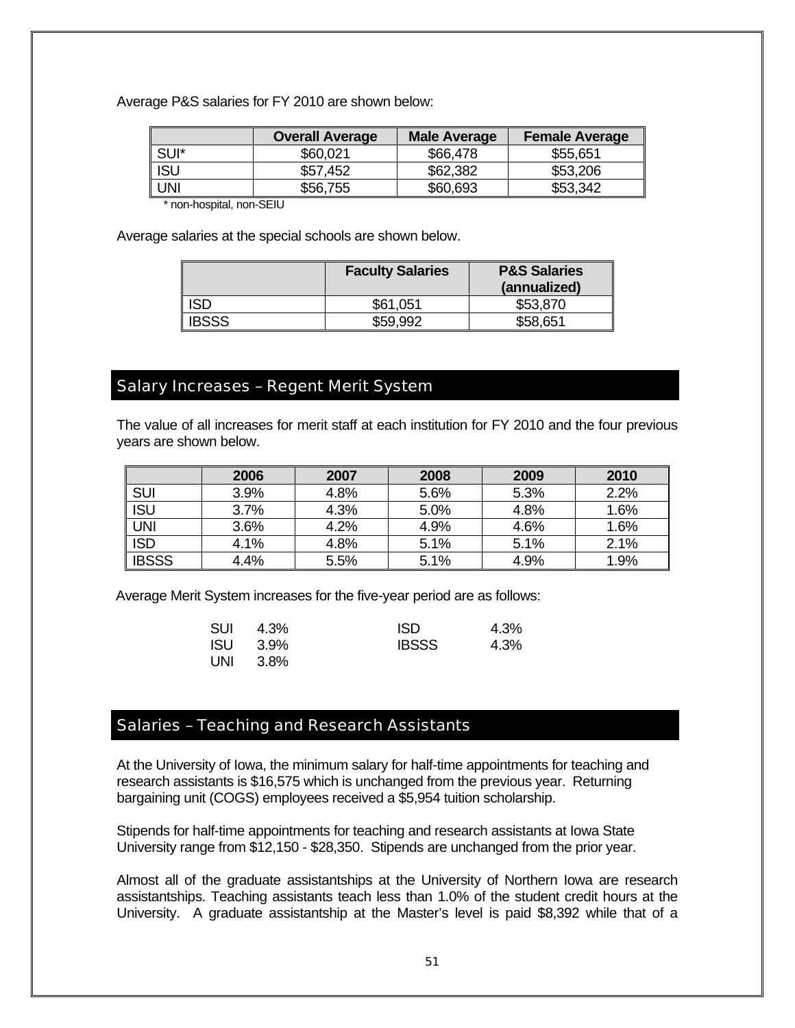Average P&S salaries for FY 2010 are shown below:

| | Overall Average | Male Average | Female Average |
|---|---|---|---|
| SUI* | $60,021 | $66,478 | $55,651 |
| ISU | $57,452 | $62,382 | $53,206 |
| UNI | $56,755 | $60,693 | $53,342 |

\* non-hospital, non-SEIU

Average salaries at the special schools are shown below.

| | Faculty Salaries | P&S Salaries (annualized) |
|---|---|---|
| ISD | $61,051 | $53,870 |
| IBSSS | $59,992 | $58,651 |

## Salary Increases – Regent Merit System

The value of all increases for merit staff at each institution for FY 2010 and the four previous years are shown below.

| | 2006 | 2007 | 2008 | 2009 | 2010 |
|---|---|---|---|---|---|
| SUI | 3.9% | 4.8% | 5.6% | 5.3% | 2.2% |
| ISU | 3.7% | 4.3% | 5.0% | 4.8% | 1.6% |
| UNI | 3.6% | 4.2% | 4.9% | 4.6% | 1.6% |
| ISD | 4.1% | 4.8% | 5.1% | 5.1% | 2.1% |
| IBSSS | 4.4% | 5.5% | 5.1% | 4.9% | 1.9% |

Average Merit System increases for the five-year period are as follows:

| | | | |
|---|---|---|---|
| SUI | 4.3% | ISD | 4.3% |
| ISU | 3.9% | IBSSS | 4.3% |
| UNI | 3.8% | | |

## Salaries – Teaching and Research Assistants

At the University of Iowa, the minimum salary for half-time appointments for teaching and research assistants is $16,575 which is unchanged from the previous year. Returning bargaining unit (COGS) employees received a $5,954 tuition scholarship.

Stipends for half-time appointments for teaching and research assistants at Iowa State University range from $12,150 - $28,350. Stipends are unchanged from the prior year.

Almost all of the graduate assistantships at the University of Northern Iowa are research assistantships. Teaching assistants teach less than 1.0% of the student credit hours at the University. A graduate assistantship at the Master's level is paid $8,392 while that of a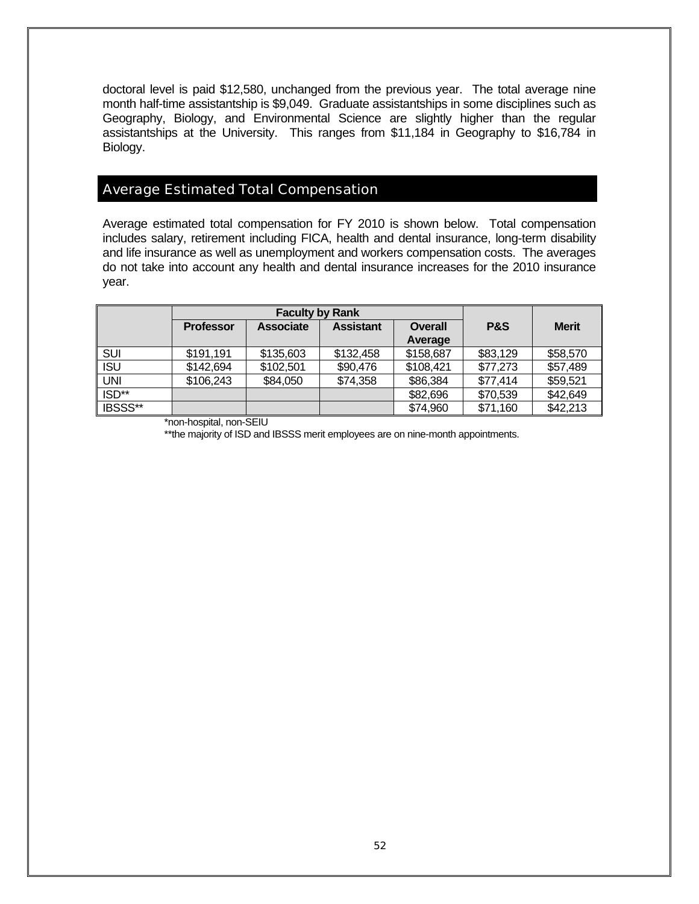doctoral level is paid $12,580, unchanged from the previous year. The total average nine month half-time assistantship is $9,049. Graduate assistantships in some disciplines such as Geography, Biology, and Environmental Science are slightly higher than the regular assistantships at the University. This ranges from $11,184 in Geography to $16,784 in Biology.

## Average Estimated Total Compensation

Average estimated total compensation for FY 2010 is shown below. Total compensation includes salary, retirement including FICA, health and dental insurance, long-term disability and life insurance as well as unemployment and workers compensation costs. The averages do not take into account any health and dental insurance increases for the 2010 insurance year.

| | Faculty by Rank | | | | P&S | Merit |
|---|---|---|---|---|---|---|
| | Professor | Associate | Assistant | Overall Average | | |
| SUI | $191,191 | $135,603 | $132,458 | $158,687 | $83,129 | $58,570 |
| ISU | $142,694 | $102,501 | $90,476 | $108,421 | $77,273 | $57,489 |
| UNI | $106,243 | $84,050 | $74,358 | $86,384 | $77,414 | $59,521 |
| ISD** | | | | $82,696 | $70,539 | $42,649 |
| IBSSS** | | | | $74,960 | $71,160 | $42,213 |

*non-hospital, non-SEIU

**the majority of ISD and IBSSS merit employees are on nine-month appointments.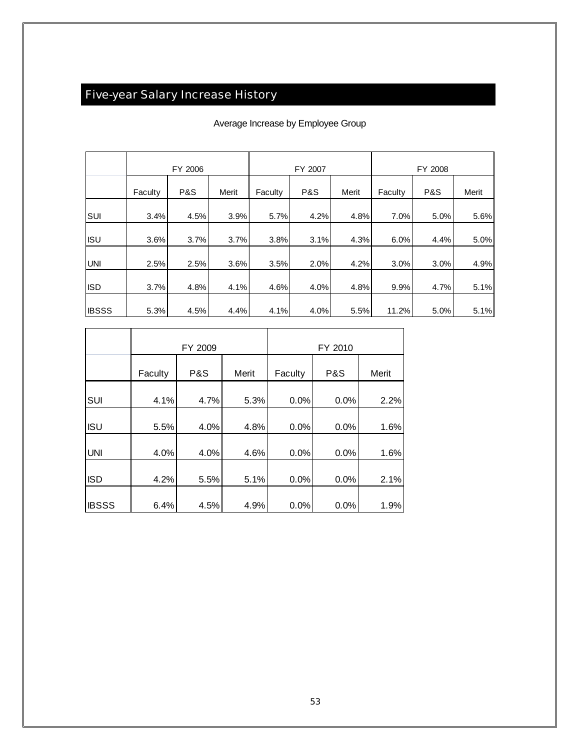## Five-year Salary Increase History

Average Increase by Employee Group

| | FY 2006 | | | FY 2007 | | | FY 2008 | | |
|---|---|---|---|---|---|---|---|---|---|
| | Faculty | P&S | Merit | Faculty | P&S | Merit | Faculty | P&S | Merit |
| SUI | 3.4% | 4.5% | 3.9% | 5.7% | 4.2% | 4.8% | 7.0% | 5.0% | 5.6% |
| ISU | 3.6% | 3.7% | 3.7% | 3.8% | 3.1% | 4.3% | 6.0% | 4.4% | 5.0% |
| UNI | 2.5% | 2.5% | 3.6% | 3.5% | 2.0% | 4.2% | 3.0% | 3.0% | 4.9% |
| ISD | 3.7% | 4.8% | 4.1% | 4.6% | 4.0% | 4.8% | 9.9% | 4.7% | 5.1% |
| IBSSS | 5.3% | 4.5% | 4.4% | 4.1% | 4.0% | 5.5% | 11.2% | 5.0% | 5.1% |

| | FY 2009 | | | FY 2010 | | |
|---|---|---|---|---|---|---|
| | Faculty | P&S | Merit | Faculty | P&S | Merit |
| SUI | 4.1% | 4.7% | 5.3% | 0.0% | 0.0% | 2.2% |
| ISU | 5.5% | 4.0% | 4.8% | 0.0% | 0.0% | 1.6% |
| UNI | 4.0% | 4.0% | 4.6% | 0.0% | 0.0% | 1.6% |
| ISD | 4.2% | 5.5% | 5.1% | 0.0% | 0.0% | 2.1% |
| IBSSS | 6.4% | 4.5% | 4.9% | 0.0% | 0.0% | 1.9% |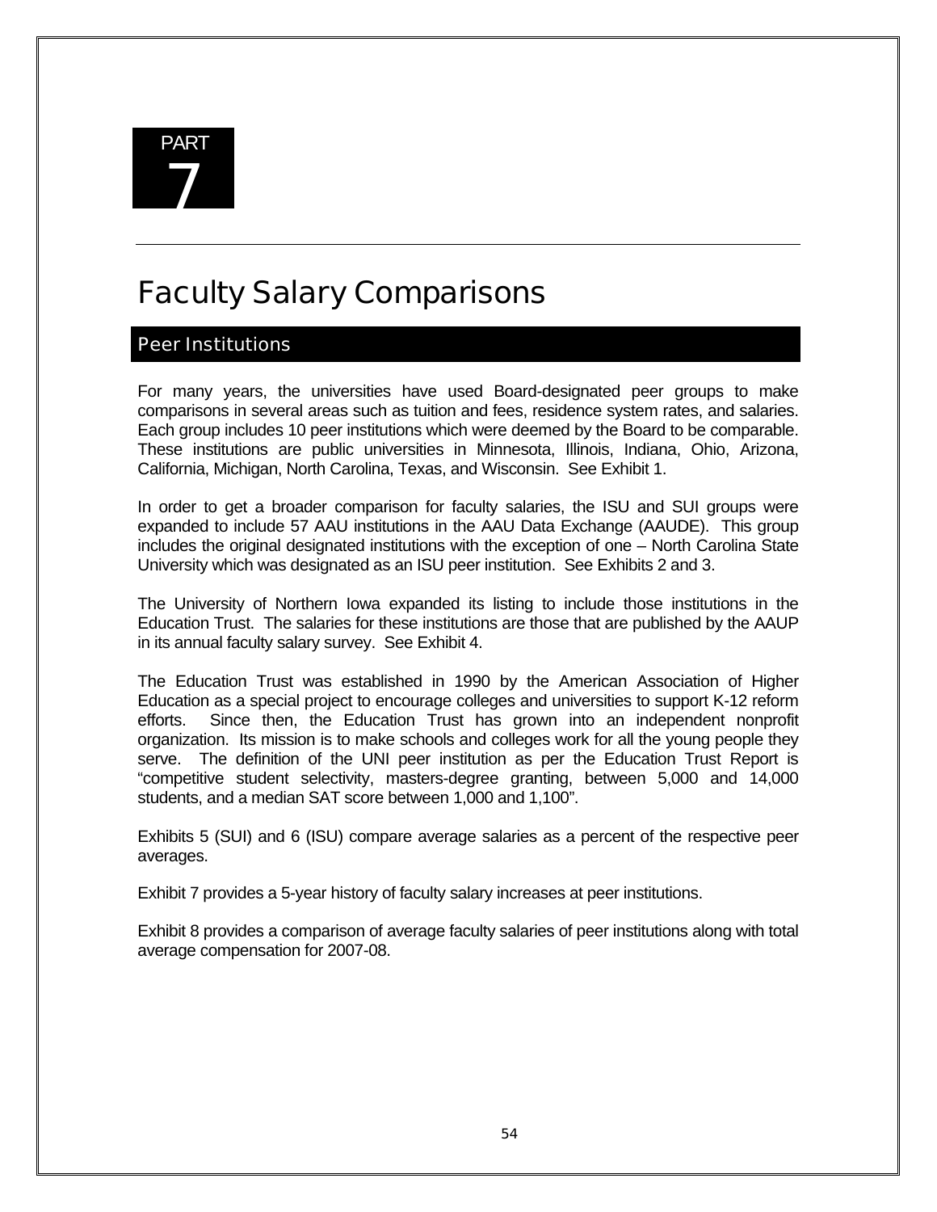PART 7

# Faculty Salary Comparisons

## Peer Institutions

For many years, the universities have used Board-designated peer groups to make comparisons in several areas such as tuition and fees, residence system rates, and salaries. Each group includes 10 peer institutions which were deemed by the Board to be comparable. These institutions are public universities in Minnesota, Illinois, Indiana, Ohio, Arizona, California, Michigan, North Carolina, Texas, and Wisconsin. See Exhibit 1.

In order to get a broader comparison for faculty salaries, the ISU and SUI groups were expanded to include 57 AAU institutions in the AAU Data Exchange (AAUDE). This group includes the original designated institutions with the exception of one – North Carolina State University which was designated as an ISU peer institution. See Exhibits 2 and 3.

The University of Northern Iowa expanded its listing to include those institutions in the Education Trust. The salaries for these institutions are those that are published by the AAUP in its annual faculty salary survey. See Exhibit 4.

The Education Trust was established in 1990 by the American Association of Higher Education as a special project to encourage colleges and universities to support K-12 reform efforts. Since then, the Education Trust has grown into an independent nonprofit organization. Its mission is to make schools and colleges work for all the young people they serve. The definition of the UNI peer institution as per the Education Trust Report is "competitive student selectivity, masters-degree granting, between 5,000 and 14,000 students, and a median SAT score between 1,000 and 1,100".

Exhibits 5 (SUI) and 6 (ISU) compare average salaries as a percent of the respective peer averages.

Exhibit 7 provides a 5-year history of faculty salary increases at peer institutions.

Exhibit 8 provides a comparison of average faculty salaries of peer institutions along with total average compensation for 2007-08.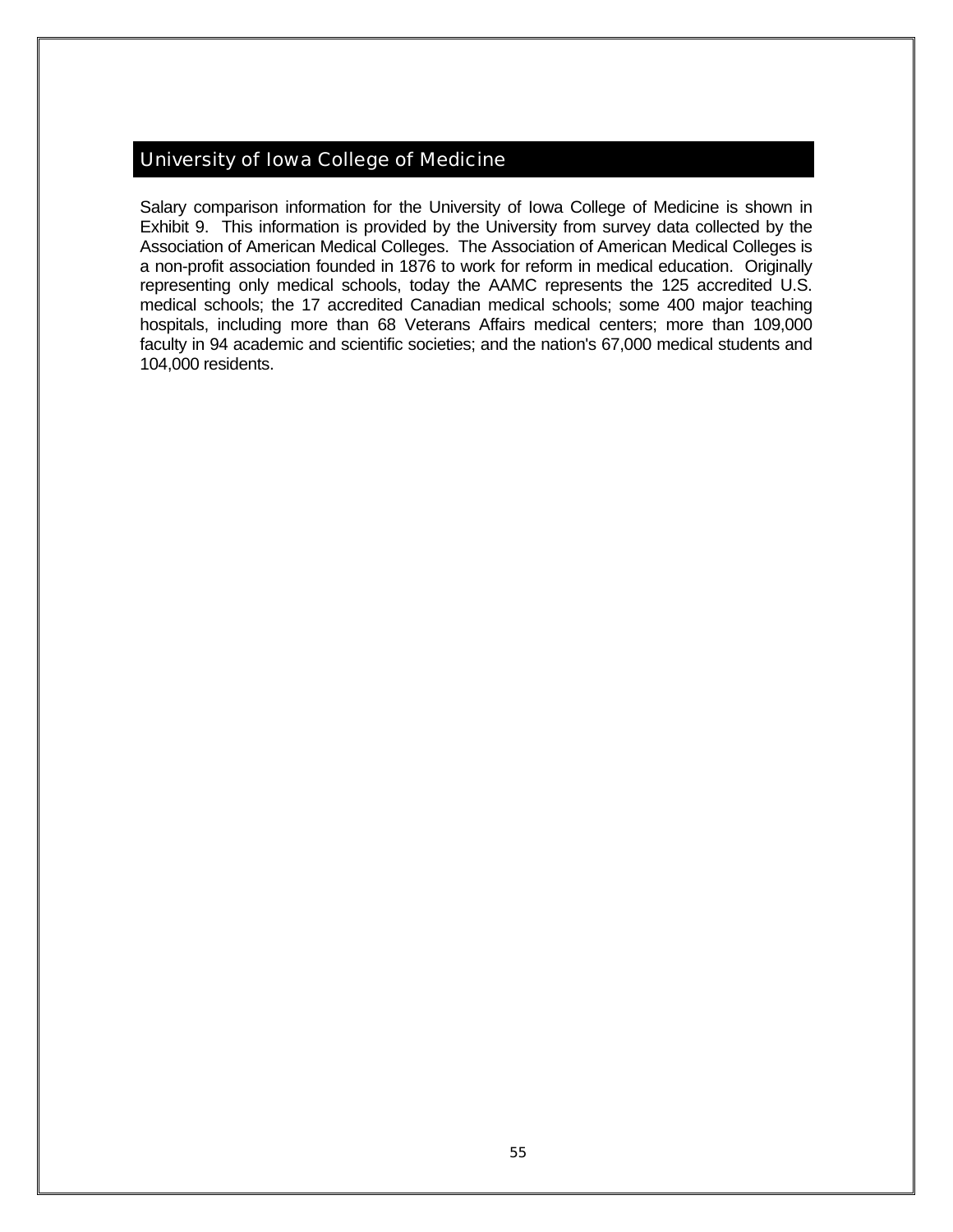## University of Iowa College of Medicine

Salary comparison information for the University of Iowa College of Medicine is shown in Exhibit 9. This information is provided by the University from survey data collected by the Association of American Medical Colleges. The Association of American Medical Colleges is a non-profit association founded in 1876 to work for reform in medical education. Originally representing only medical schools, today the AAMC represents the 125 accredited U.S. medical schools; the 17 accredited Canadian medical schools; some 400 major teaching hospitals, including more than 68 Veterans Affairs medical centers; more than 109,000 faculty in 94 academic and scientific societies; and the nation's 67,000 medical students and 104,000 residents.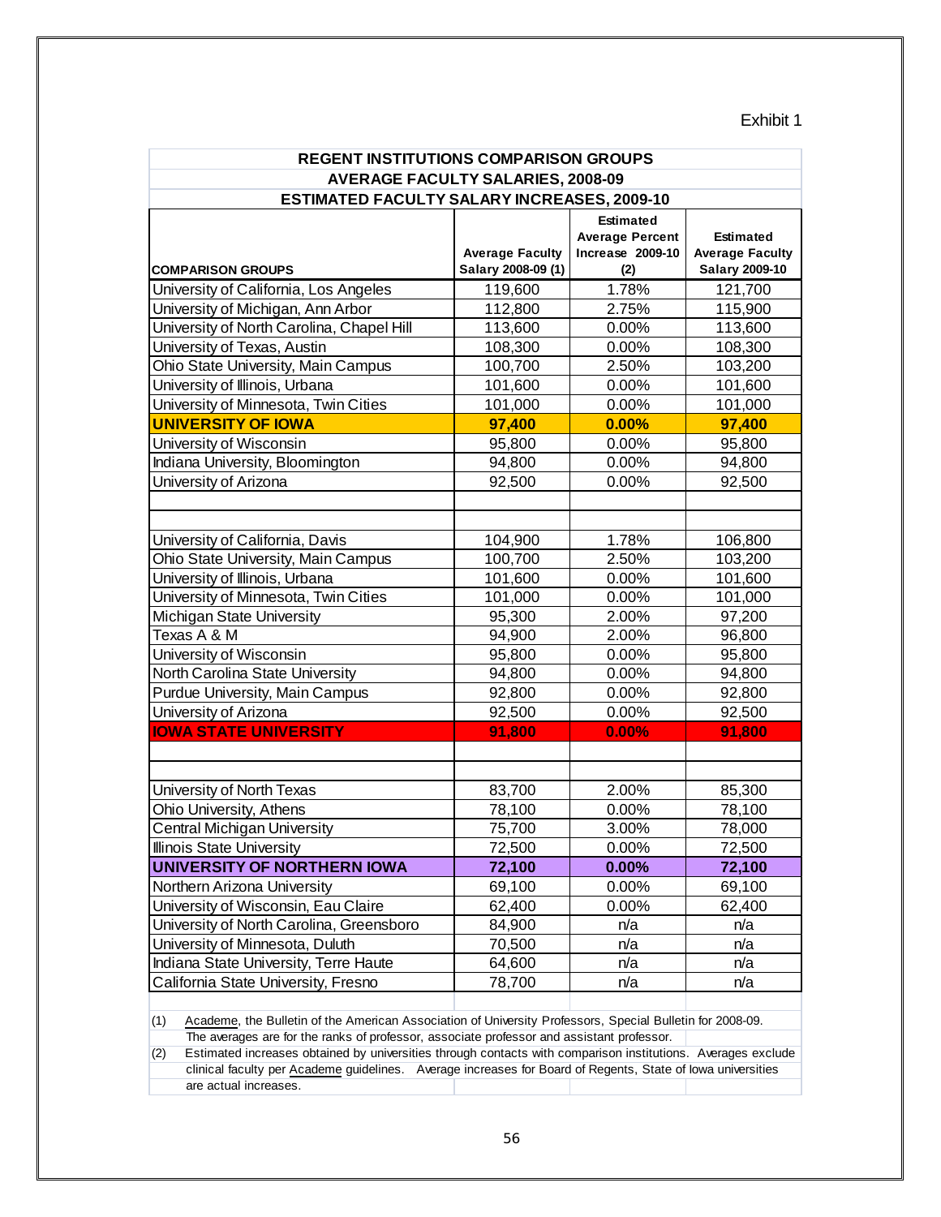Exhibit 1

| REGENT INSTITUTIONS COMPARISON GROUPS<br>AVERAGE FACULTY SALARIES, 2008-09<br>ESTIMATED FACULTY SALARY INCREASES, 2009-10 | | | |
|---|---|---|---|
| **COMPARISON GROUPS** | **Average Faculty Salary 2008-09 (1)** | **Estimated Average Percent Increase 2009-10 (2)** | **Estimated Average Faculty Salary 2009-10** |
| University of California, Los Angeles | 119,600 | 1.78% | 121,700 |
| University of Michigan, Ann Arbor | 112,800 | 2.75% | 115,900 |
| University of North Carolina, Chapel Hill | 113,600 | 0.00% | 113,600 |
| University of Texas, Austin | 108,300 | 0.00% | 108,300 |
| Ohio State University, Main Campus | 100,700 | 2.50% | 103,200 |
| University of Illinois, Urbana | 101,600 | 0.00% | 101,600 |
| University of Minnesota, Twin Cities | 101,000 | 0.00% | 101,000 |
| **UNIVERSITY OF IOWA** | **97,400** | **0.00%** | **97,400** |
| University of Wisconsin | 95,800 | 0.00% | 95,800 |
| Indiana University, Bloomington | 94,800 | 0.00% | 94,800 |
| University of Arizona | 92,500 | 0.00% | 92,500 |
| | | | |
| | | | |
| University of California, Davis | 104,900 | 1.78% | 106,800 |
| Ohio State University, Main Campus | 100,700 | 2.50% | 103,200 |
| University of Illinois, Urbana | 101,600 | 0.00% | 101,600 |
| University of Minnesota, Twin Cities | 101,000 | 0.00% | 101,000 |
| Michigan State University | 95,300 | 2.00% | 97,200 |
| Texas A & M | 94,900 | 2.00% | 96,800 |
| University of Wisconsin | 95,800 | 0.00% | 95,800 |
| North Carolina State University | 94,800 | 0.00% | 94,800 |
| Purdue University, Main Campus | 92,800 | 0.00% | 92,800 |
| University of Arizona | 92,500 | 0.00% | 92,500 |
| **IOWA STATE UNIVERSITY** | **91,800** | **0.00%** | **91,800** |
| | | | |
| | | | |
| University of North Texas | 83,700 | 2.00% | 85,300 |
| Ohio University, Athens | 78,100 | 0.00% | 78,100 |
| Central Michigan University | 75,700 | 3.00% | 78,000 |
| Illinois State University | 72,500 | 0.00% | 72,500 |
| **UNIVERSITY OF NORTHERN IOWA** | **72,100** | **0.00%** | **72,100** |
| Northern Arizona University | 69,100 | 0.00% | 69,100 |
| University of Wisconsin, Eau Claire | 62,400 | 0.00% | 62,400 |
| University of North Carolina, Greensboro | 84,900 | n/a | n/a |
| University of Minnesota, Duluth | 70,500 | n/a | n/a |
| Indiana State University, Terre Haute | 64,600 | n/a | n/a |
| California State University, Fresno | 78,700 | n/a | n/a |

(1) Academe, the Bulletin of the American Association of University Professors, Special Bulletin for 2008-09. The averages are for the ranks of professor, associate professor and assistant professor.

(2) Estimated increases obtained by universities through contacts with comparison institutions. Averages exclude clinical faculty per Academe guidelines. Average increases for Board of Regents, State of Iowa universities are actual increases.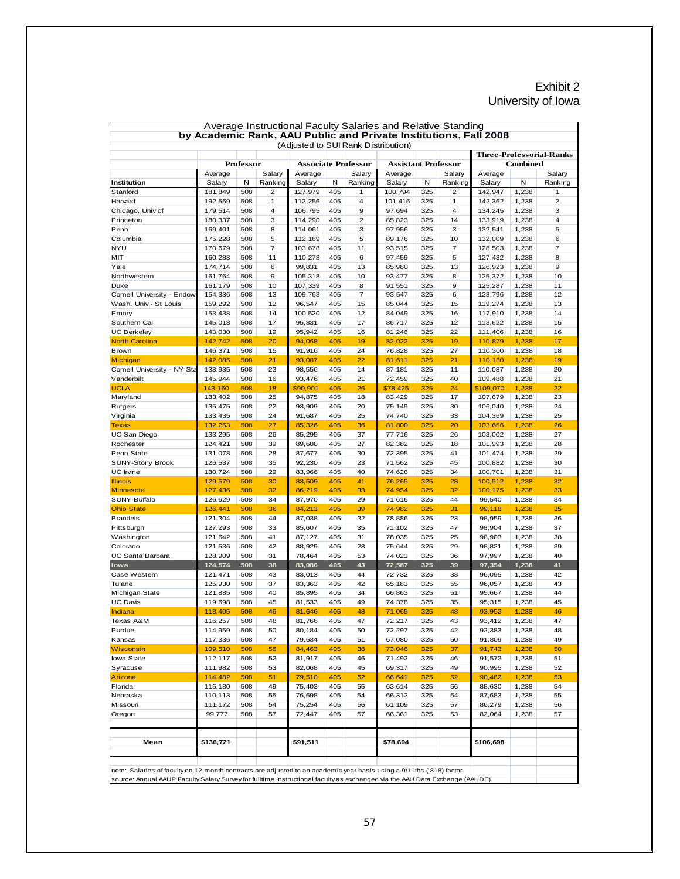Exhibit 2
University of Iowa

## Average Instructional Faculty Salaries and Relative Standing by Academic Rank, AAU Public and Private Institutions, Fall 2008

(Adjusted to SUI Rank Distribution)

| | Professor | | | Associate Professor | | | Assistant Professor | | | Three-Professorial-Ranks Combined | | |
|---|---|---|---|---|---|---|---|---|---|---|---|---|
| Institution | Average Salary | N | Salary Ranking | Average Salary | N | Salary Ranking | Average Salary | N | Salary Ranking | Average Salary | N | Salary Ranking |
| Stanford | 181,849 | 508 | 2 | 127,979 | 405 | 1 | 100,794 | 325 | 2 | 142,947 | 1,238 | 1 |
| Harvard | 192,559 | 508 | 1 | 112,256 | 405 | 4 | 101,416 | 325 | 1 | 142,362 | 1,238 | 2 |
| Chicago, Univ of | 179,514 | 508 | 4 | 106,795 | 405 | 9 | 97,694 | 325 | 4 | 134,245 | 1,238 | 3 |
| Princeton | 180,337 | 508 | 3 | 114,290 | 405 | 2 | 85,823 | 325 | 14 | 133,919 | 1,238 | 4 |
| Penn | 169,401 | 508 | 8 | 114,061 | 405 | 3 | 97,956 | 325 | 3 | 132,541 | 1,238 | 5 |
| Columbia | 175,228 | 508 | 5 | 112,169 | 405 | 5 | 89,176 | 325 | 10 | 132,009 | 1,238 | 6 |
| NYU | 170,679 | 508 | 7 | 103,678 | 405 | 11 | 93,515 | 325 | 7 | 128,503 | 1,238 | 7 |
| MIT | 160,283 | 508 | 11 | 110,278 | 405 | 6 | 97,459 | 325 | 5 | 127,432 | 1,238 | 8 |
| Yale | 174,714 | 508 | 6 | 99,831 | 405 | 13 | 85,980 | 325 | 13 | 126,923 | 1,238 | 9 |
| Northwestern | 161,764 | 508 | 9 | 105,318 | 405 | 10 | 93,477 | 325 | 8 | 125,372 | 1,238 | 10 |
| Duke | 161,179 | 508 | 10 | 107,339 | 405 | 8 | 91,551 | 325 | 9 | 125,287 | 1,238 | 11 |
| Cornell University - Endow | 154,336 | 508 | 13 | 109,763 | 405 | 7 | 93,547 | 325 | 6 | 123,796 | 1,238 | 12 |
| Wash. Univ - St Louis | 159,292 | 508 | 12 | 96,547 | 405 | 15 | 85,044 | 325 | 15 | 119,274 | 1,238 | 13 |
| Emory | 153,438 | 508 | 14 | 100,520 | 405 | 12 | 84,049 | 325 | 16 | 117,910 | 1,238 | 14 |
| Southern Cal | 145,018 | 508 | 17 | 95,831 | 405 | 17 | 86,717 | 325 | 12 | 113,622 | 1,238 | 15 |
| UC Berkeley | 143,030 | 508 | 19 | 95,942 | 405 | 16 | 81,246 | 325 | 22 | 111,406 | 1,238 | 16 |
| North Carolina | 142,742 | 508 | 20 | 94,068 | 405 | 19 | 82,022 | 325 | 19 | 110,879 | 1,238 | 17 |
| Brown | 146,371 | 508 | 15 | 91,916 | 405 | 24 | 76,828 | 325 | 27 | 110,300 | 1,238 | 18 |
| Michigan | 142,085 | 508 | 21 | 93,087 | 405 | 22 | 81,611 | 325 | 21 | 110,180 | 1,238 | 19 |
| Cornell University - NY Sta | 133,935 | 508 | 23 | 98,556 | 405 | 14 | 87,181 | 325 | 11 | 110,087 | 1,238 | 20 |
| Vanderbilt | 145,944 | 508 | 16 | 93,476 | 405 | 21 | 72,459 | 325 | 40 | 109,488 | 1,238 | 21 |
| UCLA | 143,160 | 508 | 18 | $90,901 | 405 | 26 | $78,425 | 325 | 24 | $109,070 | 1,238 | 22 |
| Maryland | 133,402 | 508 | 25 | 94,875 | 405 | 18 | 83,429 | 325 | 17 | 107,679 | 1,238 | 23 |
| Rutgers | 135,475 | 508 | 22 | 93,909 | 405 | 20 | 75,149 | 325 | 30 | 106,040 | 1,238 | 24 |
| Virginia | 133,435 | 508 | 24 | 91,687 | 405 | 25 | 74,740 | 325 | 33 | 104,369 | 1,238 | 25 |
| Texas | 132,253 | 508 | 27 | 85,326 | 405 | 36 | 81,800 | 325 | 20 | 103,656 | 1,238 | 26 |
| UC San Diego | 133,295 | 508 | 26 | 85,295 | 405 | 37 | 77,716 | 325 | 26 | 103,002 | 1,238 | 27 |
| Rochester | 124,421 | 508 | 39 | 89,600 | 405 | 27 | 82,382 | 325 | 18 | 101,993 | 1,238 | 28 |
| Penn State | 131,078 | 508 | 28 | 87,677 | 405 | 30 | 72,395 | 325 | 41 | 101,474 | 1,238 | 29 |
| SUNY-Stony Brook | 126,537 | 508 | 35 | 92,230 | 405 | 23 | 71,562 | 325 | 45 | 100,882 | 1,238 | 30 |
| UC Irvine | 130,724 | 508 | 29 | 83,966 | 405 | 40 | 74,626 | 325 | 34 | 100,701 | 1,238 | 31 |
| Illinois | 129,579 | 508 | 30 | 83,509 | 405 | 41 | 76,265 | 325 | 28 | 100,512 | 1,238 | 32 |
| Minnesota | 127,436 | 508 | 32 | 86,219 | 405 | 33 | 74,954 | 325 | 32 | 100,175 | 1,238 | 33 |
| SUNY-Buffalo | 126,629 | 508 | 34 | 87,970 | 405 | 29 | 71,616 | 325 | 44 | 99,540 | 1,238 | 34 |
| Ohio State | 126,441 | 508 | 36 | 84,213 | 405 | 39 | 74,982 | 325 | 31 | 99,118 | 1,238 | 35 |
| Brandeis | 121,304 | 508 | 44 | 87,038 | 405 | 32 | 78,886 | 325 | 23 | 98,959 | 1,238 | 36 |
| Pittsburgh | 127,293 | 508 | 33 | 85,607 | 405 | 35 | 71,102 | 325 | 47 | 98,904 | 1,238 | 37 |
| Washington | 121,642 | 508 | 41 | 87,127 | 405 | 31 | 78,035 | 325 | 25 | 98,903 | 1,238 | 38 |
| Colorado | 121,536 | 508 | 42 | 88,929 | 405 | 28 | 75,644 | 325 | 29 | 98,821 | 1,238 | 39 |
| UC Santa Barbara | 128,909 | 508 | 31 | 78,464 | 405 | 53 | 74,021 | 325 | 36 | 97,997 | 1,238 | 40 |
| Iowa | 124,574 | 508 | 38 | 83,086 | 405 | 43 | 72,587 | 325 | 39 | 97,354 | 1,238 | 41 |
| Case Western | 121,471 | 508 | 43 | 83,013 | 405 | 44 | 72,732 | 325 | 38 | 96,095 | 1,238 | 42 |
| Tulane | 125,930 | 508 | 37 | 83,363 | 405 | 42 | 65,183 | 325 | 55 | 96,057 | 1,238 | 43 |
| Michigan State | 121,885 | 508 | 40 | 85,895 | 405 | 34 | 66,863 | 325 | 51 | 95,667 | 1,238 | 44 |
| UC Davis | 119,698 | 508 | 45 | 81,533 | 405 | 49 | 74,378 | 325 | 35 | 95,315 | 1,238 | 45 |
| Indiana | 118,405 | 508 | 46 | 81,646 | 405 | 48 | 71,065 | 325 | 48 | 93,952 | 1,238 | 46 |
| Texas A&M | 116,257 | 508 | 48 | 81,766 | 405 | 47 | 72,217 | 325 | 43 | 93,412 | 1,238 | 47 |
| Purdue | 114,959 | 508 | 50 | 80,184 | 405 | 50 | 72,297 | 325 | 42 | 92,383 | 1,238 | 48 |
| Kansas | 117,336 | 508 | 47 | 79,634 | 405 | 51 | 67,080 | 325 | 50 | 91,809 | 1,238 | 49 |
| Wisconsin | 109,510 | 508 | 56 | 84,463 | 405 | 38 | 73,046 | 325 | 37 | 91,743 | 1,238 | 50 |
| Iowa State | 112,117 | 508 | 52 | 81,917 | 405 | 46 | 71,492 | 325 | 46 | 91,572 | 1,238 | 51 |
| Syracuse | 111,982 | 508 | 53 | 82,068 | 405 | 45 | 69,317 | 325 | 49 | 90,995 | 1,238 | 52 |
| Arizona | 114,482 | 508 | 51 | 79,510 | 405 | 52 | 66,641 | 325 | 52 | 90,482 | 1,238 | 53 |
| Florida | 115,180 | 508 | 49 | 75,403 | 405 | 55 | 63,614 | 325 | 56 | 88,630 | 1,238 | 54 |
| Nebraska | 110,113 | 508 | 55 | 76,698 | 405 | 54 | 66,312 | 325 | 54 | 87,683 | 1,238 | 55 |
| Missouri | 111,172 | 508 | 54 | 75,254 | 405 | 56 | 61,109 | 325 | 57 | 86,279 | 1,238 | 56 |
| Oregon | 99,777 | 508 | 57 | 72,447 | 405 | 57 | 66,361 | 325 | 53 | 82,064 | 1,238 | 57 |
| **Mean** | **$136,721** | | | **$91,511** | | | **$78,694** | | | **$106,698** | | |

note: Salaries of faculty on 12-month contracts are adjusted to an academic year basis using a 9/11ths (.818) factor.
source: Annual AAUP Faculty Salary Survey for fulltime instructional faculty as exchanged via the AAU Data Exchange (AAUDE).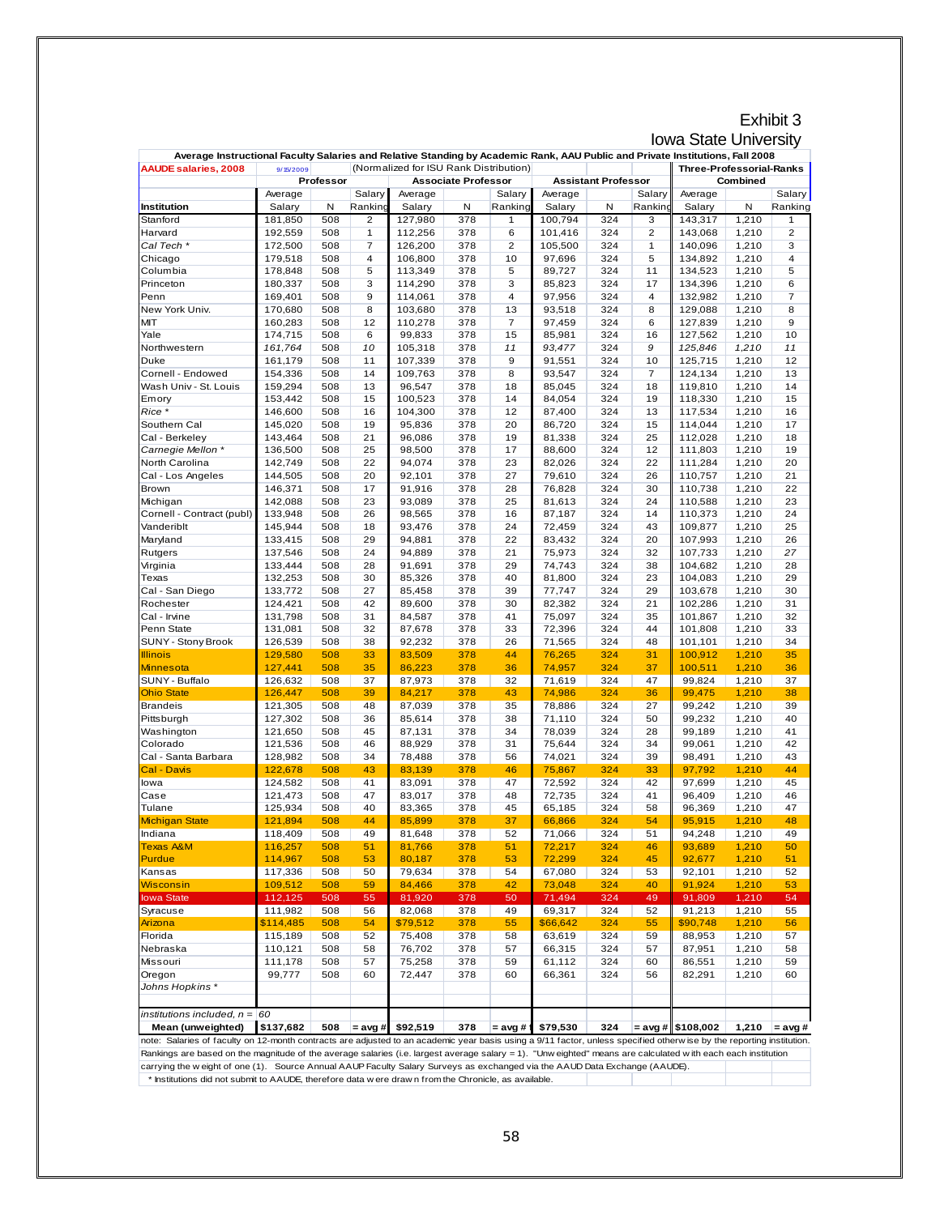Exhibit 3

Iowa State University

**Average Instructional Faculty Salaries and Relative Standing by Academic Rank, AAU Public and Private Institutions, Fall 2008**

**AAUDE salaries, 2008** 9/15/2009 (Normalized for ISU Rank Distribution)

| | Professor | | | Associate Professor | | | Assistant Professor | | | Three-Professorial-Ranks Combined | | |
|---|---|---|---|---|---|---|---|---|---|---|---|---|
| Institution | Average Salary | N | Salary Ranking | Average Salary | N | Salary Ranking | Average Salary | N | Salary Ranking | Average Salary | N | Salary Ranking |
| Stanford | 181,850 | 508 | 2 | 127,980 | 378 | 1 | 100,794 | 324 | 3 | 143,317 | 1,210 | 1 |
| Harvard | 192,559 | 508 | 1 | 112,256 | 378 | 6 | 101,416 | 324 | 2 | 143,068 | 1,210 | 2 |
| *Cal Tech ** | 172,500 | 508 | 7 | 126,200 | 378 | 2 | 105,500 | 324 | 1 | 140,096 | 1,210 | 3 |
| Chicago | 179,518 | 508 | 4 | 106,800 | 378 | 10 | 97,696 | 324 | 5 | 134,892 | 1,210 | 4 |
| Columbia | 178,848 | 508 | 5 | 113,349 | 378 | 5 | 89,727 | 324 | 11 | 134,523 | 1,210 | 5 |
| Princeton | 180,337 | 508 | 3 | 114,290 | 378 | 3 | 85,823 | 324 | 17 | 134,396 | 1,210 | 6 |
| Penn | 169,401 | 508 | 9 | 114,061 | 378 | 4 | 97,956 | 324 | 4 | 132,982 | 1,210 | 7 |
| New York Univ. | 170,680 | 508 | 8 | 103,680 | 378 | 13 | 93,518 | 324 | 8 | 129,088 | 1,210 | 8 |
| MIT | 160,283 | 508 | 12 | 110,278 | 378 | 7 | 97,459 | 324 | 6 | 127,839 | 1,210 | 9 |
| Yale | 174,715 | 508 | 6 | 99,833 | 378 | 15 | 85,981 | 324 | 16 | 127,562 | 1,210 | 10 |
| Northwestern | *161,764* | 508 | *10* | 105,318 | 378 | *11* | *93,477* | 324 | *9* | *125,846* | *1,210* | *11* |
| Duke | 161,179 | 508 | 11 | 107,339 | 378 | 9 | 91,551 | 324 | 10 | 125,715 | 1,210 | 12 |
| Cornell - Endowed | 154,336 | 508 | 14 | 109,763 | 378 | 8 | 93,547 | 324 | 7 | 124,134 | 1,210 | 13 |
| Wash Univ - St. Louis | 159,294 | 508 | 13 | 96,547 | 378 | 18 | 85,045 | 324 | 18 | 119,810 | 1,210 | 14 |
| Emory | 153,442 | 508 | 15 | 100,523 | 378 | 14 | 84,054 | 324 | 19 | 118,330 | 1,210 | 15 |
| *Rice ** | 146,600 | 508 | 16 | 104,300 | 378 | 12 | 87,400 | 324 | 13 | 117,534 | 1,210 | 16 |
| Southern Cal | 145,020 | 508 | 19 | 95,836 | 378 | 20 | 86,720 | 324 | 15 | 114,044 | 1,210 | 17 |
| Cal - Berkeley | 143,464 | 508 | 21 | 96,086 | 378 | 19 | 81,338 | 324 | 25 | 112,028 | 1,210 | 18 |
| *Carnegie Mellon ** | 136,500 | 508 | 25 | 98,500 | 378 | 17 | 88,600 | 324 | 12 | 111,803 | 1,210 | 19 |
| North Carolina | 142,749 | 508 | 22 | 94,074 | 378 | 23 | 82,026 | 324 | 22 | 111,284 | 1,210 | 20 |
| Cal - Los Angeles | 144,505 | 508 | 20 | 92,101 | 378 | 27 | 79,610 | 324 | 26 | 110,757 | 1,210 | 21 |
| Brown | 146,371 | 508 | 17 | 91,916 | 378 | 28 | 76,828 | 324 | 30 | 110,738 | 1,210 | 22 |
| Michigan | 142,088 | 508 | 23 | 93,089 | 378 | 25 | 81,613 | 324 | 24 | 110,588 | 1,210 | 23 |
| Cornell - Contract (publ) | 133,948 | 508 | 26 | 98,565 | 378 | 16 | 87,187 | 324 | 14 | 110,373 | 1,210 | 24 |
| Vanderiblt | 145,944 | 508 | 18 | 93,476 | 378 | 24 | 72,459 | 324 | 43 | 109,877 | 1,210 | 25 |
| Maryland | 133,415 | 508 | 29 | 94,881 | 378 | 22 | 83,432 | 324 | 20 | 107,993 | 1,210 | 26 |
| Rutgers | 137,546 | 508 | 24 | 94,889 | 378 | 21 | 75,973 | 324 | 32 | 107,733 | 1,210 | *27* |
| Virginia | 133,444 | 508 | 28 | 91,691 | 378 | 29 | 74,743 | 324 | 38 | 104,682 | 1,210 | 28 |
| Texas | 132,253 | 508 | 30 | 85,326 | 378 | 40 | 81,800 | 324 | 23 | 104,083 | 1,210 | 29 |
| Cal - San Diego | 133,772 | 508 | 27 | 85,458 | 378 | 39 | 77,747 | 324 | 29 | 103,678 | 1,210 | 30 |
| Rochester | 124,421 | 508 | 42 | 89,600 | 378 | 30 | 82,382 | 324 | 21 | 102,286 | 1,210 | 31 |
| Cal - Irvine | 131,798 | 508 | 31 | 84,587 | 378 | 41 | 75,097 | 324 | 35 | 101,867 | 1,210 | 32 |
| Penn State | 131,081 | 508 | 32 | 87,678 | 378 | 33 | 72,396 | 324 | 44 | 101,808 | 1,210 | 33 |
| SUNY - Stony Brook | 126,539 | 508 | 38 | 92,232 | 378 | 26 | 71,565 | 324 | 48 | 101,101 | 1,210 | 34 |
| Illinois | 129,580 | 508 | 33 | 83,509 | 378 | 44 | 76,265 | 324 | 31 | 100,912 | 1,210 | 35 |
| Minnesota | 127,441 | 508 | 35 | 86,223 | 378 | 36 | 74,957 | 324 | 37 | 100,511 | 1,210 | 36 |
| SUNY - Buffalo | 126,632 | 508 | 37 | 87,973 | 378 | 32 | 71,619 | 324 | 47 | 99,824 | 1,210 | 37 |
| Ohio State | 126,447 | 508 | 39 | 84,217 | 378 | 43 | 74,986 | 324 | 36 | 99,475 | 1,210 | 38 |
| Brandeis | 121,305 | 508 | 48 | 87,039 | 378 | 35 | 78,886 | 324 | 27 | 99,242 | 1,210 | 39 |
| Pittsburgh | 127,302 | 508 | 36 | 85,614 | 378 | 38 | 71,110 | 324 | 50 | 99,232 | 1,210 | 40 |
| Washington | 121,650 | 508 | 45 | 87,131 | 378 | 34 | 78,039 | 324 | 28 | 99,189 | 1,210 | 41 |
| Colorado | 121,536 | 508 | 46 | 88,929 | 378 | 31 | 75,644 | 324 | 34 | 99,061 | 1,210 | 42 |
| Cal - Santa Barbara | 128,982 | 508 | 34 | 78,488 | 378 | 56 | 74,021 | 324 | 39 | 98,491 | 1,210 | 43 |
| Cal - Davis | 122,678 | 508 | 43 | 83,139 | 378 | 46 | 75,867 | 324 | 33 | 97,792 | 1,210 | 44 |
| Iowa | 124,582 | 508 | 41 | 83,091 | 378 | 47 | 72,592 | 324 | 42 | 97,699 | 1,210 | 45 |
| Case | 121,473 | 508 | 47 | 83,017 | 378 | 48 | 72,735 | 324 | 41 | 96,409 | 1,210 | 46 |
| Tulane | 125,934 | 508 | 40 | 83,365 | 378 | 45 | 65,185 | 324 | 58 | 96,369 | 1,210 | 47 |
| Michigan State | 121,894 | 508 | 44 | 85,899 | 378 | 37 | 66,866 | 324 | 54 | 95,915 | 1,210 | 48 |
| Indiana | 118,409 | 508 | 49 | 81,648 | 378 | 52 | 71,066 | 324 | 51 | 94,248 | 1,210 | 49 |
| Texas A&M | 116,257 | 508 | 51 | 81,766 | 378 | 51 | 72,217 | 324 | 46 | 93,689 | 1,210 | 50 |
| Purdue | 114,967 | 508 | 53 | 80,187 | 378 | 53 | 72,299 | 324 | 45 | 92,677 | 1,210 | 51 |
| Kansas | 117,336 | 508 | 50 | 79,634 | 378 | 54 | 67,080 | 324 | 53 | 92,101 | 1,210 | 52 |
| Wisconsin | 109,512 | 508 | 59 | 84,466 | 378 | 42 | 73,048 | 324 | 40 | 91,924 | 1,210 | 53 |
| Iowa State | 112,125 | 508 | 55 | 81,920 | 378 | 50 | 71,494 | 324 | 49 | 91,809 | 1,210 | 54 |
| Syracuse | 111,982 | 508 | 56 | 82,068 | 378 | 49 | 69,317 | 324 | 52 | 91,213 | 1,210 | 55 |
| Arizona | $114,485 | 508 | 54 | $79,512 | 378 | 55 | $66,642 | 324 | 55 | $90,748 | 1,210 | 56 |
| Florida | 115,189 | 508 | 52 | 75,408 | 378 | 58 | 63,619 | 324 | 59 | 88,953 | 1,210 | 57 |
| Nebraska | 110,121 | 508 | 58 | 76,702 | 378 | 57 | 66,315 | 324 | 57 | 87,951 | 1,210 | 58 |
| Missouri | 111,178 | 508 | 57 | 75,258 | 378 | 59 | 61,112 | 324 | 60 | 86,551 | 1,210 | 59 |
| Oregon | 99,777 | 508 | 60 | 72,447 | 378 | 60 | 66,361 | 324 | 56 | 82,291 | 1,210 | 60 |
| *Johns Hopkins ** | | | | | | | | | | | | |
| *institutions included, n =* | *60* | | | | | | | | | | | |
| **Mean (unweighted)** | **$137,682** | **508** | **= avg #** | **$92,519** | **378** | **= avg #** | **$79,530** | **324** | **= avg #** | **$108,002** | **1,210** | **= avg #** |

note: Salaries of faculty on 12-month contracts are adjusted to an academic year basis using a 9/11 factor, unless specified otherwise by the reporting institution. Rankings are based on the magnitude of the average salaries (i.e. largest average salary = 1). "Unweighted" means are calculated with each each institution carrying the weight of one (1). Source Annual AAUP Faculty Salary Surveys as exchanged via the AAUD Data Exchange (AAUDE).

\* Institutions did not submit to AAUDE, therefore data were drawn from the Chronicle, as available.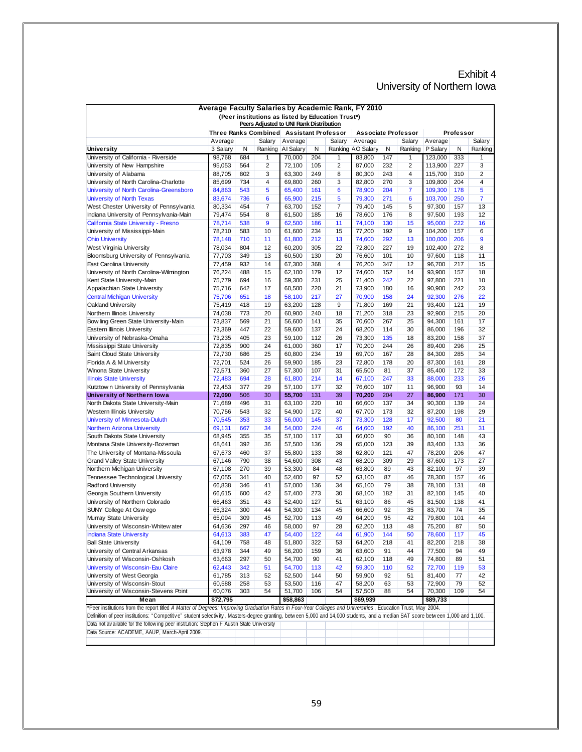# Exhibit 4
## University of Northern Iowa

**Average Faculty Salaries by Academic Rank, FY 2010**
**(Peer institutions as listed by Education Trust*)**
**Peers Adjusted to UNI Rank Distribution**

| | Three Ranks Combined | | | Assistant Professor | | | Associate Professor | | | Professor | | |
|---|---|---|---|---|---|---|---|---|---|---|---|---|
| **University** | Average 3 Salary | N | Salary Ranking | Average AI Salary | N | Salary Ranking | Average AO Salary | N | Salary Ranking | Average P Salary | N | Salary Ranking |
| University of California - Riverside | 98,768 | 684 | 1 | 70,000 | 204 | 1 | 83,800 | 147 | 1 | 123,000 | 333 | 1 |
| University of New Hampshire | 95,053 | 564 | 2 | 72,100 | 105 | 2 | 87,000 | 232 | 2 | 113,900 | 227 | 3 |
| University of Alabama | 88,705 | 802 | 3 | 63,300 | 249 | 8 | 80,300 | 243 | 4 | 115,700 | 310 | 2 |
| University of North Carolina-Charlotte | 85,699 | 734 | 4 | 69,800 | 260 | 3 | 82,800 | 270 | 3 | 109,800 | 204 | 4 |
| University of North Carolina-Greensboro | 84,863 | 543 | 5 | 65,400 | 161 | 6 | 78,900 | 204 | 7 | 109,300 | 178 | 5 |
| University of North Texas | 83,674 | 736 | 6 | 65,900 | 215 | 5 | 79,300 | 271 | 6 | 103,700 | 250 | 7 |
| West Chester University of Pennsylvania | 80,334 | 454 | 7 | 63,700 | 152 | 7 | 79,400 | 145 | 5 | 97,300 | 157 | 13 |
| Indiana University of Pennsylvania-Main | 79,474 | 554 | 8 | 61,500 | 185 | 16 | 78,600 | 176 | 8 | 97,500 | 193 | 12 |
| California State University - Fresno | 78,714 | 538 | 9 | 62,500 | 186 | 11 | 74,100 | 130 | 15 | 95,000 | 222 | 16 |
| University of Mississippi-Main | 78,210 | 583 | 10 | 61,600 | 234 | 15 | 77,200 | 192 | 9 | 104,200 | 157 | 6 |
| Ohio University | 78,148 | 710 | 11 | 61,800 | 212 | 13 | 74,600 | 292 | 13 | 100,000 | 206 | 9 |
| West Virginia University | 78,034 | 804 | 12 | 60,200 | 305 | 22 | 72,800 | 227 | 19 | 102,400 | 272 | 8 |
| Bloomsburg University of Pennsylvania | 77,703 | 349 | 13 | 60,500 | 130 | 20 | 76,600 | 101 | 10 | 97,600 | 118 | 11 |
| East Carolina University | 77,459 | 932 | 14 | 67,300 | 368 | 4 | 76,200 | 347 | 12 | 96,700 | 217 | 15 |
| University of North Carolina-Wilmington | 76,224 | 488 | 15 | 62,100 | 179 | 12 | 74,600 | 152 | 14 | 93,900 | 157 | 18 |
| Kent State University-Main | 75,779 | 694 | 16 | 59,300 | 231 | 25 | 71,400 | 242 | 22 | 97,800 | 221 | 10 |
| Appalachian State University | 75,716 | 642 | 17 | 60,500 | 220 | 21 | 73,900 | 180 | 16 | 90,900 | 242 | 23 |
| Central Michigan University | 75,706 | 651 | 18 | 58,100 | 217 | 27 | 70,900 | 158 | 24 | 92,300 | 276 | 22 |
| Oakland University | 75,419 | 418 | 19 | 63,200 | 128 | 9 | 71,800 | 169 | 21 | 93,400 | 121 | 19 |
| Northern Illinois University | 74,038 | 773 | 20 | 60,900 | 240 | 18 | 71,200 | 318 | 23 | 92,900 | 215 | 20 |
| Bowling Green State University-Main | 73,837 | 569 | 21 | 56,600 | 141 | 35 | 70,600 | 267 | 25 | 94,300 | 161 | 17 |
| Eastern Illinois University | 73,369 | 447 | 22 | 59,600 | 137 | 24 | 68,200 | 114 | 30 | 86,000 | 196 | 32 |
| University of Nebraska-Omaha | 73,235 | 405 | 23 | 59,100 | 112 | 26 | 73,300 | 135 | 18 | 83,200 | 158 | 37 |
| Mississippi State University | 72,835 | 900 | 24 | 61,000 | 360 | 17 | 70,200 | 244 | 26 | 89,400 | 296 | 25 |
| Saint Cloud State University | 72,730 | 686 | 25 | 60,800 | 234 | 19 | 69,700 | 167 | 28 | 84,300 | 285 | 34 |
| Florida A & M University | 72,701 | 524 | 26 | 59,900 | 185 | 23 | 72,800 | 178 | 20 | 87,300 | 161 | 28 |
| Winona State University | 72,571 | 360 | 27 | 57,300 | 107 | 31 | 65,500 | 81 | 37 | 85,400 | 172 | 33 |
| Illinois State University | 72,483 | 694 | 28 | 61,800 | 214 | 14 | 67,100 | 247 | 33 | 88,000 | 233 | 26 |
| Kutztown University of Pennsylvania | 72,453 | 377 | 29 | 57,100 | 177 | 32 | 76,600 | 107 | 11 | 96,900 | 93 | 14 |
| **University of Northern Iowa** | **72,090** | 506 | 30 | **55,700** | 131 | 39 | **70,200** | 204 | 27 | **86,900** | 171 | 30 |
| North Dakota State University-Main | 71,689 | 496 | 31 | 63,100 | 220 | 10 | 66,600 | 137 | 34 | 90,300 | 139 | 24 |
| Western Illinois University | 70,756 | 543 | 32 | 54,900 | 172 | 40 | 67,700 | 173 | 32 | 87,200 | 198 | 29 |
| University of Minnesota-Duluth | 70,545 | 353 | 33 | 56,000 | 145 | 37 | 73,300 | 128 | 17 | 92,500 | 80 | 21 |
| Northern Arizona University | 69,131 | 667 | 34 | 54,000 | 224 | 46 | 64,600 | 192 | 40 | 86,100 | 251 | 31 |
| South Dakota State University | 68,945 | 355 | 35 | 57,100 | 117 | 33 | 66,000 | 90 | 36 | 80,100 | 148 | 43 |
| Montana State University-Bozeman | 68,641 | 392 | 36 | 57,500 | 136 | 29 | 65,000 | 123 | 39 | 83,400 | 133 | 36 |
| The University of Montana-Missoula | 67,673 | 460 | 37 | 55,800 | 133 | 38 | 62,800 | 121 | 47 | 78,200 | 206 | 47 |
| Grand Valley State University | 67,146 | 790 | 38 | 54,600 | 308 | 43 | 68,200 | 309 | 29 | 87,600 | 173 | 27 |
| Northern Michigan University | 67,108 | 270 | 39 | 53,300 | 84 | 48 | 63,800 | 89 | 43 | 82,100 | 97 | 39 |
| Tennessee Technological University | 67,055 | 341 | 40 | 52,400 | 97 | 52 | 63,100 | 87 | 46 | 78,300 | 157 | 46 |
| Radford University | 66,838 | 346 | 41 | 57,000 | 136 | 34 | 65,100 | 79 | 38 | 78,100 | 131 | 48 |
| Georgia Southern University | 66,615 | 600 | 42 | 57,400 | 273 | 30 | 68,100 | 182 | 31 | 82,100 | 145 | 40 |
| University of Northern Colorado | 66,463 | 351 | 43 | 52,400 | 127 | 51 | 63,100 | 86 | 45 | 81,500 | 138 | 41 |
| SUNY College At Oswego | 65,324 | 300 | 44 | 54,300 | 134 | 45 | 66,600 | 92 | 35 | 83,700 | 74 | 35 |
| Murray State University | 65,094 | 309 | 45 | 52,700 | 113 | 49 | 64,200 | 95 | 42 | 79,800 | 101 | 44 |
| University of Wisconsin-Whitewater | 64,636 | 297 | 46 | 58,000 | 97 | 28 | 62,200 | 113 | 48 | 75,200 | 87 | 50 |
| Indiana State University | 64,613 | 383 | 47 | 54,400 | 122 | 44 | 61,900 | 144 | 50 | 78,600 | 117 | 45 |
| Ball State University | 64,109 | 758 | 48 | 51,800 | 322 | 53 | 64,200 | 218 | 41 | 82,200 | 218 | 38 |
| University of Central Arkansas | 63,978 | 344 | 49 | 56,200 | 159 | 36 | 63,600 | 91 | 44 | 77,500 | 94 | 49 |
| University of Wisconsin-Oshkosh | 63,663 | 297 | 50 | 54,700 | 90 | 41 | 62,100 | 118 | 49 | 74,800 | 89 | 51 |
| University of Wisconsin-Eau Claire | 62,443 | 342 | 51 | 54,700 | 113 | 42 | 59,300 | 110 | 52 | 72,700 | 119 | 53 |
| University of West Georgia | 61,785 | 313 | 52 | 52,500 | 144 | 50 | 59,900 | 92 | 51 | 81,400 | 77 | 42 |
| University of Wisconsin-Stout | 60,588 | 258 | 53 | 53,500 | 116 | 47 | 58,200 | 63 | 53 | 72,900 | 79 | 52 |
| University of Wisconsin-Stevens Point | 60,076 | 303 | 54 | 51,700 | 106 | 54 | 57,500 | 88 | 54 | 70,300 | 109 | 54 |
| **Mean** | **$72,795** | | | **$58,863** | | | **$69,939** | | | **$89,733** | | |

*Peer institutions from the report titled *A Matter of Degrees: Improving Graduation Rates in Four-Year Colleges and Universities*, Education Trust, May 2004.

Definition of peer institutions: "Competitive" student selectivity, Masters-degree granting, between 5,000 and 14,000 students, and a median SAT score between 1,000 and 1,100.

Data not available for the following peer institution: Stephen F Austin State University

Data Source: ACADEME, AAUP, March-April 2009.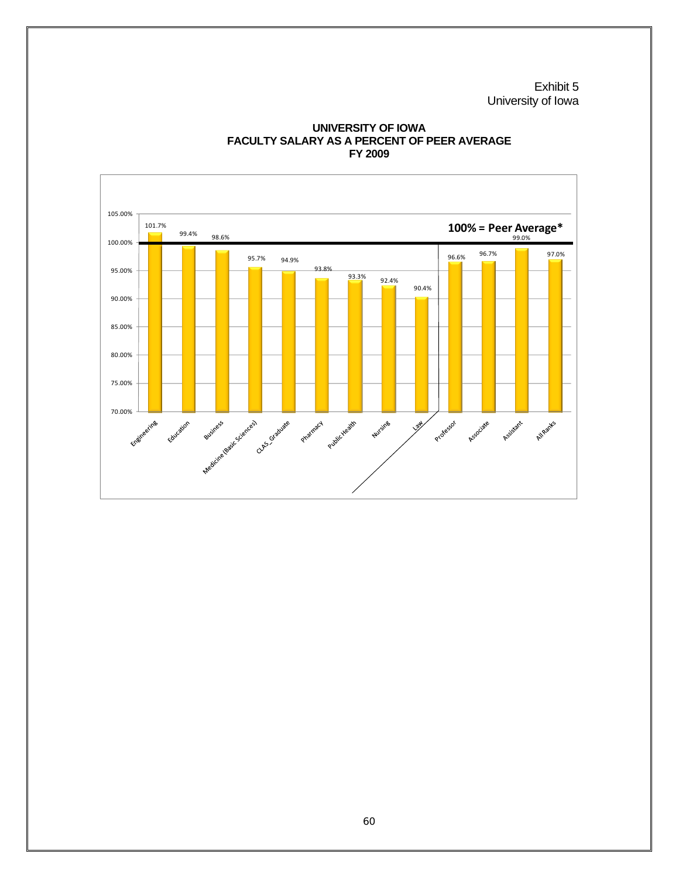Exhibit 5
University of Iowa

**UNIVERSITY OF IOWA**
**FACULTY SALARY AS A PERCENT OF PEER AVERAGE**
**FY 2009**

105.00%
100.00%
95.00%
90.00%
85.00%
80.00%
75.00%
70.00%

**100% = Peer Average***

101.7%
99.4%
98.6%
95.7%
94.9%
93.8%
93.3%
92.4%
90.4%
96.6%
96.7%
99.0%
97.0%

Engineering
Education
Business
Medicine (Basic Sciences)
CLAS_Graduate
Pharmacy
Public Health
Nursing
Law
Professor
Associate
Assistant
All Ranks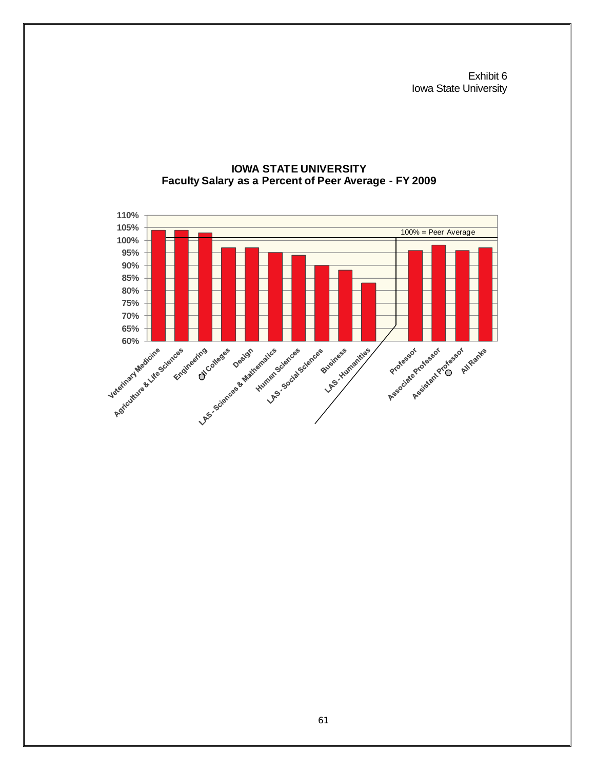Exhibit 6
Iowa State University

**IOWA STATE UNIVERSITY**
**Faculty Salary as a Percent of Peer Average - FY 2009**

110%
105%
100%
95%
90%
85%
80%
75%
70%
65%
60%

100% = Peer Average

Veterinary Medicine
Agriculture & Life Sciences
Engineering
All Colleges
Design
LAS - Sciences & Mathematics
Human Sciences
LAS - Social Sciences
Business
LAS - Humanities
Professor
Associate Professor
Assistant Professor
All Ranks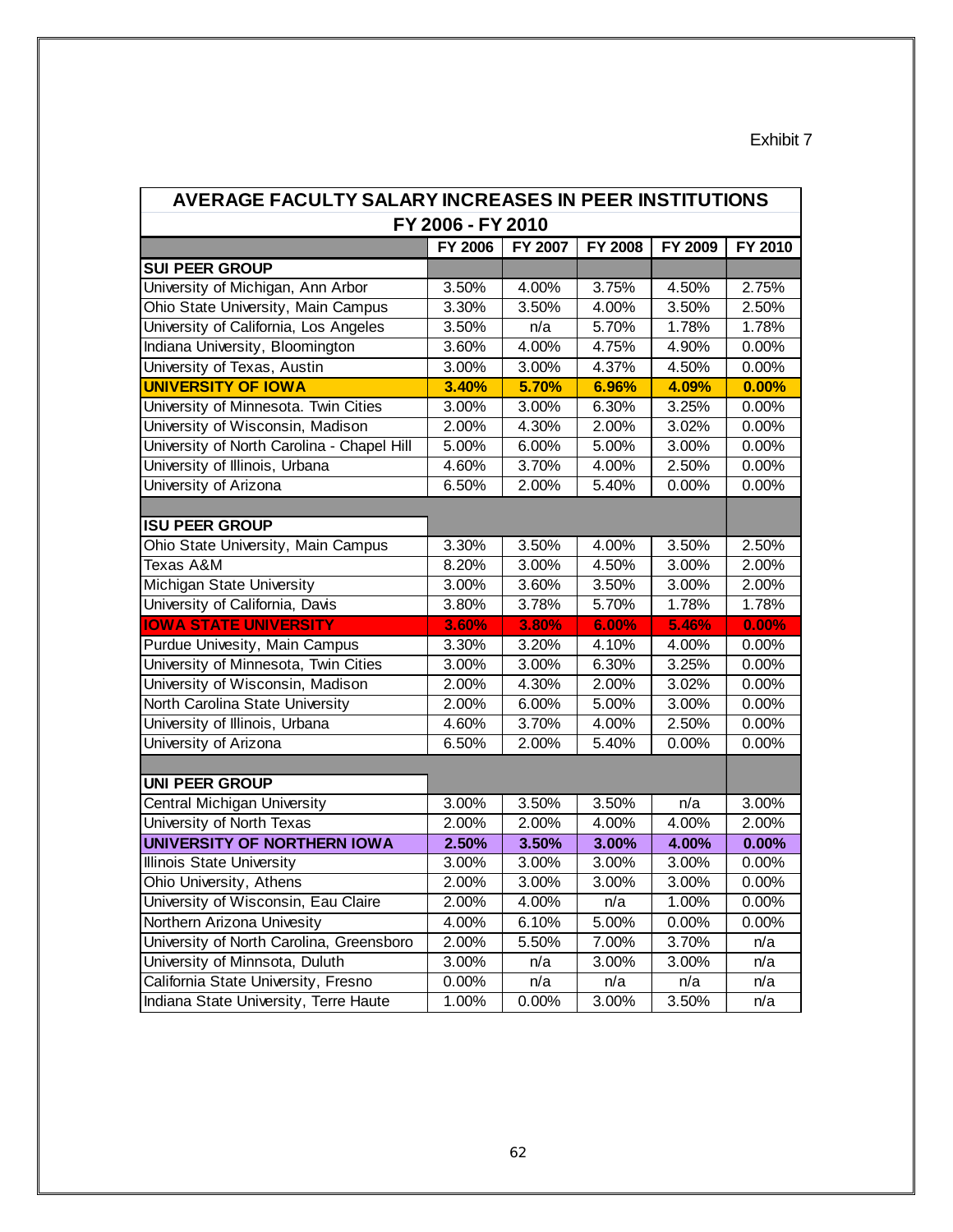Exhibit 7

| AVERAGE FACULTY SALARY INCREASES IN PEER INSTITUTIONS FY 2006 - FY 2010 | | | | | |
|---|---|---|---|---|---|
| | FY 2006 | FY 2007 | FY 2008 | FY 2009 | FY 2010 |
| **SUI PEER GROUP** | | | | | |
| University of Michigan, Ann Arbor | 3.50% | 4.00% | 3.75% | 4.50% | 2.75% |
| Ohio State University, Main Campus | 3.30% | 3.50% | 4.00% | 3.50% | 2.50% |
| University of California, Los Angeles | 3.50% | n/a | 5.70% | 1.78% | 1.78% |
| Indiana University, Bloomington | 3.60% | 4.00% | 4.75% | 4.90% | 0.00% |
| University of Texas, Austin | 3.00% | 3.00% | 4.37% | 4.50% | 0.00% |
| **UNIVERSITY OF IOWA** | **3.40%** | **5.70%** | **6.96%** | **4.09%** | **0.00%** |
| University of Minnesota. Twin Cities | 3.00% | 3.00% | 6.30% | 3.25% | 0.00% |
| University of Wisconsin, Madison | 2.00% | 4.30% | 2.00% | 3.02% | 0.00% |
| University of North Carolina - Chapel Hill | 5.00% | 6.00% | 5.00% | 3.00% | 0.00% |
| University of Illinois, Urbana | 4.60% | 3.70% | 4.00% | 2.50% | 0.00% |
| University of Arizona | 6.50% | 2.00% | 5.40% | 0.00% | 0.00% |
| | | | | | |
| **ISU PEER GROUP** | | | | | |
| Ohio State University, Main Campus | 3.30% | 3.50% | 4.00% | 3.50% | 2.50% |
| Texas A&M | 8.20% | 3.00% | 4.50% | 3.00% | 2.00% |
| Michigan State University | 3.00% | 3.60% | 3.50% | 3.00% | 2.00% |
| University of California, Davis | 3.80% | 3.78% | 5.70% | 1.78% | 1.78% |
| **IOWA STATE UNIVERSITY** | **3.60%** | **3.80%** | **6.00%** | **5.46%** | **0.00%** |
| Purdue Univesity, Main Campus | 3.30% | 3.20% | 4.10% | 4.00% | 0.00% |
| University of Minnesota, Twin Cities | 3.00% | 3.00% | 6.30% | 3.25% | 0.00% |
| University of Wisconsin, Madison | 2.00% | 4.30% | 2.00% | 3.02% | 0.00% |
| North Carolina State University | 2.00% | 6.00% | 5.00% | 3.00% | 0.00% |
| University of Illinois, Urbana | 4.60% | 3.70% | 4.00% | 2.50% | 0.00% |
| University of Arizona | 6.50% | 2.00% | 5.40% | 0.00% | 0.00% |
| | | | | | |
| **UNI PEER GROUP** | | | | | |
| Central Michigan University | 3.00% | 3.50% | 3.50% | n/a | 3.00% |
| University of North Texas | 2.00% | 2.00% | 4.00% | 4.00% | 2.00% |
| **UNIVERSITY OF NORTHERN IOWA** | **2.50%** | **3.50%** | **3.00%** | **4.00%** | **0.00%** |
| Illinois State University | 3.00% | 3.00% | 3.00% | 3.00% | 0.00% |
| Ohio University, Athens | 2.00% | 3.00% | 3.00% | 3.00% | 0.00% |
| University of Wisconsin, Eau Claire | 2.00% | 4.00% | n/a | 1.00% | 0.00% |
| Northern Arizona Univesity | 4.00% | 6.10% | 5.00% | 0.00% | 0.00% |
| University of North Carolina, Greensboro | 2.00% | 5.50% | 7.00% | 3.70% | n/a |
| University of Minnsota, Duluth | 3.00% | n/a | 3.00% | 3.00% | n/a |
| California State University, Fresno | 0.00% | n/a | n/a | n/a | n/a |
| Indiana State University, Terre Haute | 1.00% | 0.00% | 3.00% | 3.50% | n/a |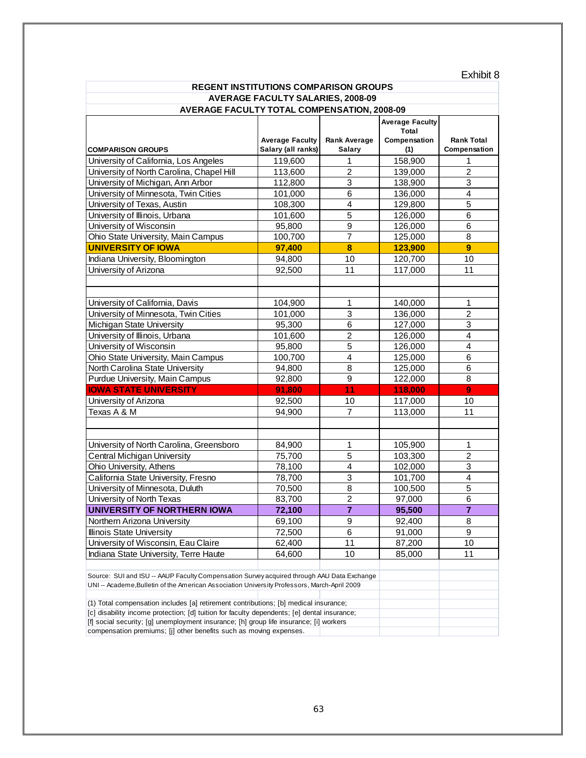Exhibit 8

**REGENT INSTITUTIONS COMPARISON GROUPS**
**AVERAGE FACULTY SALARIES, 2008-09**
**AVERAGE FACULTY TOTAL COMPENSATION, 2008-09**

| COMPARISON GROUPS | Average Faculty Salary (all ranks) | Rank Average Salary | Average Faculty Total Compensation (1) | Rank Total Compensation |
|---|---|---|---|---|
| University of California, Los Angeles | 119,600 | 1 | 158,900 | 1 |
| University of North Carolina, Chapel Hill | 113,600 | 2 | 139,000 | 2 |
| University of Michigan, Ann Arbor | 112,800 | 3 | 138,900 | 3 |
| University of Minnesota, Twin Cities | 101,000 | 6 | 136,000 | 4 |
| University of Texas, Austin | 108,300 | 4 | 129,800 | 5 |
| University of Illinois, Urbana | 101,600 | 5 | 126,000 | 6 |
| University of Wisconsin | 95,800 | 9 | 126,000 | 6 |
| Ohio State University, Main Campus | 100,700 | 7 | 125,000 | 8 |
| **UNIVERSITY OF IOWA** | **97,400** | **8** | **123,900** | **9** |
| Indiana University, Bloomington | 94,800 | 10 | 120,700 | 10 |
| University of Arizona | 92,500 | 11 | 117,000 | 11 |
| | | | | |
| | | | | |
| University of California, Davis | 104,900 | 1 | 140,000 | 1 |
| University of Minnesota, Twin Cities | 101,000 | 3 | 136,000 | 2 |
| Michigan State University | 95,300 | 6 | 127,000 | 3 |
| University of Illinois, Urbana | 101,600 | 2 | 126,000 | 4 |
| University of Wisconsin | 95,800 | 5 | 126,000 | 4 |
| Ohio State University, Main Campus | 100,700 | 4 | 125,000 | 6 |
| North Carolina State University | 94,800 | 8 | 125,000 | 6 |
| Purdue University, Main Campus | 92,800 | 9 | 122,000 | 8 |
| **IOWA STATE UNIVERSITY** | **91,800** | **11** | **118,000** | **9** |
| University of Arizona | 92,500 | 10 | 117,000 | 10 |
| Texas A & M | 94,900 | 7 | 113,000 | 11 |
| | | | | |
| | | | | |
| University of North Carolina, Greensboro | 84,900 | 1 | 105,900 | 1 |
| Central Michigan University | 75,700 | 5 | 103,300 | 2 |
| Ohio University, Athens | 78,100 | 4 | 102,000 | 3 |
| California State University, Fresno | 78,700 | 3 | 101,700 | 4 |
| University of Minnesota, Duluth | 70,500 | 8 | 100,500 | 5 |
| University of North Texas | 83,700 | 2 | 97,000 | 6 |
| **UNIVERSITY OF NORTHERN IOWA** | **72,100** | **7** | **95,500** | **7** |
| Northern Arizona University | 69,100 | 9 | 92,400 | 8 |
| Illinois State University | 72,500 | 6 | 91,000 | 9 |
| University of Wisconsin, Eau Claire | 62,400 | 11 | 87,200 | 10 |
| Indiana State University, Terre Haute | 64,600 | 10 | 85,000 | 11 |

Source: SUI and ISU -- AAUP Faculty Compensation Survey acquired through AAU Data Exchange
UNI -- Academe, Bulletin of the American Association University Professors, March-April 2009

(1) Total compensation includes [a] retirement contributions; [b] medical insurance; [c] disability income protection; [d] tuition for faculty dependents; [e] dental insurance; [f] social security; [g] unemployment insurance; [h] group life insurance; [i] workers compensation premiums; [j] other benefits such as moving expenses.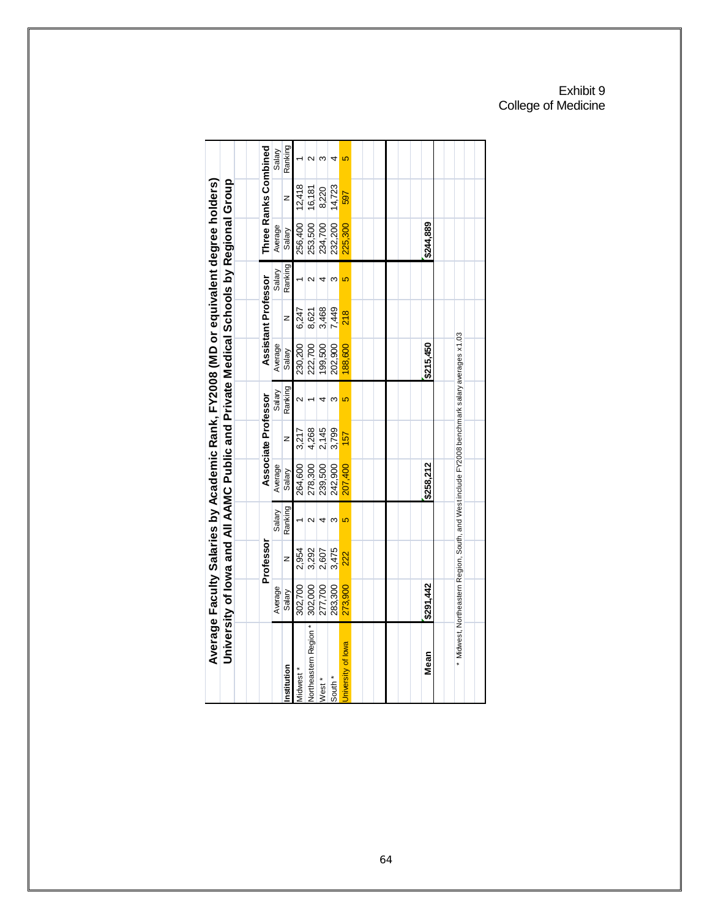Exhibit 9
College of Medicine

## Average Faculty Salaries by Academic Rank, FY2008 (MD or equivalent degree holders)
## University of Iowa and All AAMC Public and Private Medical Schools by Regional Group

| | Professor | | | Associate Professor | | | Assistant Professor | | | Three Ranks Combined | | |
|---|---|---|---|---|---|---|---|---|---|---|---|---|
| Institution | Average Salary | N | Salary Ranking | Average Salary | N | Salary Ranking | Average Salary | N | Salary Ranking | Average Salary | N | Salary Ranking |
| Midwest * | 302,700 | 2,954 | 1 | 264,600 | 3,217 | 2 | 230,200 | 6,247 | 1 | 256,400 | 12,418 | 1 |
| Northeastern Region * | 302,000 | 3,292 | 2 | 278,300 | 4,268 | 1 | 222,700 | 8,621 | 2 | 253,500 | 16,181 | 2 |
| West * | 277,700 | 2,607 | 4 | 239,500 | 2,145 | 4 | 199,500 | 3,468 | 4 | 234,700 | 8,220 | 3 |
| South * | 283,300 | 3,475 | 3 | 242,900 | 3,799 | 3 | 202,900 | 7,449 | 3 | 232,200 | 14,723 | 4 |
| University of Iowa | 273,900 | 222 | 5 | 207,400 | 157 | 5 | 188,600 | 218 | 5 | 225,300 | 597 | 5 |
| Mean | $291,442 | | | $258,212 | | | $215,450 | | | $244,889 | | |

\* Midwest, Northeastern Region, South, and West include FY2008 benchmark salary averages x1.03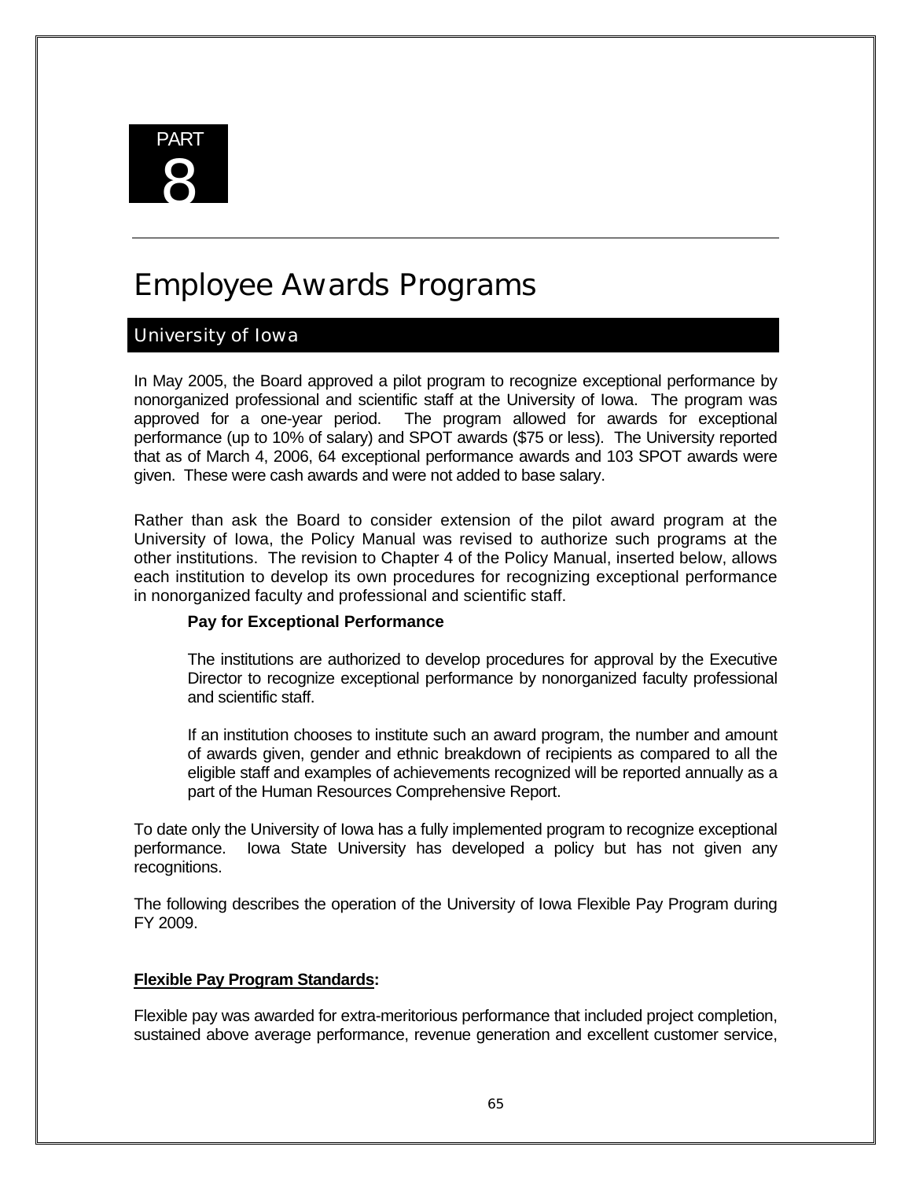# PART 8

# Employee Awards Programs

## University of Iowa

In May 2005, the Board approved a pilot program to recognize exceptional performance by nonorganized professional and scientific staff at the University of Iowa. The program was approved for a one-year period. The program allowed for awards for exceptional performance (up to 10% of salary) and SPOT awards ($75 or less). The University reported that as of March 4, 2006, 64 exceptional performance awards and 103 SPOT awards were given. These were cash awards and were not added to base salary.

Rather than ask the Board to consider extension of the pilot award program at the University of Iowa, the Policy Manual was revised to authorize such programs at the other institutions. The revision to Chapter 4 of the Policy Manual, inserted below, allows each institution to develop its own procedures for recognizing exceptional performance in nonorganized faculty and professional and scientific staff.

> **Pay for Exceptional Performance**
>
> The institutions are authorized to develop procedures for approval by the Executive Director to recognize exceptional performance by nonorganized faculty professional and scientific staff.
>
> If an institution chooses to institute such an award program, the number and amount of awards given, gender and ethnic breakdown of recipients as compared to all the eligible staff and examples of achievements recognized will be reported annually as a part of the Human Resources Comprehensive Report.

To date only the University of Iowa has a fully implemented program to recognize exceptional performance. Iowa State University has developed a policy but has not given any recognitions.

The following describes the operation of the University of Iowa Flexible Pay Program during FY 2009.

**Flexible Pay Program Standards:**

Flexible pay was awarded for extra-meritorious performance that included project completion, sustained above average performance, revenue generation and excellent customer service,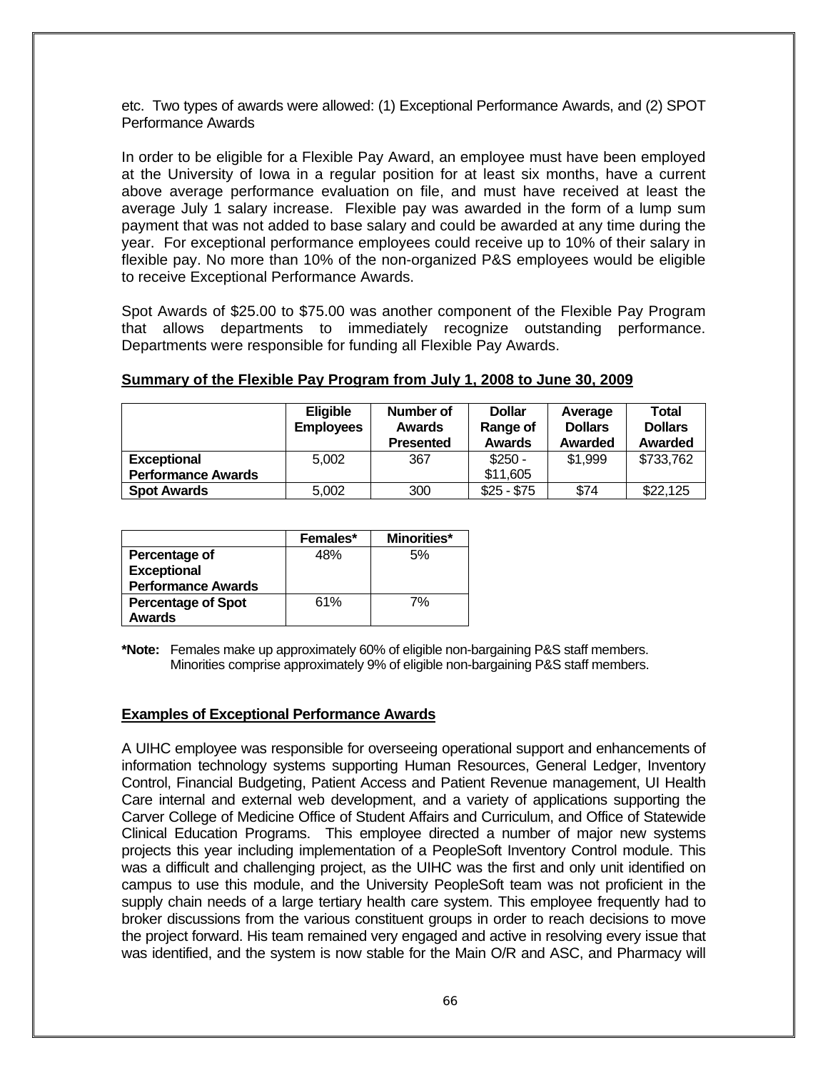etc. Two types of awards were allowed: (1) Exceptional Performance Awards, and (2) SPOT Performance Awards

In order to be eligible for a Flexible Pay Award, an employee must have been employed at the University of Iowa in a regular position for at least six months, have a current above average performance evaluation on file, and must have received at least the average July 1 salary increase. Flexible pay was awarded in the form of a lump sum payment that was not added to base salary and could be awarded at any time during the year. For exceptional performance employees could receive up to 10% of their salary in flexible pay. No more than 10% of the non-organized P&S employees would be eligible to receive Exceptional Performance Awards.

Spot Awards of $25.00 to $75.00 was another component of the Flexible Pay Program that allows departments to immediately recognize outstanding performance. Departments were responsible for funding all Flexible Pay Awards.

**Summary of the Flexible Pay Program from July 1, 2008 to June 30, 2009**

| | Eligible Employees | Number of Awards Presented | Dollar Range of Awards | Average Dollars Awarded | Total Dollars Awarded |
|---|---|---|---|---|---|
| **Exceptional Performance Awards** | 5,002 | 367 | $250 - $11,605 | $1,999 | $733,762 |
| **Spot Awards** | 5,002 | 300 | $25 - $75 | $74 | $22,125 |

| | Females* | Minorities* |
|---|---|---|
| **Percentage of Exceptional Performance Awards** | 48% | 5% |
| **Percentage of Spot Awards** | 61% | 7% |

**\*Note:** Females make up approximately 60% of eligible non-bargaining P&S staff members. Minorities comprise approximately 9% of eligible non-bargaining P&S staff members.

**Examples of Exceptional Performance Awards**

A UIHC employee was responsible for overseeing operational support and enhancements of information technology systems supporting Human Resources, General Ledger, Inventory Control, Financial Budgeting, Patient Access and Patient Revenue management, UI Health Care internal and external web development, and a variety of applications supporting the Carver College of Medicine Office of Student Affairs and Curriculum, and Office of Statewide Clinical Education Programs. This employee directed a number of major new systems projects this year including implementation of a PeopleSoft Inventory Control module. This was a difficult and challenging project, as the UIHC was the first and only unit identified on campus to use this module, and the University PeopleSoft team was not proficient in the supply chain needs of a large tertiary health care system. This employee frequently had to broker discussions from the various constituent groups in order to reach decisions to move the project forward. His team remained very engaged and active in resolving every issue that was identified, and the system is now stable for the Main O/R and ASC, and Pharmacy will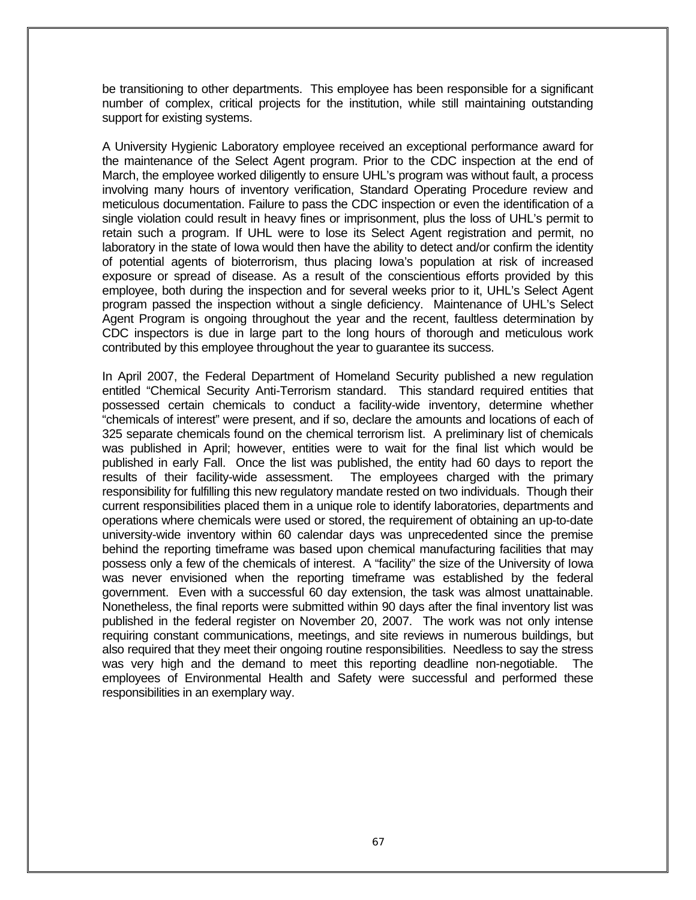be transitioning to other departments. This employee has been responsible for a significant number of complex, critical projects for the institution, while still maintaining outstanding support for existing systems.

A University Hygienic Laboratory employee received an exceptional performance award for the maintenance of the Select Agent program. Prior to the CDC inspection at the end of March, the employee worked diligently to ensure UHL's program was without fault, a process involving many hours of inventory verification, Standard Operating Procedure review and meticulous documentation. Failure to pass the CDC inspection or even the identification of a single violation could result in heavy fines or imprisonment, plus the loss of UHL's permit to retain such a program. If UHL were to lose its Select Agent registration and permit, no laboratory in the state of Iowa would then have the ability to detect and/or confirm the identity of potential agents of bioterrorism, thus placing Iowa's population at risk of increased exposure or spread of disease. As a result of the conscientious efforts provided by this employee, both during the inspection and for several weeks prior to it, UHL's Select Agent program passed the inspection without a single deficiency. Maintenance of UHL's Select Agent Program is ongoing throughout the year and the recent, faultless determination by CDC inspectors is due in large part to the long hours of thorough and meticulous work contributed by this employee throughout the year to guarantee its success.

In April 2007, the Federal Department of Homeland Security published a new regulation entitled "Chemical Security Anti-Terrorism standard. This standard required entities that possessed certain chemicals to conduct a facility-wide inventory, determine whether "chemicals of interest" were present, and if so, declare the amounts and locations of each of 325 separate chemicals found on the chemical terrorism list. A preliminary list of chemicals was published in April; however, entities were to wait for the final list which would be published in early Fall. Once the list was published, the entity had 60 days to report the results of their facility-wide assessment. The employees charged with the primary responsibility for fulfilling this new regulatory mandate rested on two individuals. Though their current responsibilities placed them in a unique role to identify laboratories, departments and operations where chemicals were used or stored, the requirement of obtaining an up-to-date university-wide inventory within 60 calendar days was unprecedented since the premise behind the reporting timeframe was based upon chemical manufacturing facilities that may possess only a few of the chemicals of interest. A "facility" the size of the University of Iowa was never envisioned when the reporting timeframe was established by the federal government. Even with a successful 60 day extension, the task was almost unattainable. Nonetheless, the final reports were submitted within 90 days after the final inventory list was published in the federal register on November 20, 2007. The work was not only intense requiring constant communications, meetings, and site reviews in numerous buildings, but also required that they meet their ongoing routine responsibilities. Needless to say the stress was very high and the demand to meet this reporting deadline non-negotiable. The employees of Environmental Health and Safety were successful and performed these responsibilities in an exemplary way.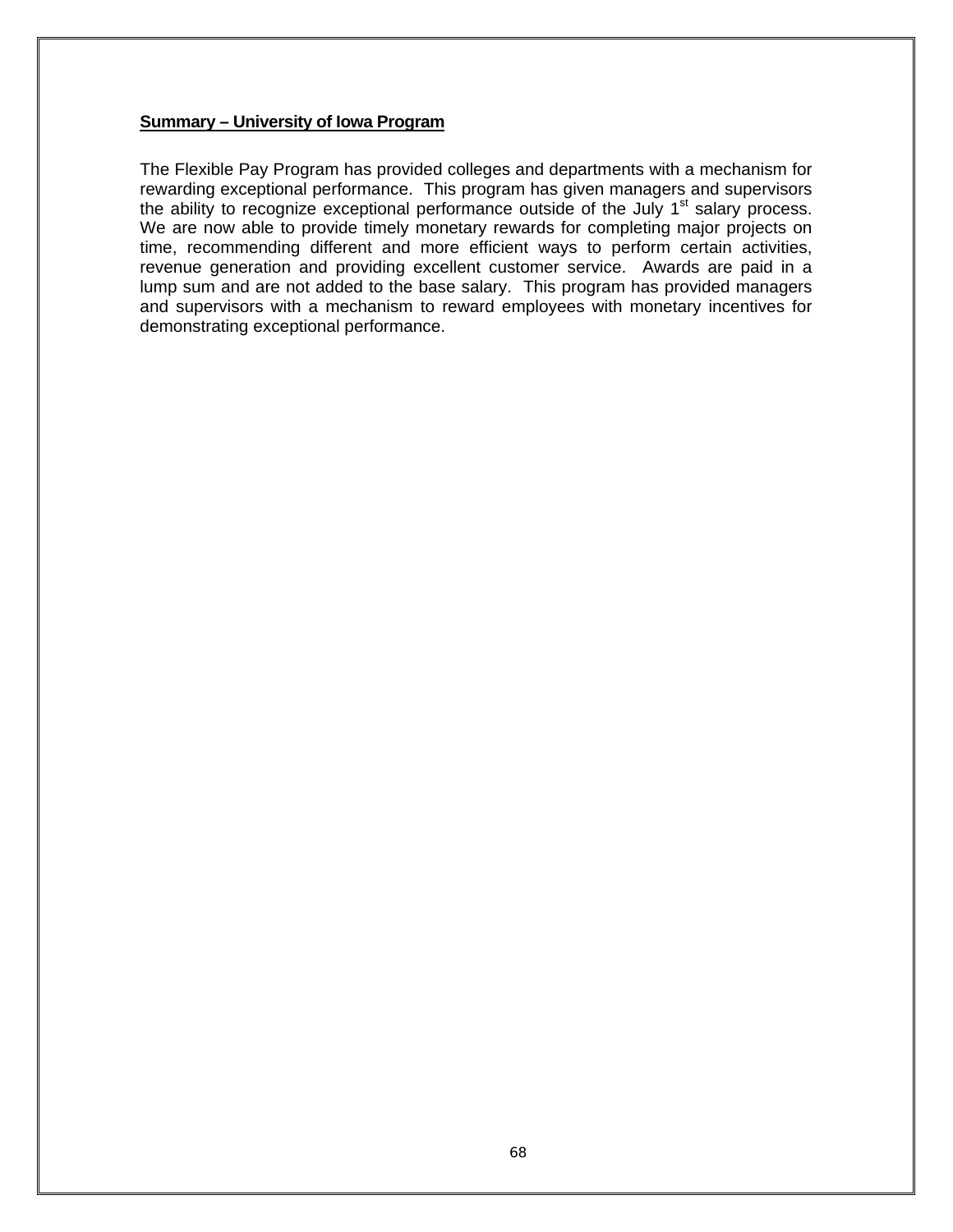**Summary – University of Iowa Program**

The Flexible Pay Program has provided colleges and departments with a mechanism for rewarding exceptional performance. This program has given managers and supervisors the ability to recognize exceptional performance outside of the July 1st salary process. We are now able to provide timely monetary rewards for completing major projects on time, recommending different and more efficient ways to perform certain activities, revenue generation and providing excellent customer service. Awards are paid in a lump sum and are not added to the base salary. This program has provided managers and supervisors with a mechanism to reward employees with monetary incentives for demonstrating exceptional performance.